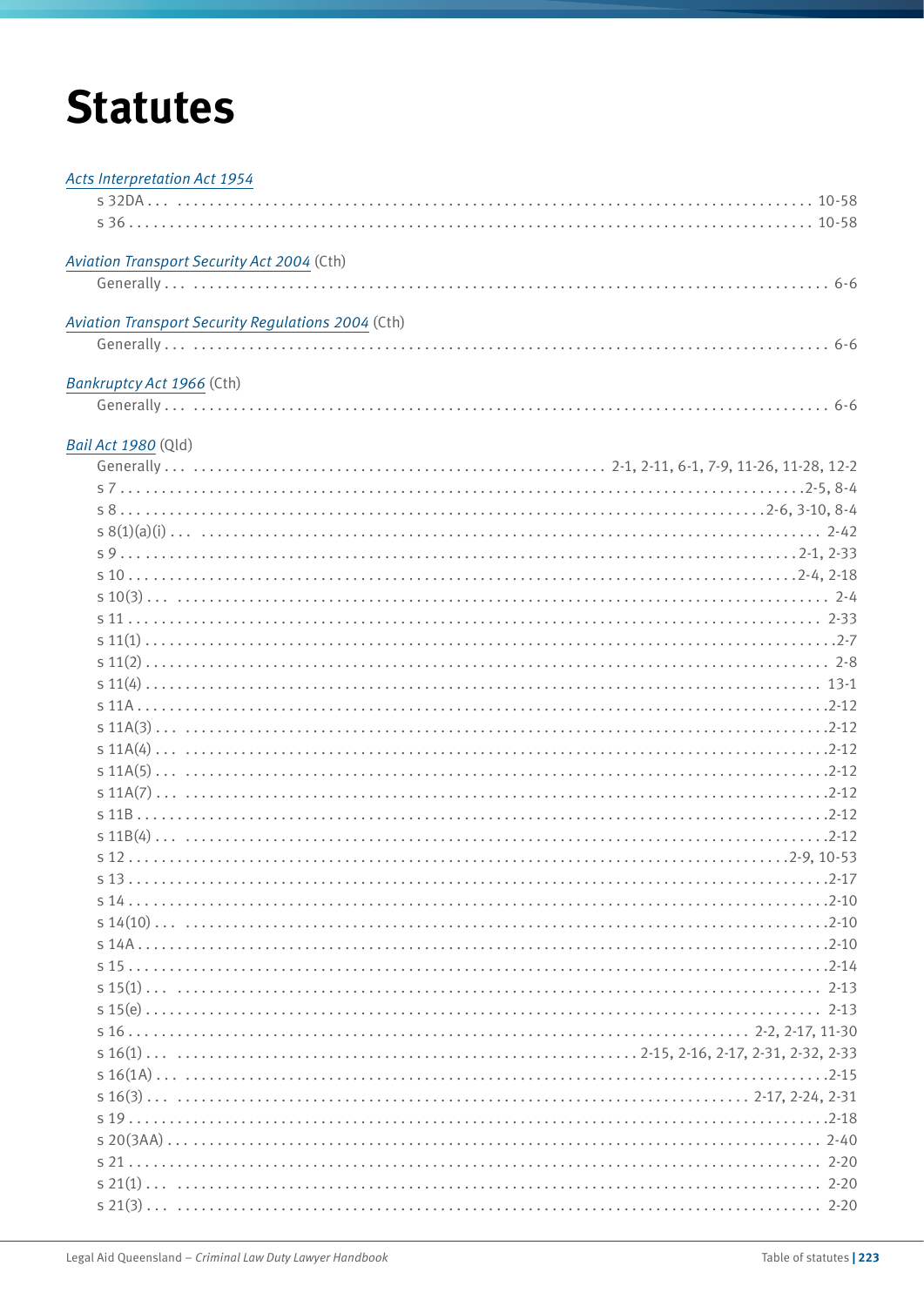# Statutes

*Acts Interpretation Act 1954*

- s 32DA . . . 10-58
- s 36 . . . 10-58

*Aviation Transport Security Act 2004* (Cth)

- Generally . . . 6-6

*Aviation Transport Security Regulations 2004* (Cth)

- Generally . . . 6-6

*Bankruptcy Act 1966* (Cth)

- Generally . . . 6-6

*Bail Act 1980* (Qld)

- Generally . . . 2-1, 2-11, 6-1, 7-9, 11-26, 11-28, 12-2
- s 7 . . . 2-5, 8-4
- s 8 . . . 2-6, 3-10, 8-4
- s 8(1)(a)(i) . . . 2-42
- s 9 . . . 2-1, 2-33
- s 10 . . . 2-4, 2-18
- s 10(3) . . . 2-4
- s 11 . . . 2-33
- s 11(1) . . . 2-7
- s 11(2) . . . 2-8
- s 11(4) . . . 13-1
- s 11A . . . 2-12
- s 11A(3) . . . 2-12
- s 11A(4) . . . 2-12
- s 11A(5) . . . 2-12
- s 11A(7) . . . 2-12
- s 11B . . . 2-12
- s 11B(4) . . . 2-12
- s 12 . . . 2-9, 10-53
- s 13 . . . 2-17
- s 14 . . . 2-10
- s 14(10) . . . 2-10
- s 14A . . . 2-10
- s 15 . . . 2-14
- s 15(1) . . . 2-13
- s 15(e) . . . 2-13
- s 16 . . . 2-2, 2-17, 11-30
- s 16(1) . . . 2-15, 2-16, 2-17, 2-31, 2-32, 2-33
- s 16(1A) . . . 2-15
- s 16(3) . . . 2-17, 2-24, 2-31
- s 19 . . . 2-18
- s 20(3AA) . . . 2-40
- s 21 . . . 2-20
- s 21(1) . . . 2-20
- s 21(3) . . . 2-20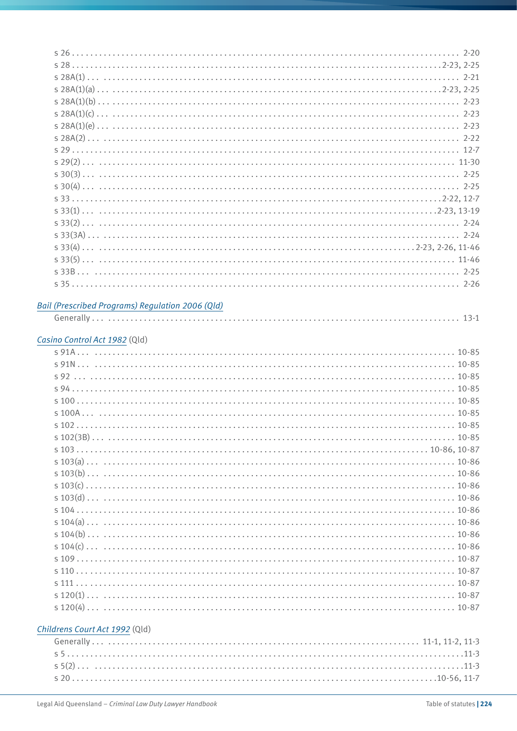s 26 .......... 2-20
s 28 .......... 2-23, 2-25
s 28A(1) .......... 2-21
s 28A(1)(a) .......... 2-23, 2-25
s 28A(1)(b) .......... 2-23
s 28A(1)(c) .......... 2-23
s 28A(1)(e) .......... 2-23
s 28A(2) .......... 2-22
s 29 .......... 12-7
s 29(2) .......... 11-30
s 30(3) .......... 2-25
s 30(4) .......... 2-25
s 33 .......... 2-22, 12-7
s 33(1) .......... 2-23, 13-19
s 33(2) .......... 2-24
s 33(3A) .......... 2-24
s 33(4) .......... 2-23, 2-26, 11-46
s 33(5) .......... 11-46
s 33B .......... 2-25
s 35 .......... 2-26

*Bail (Prescribed Programs) Regulation 2006 (Qld)*

Generally .......... 13-1

*Casino Control Act 1982* (Qld)

s 91A .......... 10-85
s 91N .......... 10-85
s 92 .......... 10-85
s 94 .......... 10-85
s 100 .......... 10-85
s 100A .......... 10-85
s 102 .......... 10-85
s 102(3B) .......... 10-85
s 103 .......... 10-86, 10-87
s 103(a) .......... 10-86
s 103(b) .......... 10-86
s 103(c) .......... 10-86
s 103(d) .......... 10-86
s 104 .......... 10-86
s 104(a) .......... 10-86
s 104(b) .......... 10-86
s 104(c) .......... 10-86
s 109 .......... 10-87
s 110 .......... 10-87
s 111 .......... 10-87
s 120(1) .......... 10-87
s 120(4) .......... 10-87

*Childrens Court Act 1992* (Qld)

Generally .......... 11-1, 11-2, 11-3
s 5 .......... 11-3
s 5(2) .......... 11-3
s 20 .......... 10-56, 11-7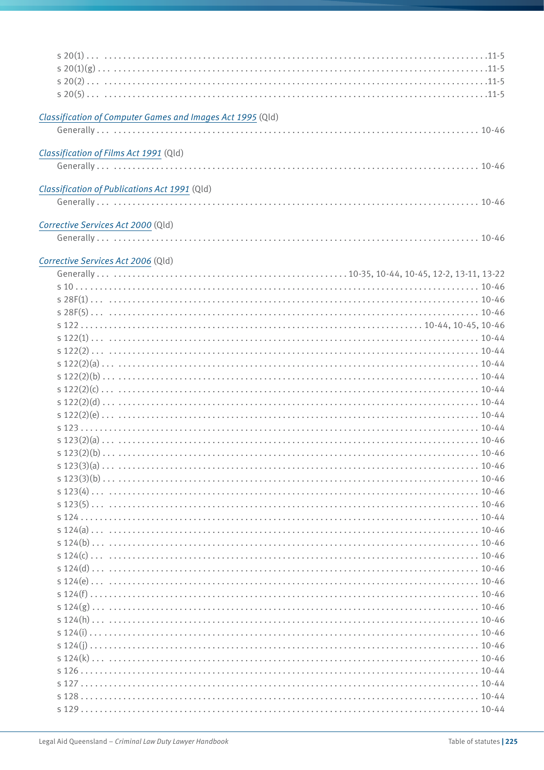s 20(1) . . . 11-5
s 20(1)(g) . . . 11-5
s 20(2) . . . 11-5
s 20(5) . . . 11-5

*Classification of Computer Games and Images Act 1995* (Qld)
Generally . . . 10-46

*Classification of Films Act 1991* (Qld)
Generally . . . 10-46

*Classification of Publications Act 1991* (Qld)
Generally . . . 10-46

*Corrective Services Act 2000* (Qld)
Generally . . . 10-46

*Corrective Services Act 2006* (Qld)
Generally . . . 10-35, 10-44, 10-45, 12-2, 13-11, 13-22
s 10 . . . 10-46
s 28F(1) . . . 10-46
s 28F(5) . . . 10-46
s 122 . . . 10-44, 10-45, 10-46
s 122(1) . . . 10-44
s 122(2) . . . 10-44
s 122(2)(a) . . . 10-44
s 122(2)(b) . . . 10-44
s 122(2)(c) . . . 10-44
s 122(2)(d) . . . 10-44
s 122(2)(e) . . . 10-44
s 123 . . . 10-44
s 123(2)(a) . . . 10-46
s 123(2)(b) . . . 10-46
s 123(3)(a) . . . 10-46
s 123(3)(b) . . . 10-46
s 123(4) . . . 10-46
s 123(5) . . . 10-46
s 124 . . . 10-44
s 124(a) . . . 10-46
s 124(b) . . . 10-46
s 124(c) . . . 10-46
s 124(d) . . . 10-46
s 124(e) . . . 10-46
s 124(f) . . . 10-46
s 124(g) . . . 10-46
s 124(h) . . . 10-46
s 124(i) . . . 10-46
s 124(j) . . . 10-46
s 124(k) . . . 10-46
s 126 . . . 10-44
s 127 . . . 10-44
s 128 . . . 10-44
s 129 . . . 10-44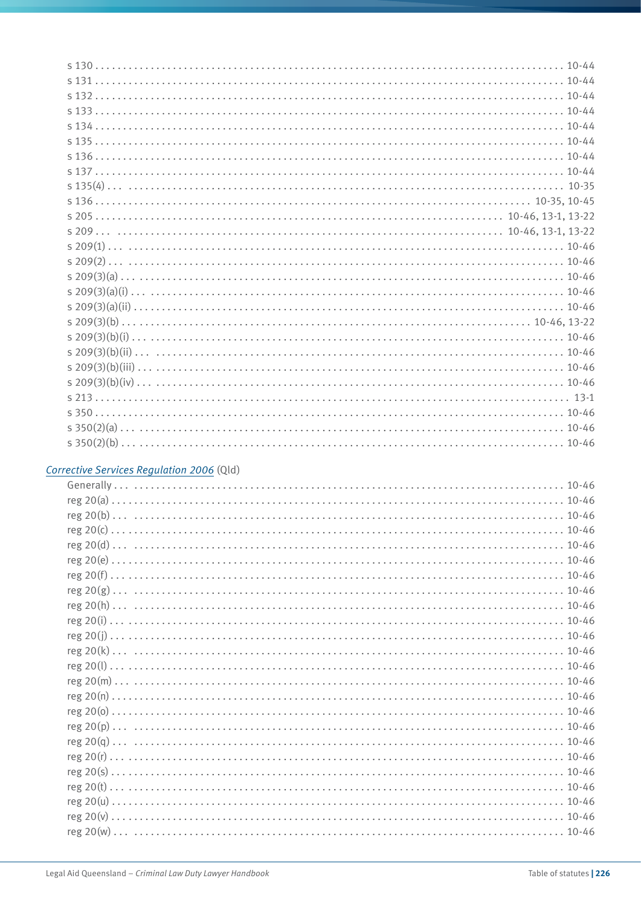s 130 . . . . . . . . . . . . . . . . . . . . . . . . . . . . . . . . . . . . . . . . . . . . . . . . . . . . . . . . . . . . . . . . . . . . . . . . . . . . . . 10-44
s 131 . . . . . . . . . . . . . . . . . . . . . . . . . . . . . . . . . . . . . . . . . . . . . . . . . . . . . . . . . . . . . . . . . . . . . . . . . . . . . . 10-44
s 132 . . . . . . . . . . . . . . . . . . . . . . . . . . . . . . . . . . . . . . . . . . . . . . . . . . . . . . . . . . . . . . . . . . . . . . . . . . . . . . 10-44
s 133 . . . . . . . . . . . . . . . . . . . . . . . . . . . . . . . . . . . . . . . . . . . . . . . . . . . . . . . . . . . . . . . . . . . . . . . . . . . . . . 10-44
s 134 . . . . . . . . . . . . . . . . . . . . . . . . . . . . . . . . . . . . . . . . . . . . . . . . . . . . . . . . . . . . . . . . . . . . . . . . . . . . . . 10-44
s 135 . . . . . . . . . . . . . . . . . . . . . . . . . . . . . . . . . . . . . . . . . . . . . . . . . . . . . . . . . . . . . . . . . . . . . . . . . . . . . . 10-44
s 136 . . . . . . . . . . . . . . . . . . . . . . . . . . . . . . . . . . . . . . . . . . . . . . . . . . . . . . . . . . . . . . . . . . . . . . . . . . . . . . 10-44
s 137 . . . . . . . . . . . . . . . . . . . . . . . . . . . . . . . . . . . . . . . . . . . . . . . . . . . . . . . . . . . . . . . . . . . . . . . . . . . . . . 10-44
s 135(4) . . . . . . . . . . . . . . . . . . . . . . . . . . . . . . . . . . . . . . . . . . . . . . . . . . . . . . . . . . . . . . . . . . . . . . . . . . . . 10-35
s 136 . . . . . . . . . . . . . . . . . . . . . . . . . . . . . . . . . . . . . . . . . . . . . . . . . . . . . . . . . . . . . . . . . . . . . . . . . 10-35, 10-45
s 205 . . . . . . . . . . . . . . . . . . . . . . . . . . . . . . . . . . . . . . . . . . . . . . . . . . . . . . . . . . . . . . . . . 10-46, 13-1, 13-22
s 209 . . . . . . . . . . . . . . . . . . . . . . . . . . . . . . . . . . . . . . . . . . . . . . . . . . . . . . . . . . . . . . . . . 10-46, 13-1, 13-22
s 209(1) . . . . . . . . . . . . . . . . . . . . . . . . . . . . . . . . . . . . . . . . . . . . . . . . . . . . . . . . . . . . . . . . . . . . . . . . . . . . 10-46
s 209(2) . . . . . . . . . . . . . . . . . . . . . . . . . . . . . . . . . . . . . . . . . . . . . . . . . . . . . . . . . . . . . . . . . . . . . . . . . . . . 10-46
s 209(3)(a) . . . . . . . . . . . . . . . . . . . . . . . . . . . . . . . . . . . . . . . . . . . . . . . . . . . . . . . . . . . . . . . . . . . . . . . . . . 10-46
s 209(3)(a)(i) . . . . . . . . . . . . . . . . . . . . . . . . . . . . . . . . . . . . . . . . . . . . . . . . . . . . . . . . . . . . . . . . . . . . . . . . 10-46
s 209(3)(a)(ii) . . . . . . . . . . . . . . . . . . . . . . . . . . . . . . . . . . . . . . . . . . . . . . . . . . . . . . . . . . . . . . . . . . . . . . . 10-46
s 209(3)(b) . . . . . . . . . . . . . . . . . . . . . . . . . . . . . . . . . . . . . . . . . . . . . . . . . . . . . . . . . . . . . . . . . . . . 10-46, 13-22
s 209(3)(b)(i) . . . . . . . . . . . . . . . . . . . . . . . . . . . . . . . . . . . . . . . . . . . . . . . . . . . . . . . . . . . . . . . . . . . . . . . . 10-46
s 209(3)(b)(ii) . . . . . . . . . . . . . . . . . . . . . . . . . . . . . . . . . . . . . . . . . . . . . . . . . . . . . . . . . . . . . . . . . . . . . . . 10-46
s 209(3)(b)(iii) . . . . . . . . . . . . . . . . . . . . . . . . . . . . . . . . . . . . . . . . . . . . . . . . . . . . . . . . . . . . . . . . . . . . . . 10-46
s 209(3)(b)(iv) . . . . . . . . . . . . . . . . . . . . . . . . . . . . . . . . . . . . . . . . . . . . . . . . . . . . . . . . . . . . . . . . . . . . . . 10-46
s 213 . . . . . . . . . . . . . . . . . . . . . . . . . . . . . . . . . . . . . . . . . . . . . . . . . . . . . . . . . . . . . . . . . . . . . . . . . . . . . . 13-1
s 350 . . . . . . . . . . . . . . . . . . . . . . . . . . . . . . . . . . . . . . . . . . . . . . . . . . . . . . . . . . . . . . . . . . . . . . . . . . . . . . 10-46
s 350(2)(a) . . . . . . . . . . . . . . . . . . . . . . . . . . . . . . . . . . . . . . . . . . . . . . . . . . . . . . . . . . . . . . . . . . . . . . . . . . 10-46
s 350(2)(b) . . . . . . . . . . . . . . . . . . . . . . . . . . . . . . . . . . . . . . . . . . . . . . . . . . . . . . . . . . . . . . . . . . . . . . . . . . 10-46

*Corrective Services Regulation 2006* (Qld)

Generally . . . . . . . . . . . . . . . . . . . . . . . . . . . . . . . . . . . . . . . . . . . . . . . . . . . . . . . . . . . . . . . . . . . . . . . . . . 10-46
reg 20(a) . . . . . . . . . . . . . . . . . . . . . . . . . . . . . . . . . . . . . . . . . . . . . . . . . . . . . . . . . . . . . . . . . . . . . . . . . . . 10-46
reg 20(b) . . . . . . . . . . . . . . . . . . . . . . . . . . . . . . . . . . . . . . . . . . . . . . . . . . . . . . . . . . . . . . . . . . . . . . . . . . . 10-46
reg 20(c) . . . . . . . . . . . . . . . . . . . . . . . . . . . . . . . . . . . . . . . . . . . . . . . . . . . . . . . . . . . . . . . . . . . . . . . . . . . 10-46
reg 20(d) . . . . . . . . . . . . . . . . . . . . . . . . . . . . . . . . . . . . . . . . . . . . . . . . . . . . . . . . . . . . . . . . . . . . . . . . . . . 10-46
reg 20(e) . . . . . . . . . . . . . . . . . . . . . . . . . . . . . . . . . . . . . . . . . . . . . . . . . . . . . . . . . . . . . . . . . . . . . . . . . . . 10-46
reg 20(f) . . . . . . . . . . . . . . . . . . . . . . . . . . . . . . . . . . . . . . . . . . . . . . . . . . . . . . . . . . . . . . . . . . . . . . . . . . . 10-46
reg 20(g) . . . . . . . . . . . . . . . . . . . . . . . . . . . . . . . . . . . . . . . . . . . . . . . . . . . . . . . . . . . . . . . . . . . . . . . . . . . 10-46
reg 20(h) . . . . . . . . . . . . . . . . . . . . . . . . . . . . . . . . . . . . . . . . . . . . . . . . . . . . . . . . . . . . . . . . . . . . . . . . . . . 10-46
reg 20(i) . . . . . . . . . . . . . . . . . . . . . . . . . . . . . . . . . . . . . . . . . . . . . . . . . . . . . . . . . . . . . . . . . . . . . . . . . . . 10-46
reg 20(j) . . . . . . . . . . . . . . . . . . . . . . . . . . . . . . . . . . . . . . . . . . . . . . . . . . . . . . . . . . . . . . . . . . . . . . . . . . . 10-46
reg 20(k) . . . . . . . . . . . . . . . . . . . . . . . . . . . . . . . . . . . . . . . . . . . . . . . . . . . . . . . . . . . . . . . . . . . . . . . . . . . 10-46
reg 20(l) . . . . . . . . . . . . . . . . . . . . . . . . . . . . . . . . . . . . . . . . . . . . . . . . . . . . . . . . . . . . . . . . . . . . . . . . . . . 10-46
reg 20(m) . . . . . . . . . . . . . . . . . . . . . . . . . . . . . . . . . . . . . . . . . . . . . . . . . . . . . . . . . . . . . . . . . . . . . . . . . . 10-46
reg 20(n) . . . . . . . . . . . . . . . . . . . . . . . . . . . . . . . . . . . . . . . . . . . . . . . . . . . . . . . . . . . . . . . . . . . . . . . . . . . 10-46
reg 20(o) . . . . . . . . . . . . . . . . . . . . . . . . . . . . . . . . . . . . . . . . . . . . . . . . . . . . . . . . . . . . . . . . . . . . . . . . . . . 10-46
reg 20(p) . . . . . . . . . . . . . . . . . . . . . . . . . . . . . . . . . . . . . . . . . . . . . . . . . . . . . . . . . . . . . . . . . . . . . . . . . . . 10-46
reg 20(q) . . . . . . . . . . . . . . . . . . . . . . . . . . . . . . . . . . . . . . . . . . . . . . . . . . . . . . . . . . . . . . . . . . . . . . . . . . . 10-46
reg 20(r) . . . . . . . . . . . . . . . . . . . . . . . . . . . . . . . . . . . . . . . . . . . . . . . . . . . . . . . . . . . . . . . . . . . . . . . . . . . 10-46
reg 20(s) . . . . . . . . . . . . . . . . . . . . . . . . . . . . . . . . . . . . . . . . . . . . . . . . . . . . . . . . . . . . . . . . . . . . . . . . . . . 10-46
reg 20(t) . . . . . . . . . . . . . . . . . . . . . . . . . . . . . . . . . . . . . . . . . . . . . . . . . . . . . . . . . . . . . . . . . . . . . . . . . . . 10-46
reg 20(u) . . . . . . . . . . . . . . . . . . . . . . . . . . . . . . . . . . . . . . . . . . . . . . . . . . . . . . . . . . . . . . . . . . . . . . . . . . . 10-46
reg 20(v) . . . . . . . . . . . . . . . . . . . . . . . . . . . . . . . . . . . . . . . . . . . . . . . . . . . . . . . . . . . . . . . . . . . . . . . . . . . 10-46
reg 20(w) . . . . . . . . . . . . . . . . . . . . . . . . . . . . . . . . . . . . . . . . . . . . . . . . . . . . . . . . . . . . . . . . . . . . . . . . . . . 10-46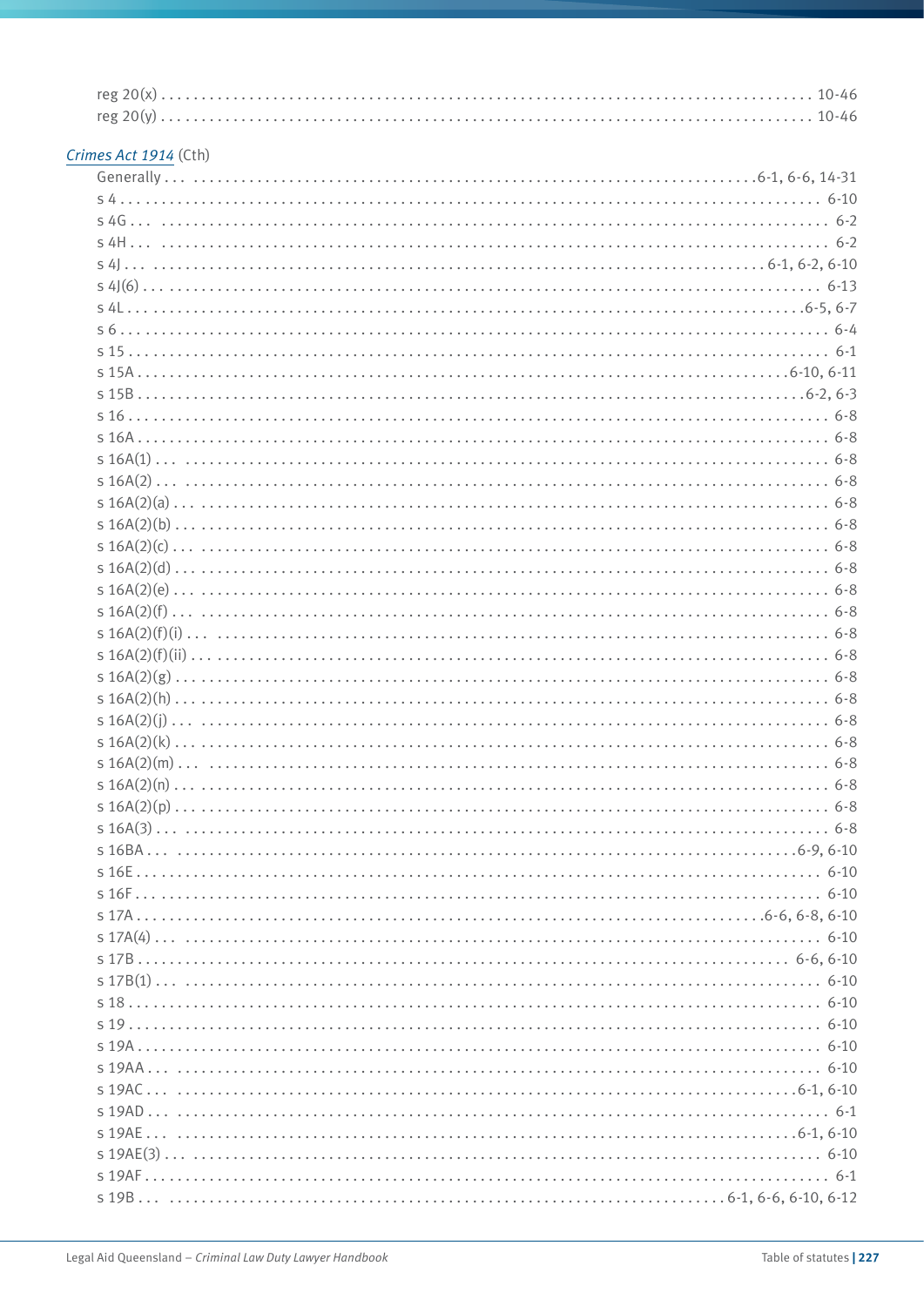reg 20(x) . . . . . . . . . . . . . . . . . . . . . . . . . . . . . . . . . . . . . . . . . . . . . . . . . . . . . . . . . . . . . . . . . . . . . . . . . . . . . . . 10-46
reg 20(y) . . . . . . . . . . . . . . . . . . . . . . . . . . . . . . . . . . . . . . . . . . . . . . . . . . . . . . . . . . . . . . . . . . . . . . . . . . . . . . . 10-46

*Crimes Act 1914* (Cth)

Generally . . . . . . . . . . . . . . . . . . . . . . . . . . . . . . . . . . . . . . . . . . . . . . . . . . . . . . . . . 6-1, 6-6, 14-31
s 4 . . . . . . . . . . . . . . . . . . . . . . . . . . . . . . . . . . . . . . . . . . . . . . . . . . . . . . . . . . . . . . . . . . . . . 6-10
s 4G . . . . . . . . . . . . . . . . . . . . . . . . . . . . . . . . . . . . . . . . . . . . . . . . . . . . . . . . . . . . . . . . . . . 6-2
s 4H . . . . . . . . . . . . . . . . . . . . . . . . . . . . . . . . . . . . . . . . . . . . . . . . . . . . . . . . . . . . . . . . . . . 6-2
s 4J . . . . . . . . . . . . . . . . . . . . . . . . . . . . . . . . . . . . . . . . . . . . . . . . . . . . . . . . . . . . 6-1, 6-2, 6-10
s 4J(6) . . . . . . . . . . . . . . . . . . . . . . . . . . . . . . . . . . . . . . . . . . . . . . . . . . . . . . . . . . . . . . . . 6-13
s 4L . . . . . . . . . . . . . . . . . . . . . . . . . . . . . . . . . . . . . . . . . . . . . . . . . . . . . . . . . . . . . . . . 6-5, 6-7
s 6 . . . . . . . . . . . . . . . . . . . . . . . . . . . . . . . . . . . . . . . . . . . . . . . . . . . . . . . . . . . . . . . . . . . . . 6-4
s 15 . . . . . . . . . . . . . . . . . . . . . . . . . . . . . . . . . . . . . . . . . . . . . . . . . . . . . . . . . . . . . . . . . . . 6-1
s 15A . . . . . . . . . . . . . . . . . . . . . . . . . . . . . . . . . . . . . . . . . . . . . . . . . . . . . . . . . . . . . . 6-10, 6-11
s 15B . . . . . . . . . . . . . . . . . . . . . . . . . . . . . . . . . . . . . . . . . . . . . . . . . . . . . . . . . . . . . . . . 6-2, 6-3
s 16 . . . . . . . . . . . . . . . . . . . . . . . . . . . . . . . . . . . . . . . . . . . . . . . . . . . . . . . . . . . . . . . . . . . 6-8
s 16A . . . . . . . . . . . . . . . . . . . . . . . . . . . . . . . . . . . . . . . . . . . . . . . . . . . . . . . . . . . . . . . . . 6-8
s 16A(1) . . . . . . . . . . . . . . . . . . . . . . . . . . . . . . . . . . . . . . . . . . . . . . . . . . . . . . . . . . . . . . . 6-8
s 16A(2) . . . . . . . . . . . . . . . . . . . . . . . . . . . . . . . . . . . . . . . . . . . . . . . . . . . . . . . . . . . . . . . 6-8
s 16A(2)(a) . . . . . . . . . . . . . . . . . . . . . . . . . . . . . . . . . . . . . . . . . . . . . . . . . . . . . . . . . . . . 6-8
s 16A(2)(b) . . . . . . . . . . . . . . . . . . . . . . . . . . . . . . . . . . . . . . . . . . . . . . . . . . . . . . . . . . . . 6-8
s 16A(2)(c) . . . . . . . . . . . . . . . . . . . . . . . . . . . . . . . . . . . . . . . . . . . . . . . . . . . . . . . . . . . . 6-8
s 16A(2)(d) . . . . . . . . . . . . . . . . . . . . . . . . . . . . . . . . . . . . . . . . . . . . . . . . . . . . . . . . . . . . 6-8
s 16A(2)(e) . . . . . . . . . . . . . . . . . . . . . . . . . . . . . . . . . . . . . . . . . . . . . . . . . . . . . . . . . . . . 6-8
s 16A(2)(f) . . . . . . . . . . . . . . . . . . . . . . . . . . . . . . . . . . . . . . . . . . . . . . . . . . . . . . . . . . . . 6-8
s 16A(2)(f)(i) . . . . . . . . . . . . . . . . . . . . . . . . . . . . . . . . . . . . . . . . . . . . . . . . . . . . . . . . . . 6-8
s 16A(2)(f)(ii) . . . . . . . . . . . . . . . . . . . . . . . . . . . . . . . . . . . . . . . . . . . . . . . . . . . . . . . . . 6-8
s 16A(2)(g) . . . . . . . . . . . . . . . . . . . . . . . . . . . . . . . . . . . . . . . . . . . . . . . . . . . . . . . . . . . . 6-8
s 16A(2)(h) . . . . . . . . . . . . . . . . . . . . . . . . . . . . . . . . . . . . . . . . . . . . . . . . . . . . . . . . . . . . 6-8
s 16A(2)(j) . . . . . . . . . . . . . . . . . . . . . . . . . . . . . . . . . . . . . . . . . . . . . . . . . . . . . . . . . . . . 6-8
s 16A(2)(k) . . . . . . . . . . . . . . . . . . . . . . . . . . . . . . . . . . . . . . . . . . . . . . . . . . . . . . . . . . . . 6-8
s 16A(2)(m) . . . . . . . . . . . . . . . . . . . . . . . . . . . . . . . . . . . . . . . . . . . . . . . . . . . . . . . . . . . 6-8
s 16A(2)(n) . . . . . . . . . . . . . . . . . . . . . . . . . . . . . . . . . . . . . . . . . . . . . . . . . . . . . . . . . . . . 6-8
s 16A(2)(p) . . . . . . . . . . . . . . . . . . . . . . . . . . . . . . . . . . . . . . . . . . . . . . . . . . . . . . . . . . . . 6-8
s 16A(3) . . . . . . . . . . . . . . . . . . . . . . . . . . . . . . . . . . . . . . . . . . . . . . . . . . . . . . . . . . . . . . . 6-8
s 16BA . . . . . . . . . . . . . . . . . . . . . . . . . . . . . . . . . . . . . . . . . . . . . . . . . . . . . . . . . . . . . . 6-9, 6-10
s 16E . . . . . . . . . . . . . . . . . . . . . . . . . . . . . . . . . . . . . . . . . . . . . . . . . . . . . . . . . . . . . . . . . 6-10
s 16F . . . . . . . . . . . . . . . . . . . . . . . . . . . . . . . . . . . . . . . . . . . . . . . . . . . . . . . . . . . . . . . . . 6-10
s 17A . . . . . . . . . . . . . . . . . . . . . . . . . . . . . . . . . . . . . . . . . . . . . . . . . . . . . . . . . . . 6-6, 6-8, 6-10
s 17A(4) . . . . . . . . . . . . . . . . . . . . . . . . . . . . . . . . . . . . . . . . . . . . . . . . . . . . . . . . . . . . . . 6-10
s 17B . . . . . . . . . . . . . . . . . . . . . . . . . . . . . . . . . . . . . . . . . . . . . . . . . . . . . . . . . . . . . . 6-6, 6-10
s 17B(1) . . . . . . . . . . . . . . . . . . . . . . . . . . . . . . . . . . . . . . . . . . . . . . . . . . . . . . . . . . . . . . 6-10
s 18 . . . . . . . . . . . . . . . . . . . . . . . . . . . . . . . . . . . . . . . . . . . . . . . . . . . . . . . . . . . . . . . . . . 6-10
s 19 . . . . . . . . . . . . . . . . . . . . . . . . . . . . . . . . . . . . . . . . . . . . . . . . . . . . . . . . . . . . . . . . . . 6-10
s 19A . . . . . . . . . . . . . . . . . . . . . . . . . . . . . . . . . . . . . . . . . . . . . . . . . . . . . . . . . . . . . . . . 6-10
s 19AA . . . . . . . . . . . . . . . . . . . . . . . . . . . . . . . . . . . . . . . . . . . . . . . . . . . . . . . . . . . . . . . 6-10
s 19AC . . . . . . . . . . . . . . . . . . . . . . . . . . . . . . . . . . . . . . . . . . . . . . . . . . . . . . . . . . . . . 6-1, 6-10
s 19AD . . . . . . . . . . . . . . . . . . . . . . . . . . . . . . . . . . . . . . . . . . . . . . . . . . . . . . . . . . . . . . . . 6-1
s 19AE . . . . . . . . . . . . . . . . . . . . . . . . . . . . . . . . . . . . . . . . . . . . . . . . . . . . . . . . . . . . . 6-1, 6-10
s 19AE(3) . . . . . . . . . . . . . . . . . . . . . . . . . . . . . . . . . . . . . . . . . . . . . . . . . . . . . . . . . . . . . 6-10
s 19AF . . . . . . . . . . . . . . . . . . . . . . . . . . . . . . . . . . . . . . . . . . . . . . . . . . . . . . . . . . . . . . . . 6-1
s 19B . . . . . . . . . . . . . . . . . . . . . . . . . . . . . . . . . . . . . . . . . . . . . . . . . . . . 6-1, 6-6, 6-10, 6-12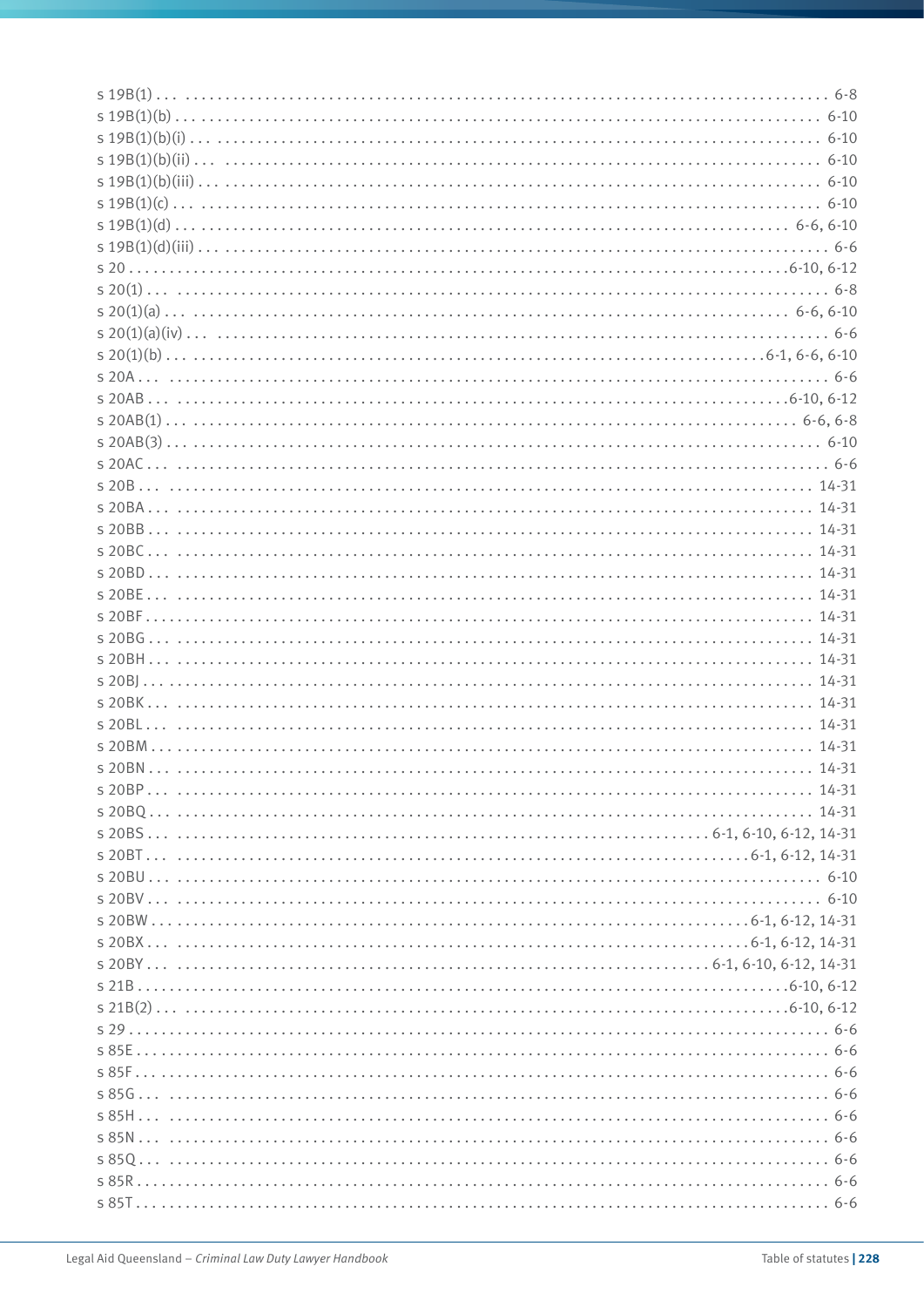s 19B(1) . . . 6-8
s 19B(1)(b) . . . 6-10
s 19B(1)(b)(i) . . . 6-10
s 19B(1)(b)(ii) . . . 6-10
s 19B(1)(b)(iii) . . . 6-10
s 19B(1)(c) . . . 6-10
s 19B(1)(d) . . . 6-6, 6-10
s 19B(1)(d)(iii) . . . 6-6
s 20 . . . 6-10, 6-12
s 20(1) . . . 6-8
s 20(1)(a) . . . 6-6, 6-10
s 20(1)(a)(iv) . . . 6-6
s 20(1)(b) . . . 6-1, 6-6, 6-10
s 20A . . . 6-6
s 20AB . . . 6-10, 6-12
s 20AB(1) . . . 6-6, 6-8
s 20AB(3) . . . 6-10
s 20AC . . . 6-6
s 20B . . . 14-31
s 20BA . . . 14-31
s 20BB . . . 14-31
s 20BC . . . 14-31
s 20BD . . . 14-31
s 20BE . . . 14-31
s 20BF . . . 14-31
s 20BG . . . 14-31
s 20BH . . . 14-31
s 20BJ . . . 14-31
s 20BK . . . 14-31
s 20BL . . . 14-31
s 20BM . . . 14-31
s 20BN . . . 14-31
s 20BP . . . 14-31
s 20BQ . . . 14-31
s 20BS . . . 6-1, 6-10, 6-12, 14-31
s 20BT . . . 6-1, 6-12, 14-31
s 20BU . . . 6-10
s 20BV . . . 6-10
s 20BW . . . 6-1, 6-12, 14-31
s 20BX . . . 6-1, 6-12, 14-31
s 20BY . . . 6-1, 6-10, 6-12, 14-31
s 21B . . . 6-10, 6-12
s 21B(2) . . . 6-10, 6-12
s 29 . . . 6-6
s 85E . . . 6-6
s 85F . . . 6-6
s 85G . . . 6-6
s 85H . . . 6-6
s 85N . . . 6-6
s 85Q . . . 6-6
s 85R . . . 6-6
s 85T . . . 6-6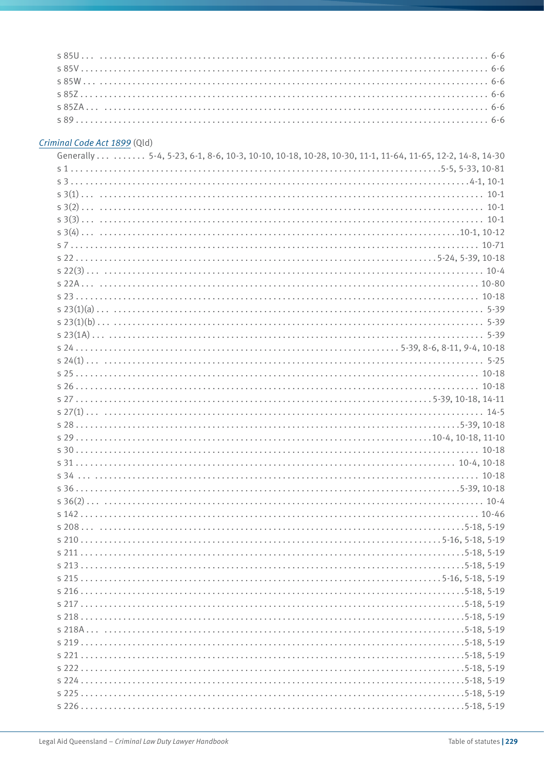s 85U . . . 6-6
s 85V . . . 6-6
s 85W . . . 6-6
s 85Z . . . 6-6
s 85ZA . . . 6-6
s 89 . . . 6-6

*Criminal Code Act 1899* (Qld)

Generally . . . 5-4, 5-23, 6-1, 8-6, 10-3, 10-10, 10-18, 10-28, 10-30, 11-1, 11-64, 11-65, 12-2, 14-8, 14-30
s 1 . . . 5-5, 5-33, 10-81
s 3 . . . 4-1, 10-1
s 3(1) . . . 10-1
s 3(2) . . . 10-1
s 3(3) . . . 10-1
s 3(4) . . . 10-1, 10-12
s 7 . . . 10-71
s 22 . . . 5-24, 5-39, 10-18
s 22(3) . . . 10-4
s 22A . . . 10-80
s 23 . . . 10-18
s 23(1)(a) . . . 5-39
s 23(1)(b) . . . 5-39
s 23(1A) . . . 5-39
s 24 . . . 5-39, 8-6, 8-11, 9-4, 10-18
s 24(1) . . . 5-25
s 25 . . . 10-18
s 26 . . . 10-18
s 27 . . . 5-39, 10-18, 14-11
s 27(1) . . . 14-5
s 28 . . . 5-39, 10-18
s 29 . . . 10-4, 10-18, 11-10
s 30 . . . 10-18
s 31 . . . 10-4, 10-18
s 34 . . . 10-18
s 36 . . . 5-39, 10-18
s 36(2) . . . 10-4
s 142 . . . 10-46
s 208 . . . 5-18, 5-19
s 210 . . . 5-16, 5-18, 5-19
s 211 . . . 5-18, 5-19
s 213 . . . 5-18, 5-19
s 215 . . . 5-16, 5-18, 5-19
s 216 . . . 5-18, 5-19
s 217 . . . 5-18, 5-19
s 218 . . . 5-18, 5-19
s 218A . . . 5-18, 5-19
s 219 . . . 5-18, 5-19
s 221 . . . 5-18, 5-19
s 222 . . . 5-18, 5-19
s 224 . . . 5-18, 5-19
s 225 . . . 5-18, 5-19
s 226 . . . 5-18, 5-19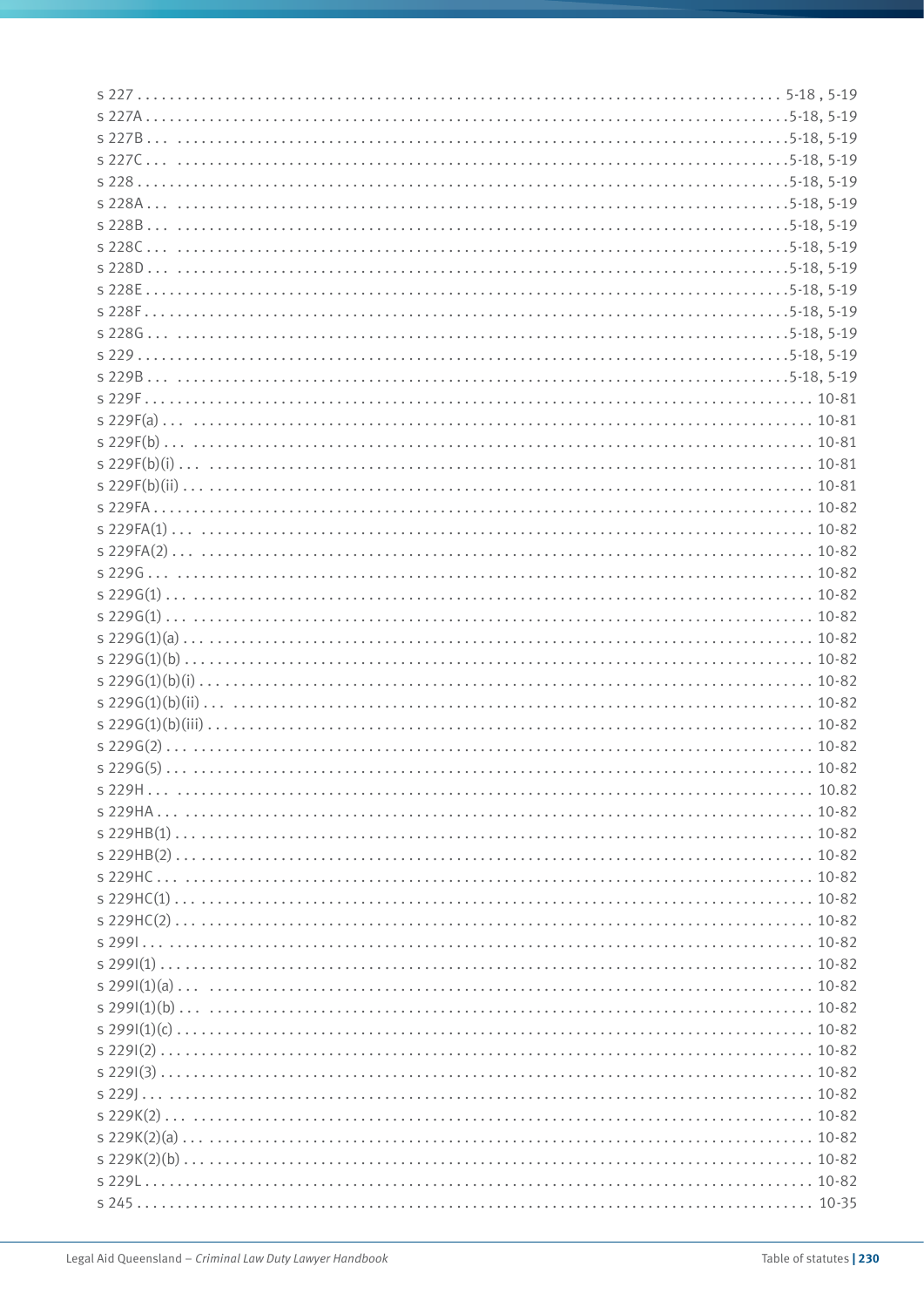s 227 . . . . . . . . . . . . . . . . . . . . . . . . . . . . . . . . . . . . . . . . . . . . . . . . . . . . . . . . . . . . . . . . . . . . . . . . . . . . 5-18 , 5-19
s 227A . . . . . . . . . . . . . . . . . . . . . . . . . . . . . . . . . . . . . . . . . . . . . . . . . . . . . . . . . . . . . . . . . . . . . . . . . . .5-18, 5-19
s 227B . . . . . . . . . . . . . . . . . . . . . . . . . . . . . . . . . . . . . . . . . . . . . . . . . . . . . . . . . . . . . . . . . . . . . . . . . . .5-18, 5-19
s 227C . . . . . . . . . . . . . . . . . . . . . . . . . . . . . . . . . . . . . . . . . . . . . . . . . . . . . . . . . . . . . . . . . . . . . . . . . . .5-18, 5-19
s 228 . . . . . . . . . . . . . . . . . . . . . . . . . . . . . . . . . . . . . . . . . . . . . . . . . . . . . . . . . . . . . . . . . . . . . . . . . . . .5-18, 5-19
s 228A . . . . . . . . . . . . . . . . . . . . . . . . . . . . . . . . . . . . . . . . . . . . . . . . . . . . . . . . . . . . . . . . . . . . . . . . . . .5-18, 5-19
s 228B . . . . . . . . . . . . . . . . . . . . . . . . . . . . . . . . . . . . . . . . . . . . . . . . . . . . . . . . . . . . . . . . . . . . . . . . . . .5-18, 5-19
s 228C . . . . . . . . . . . . . . . . . . . . . . . . . . . . . . . . . . . . . . . . . . . . . . . . . . . . . . . . . . . . . . . . . . . . . . . . . . .5-18, 5-19
s 228D . . . . . . . . . . . . . . . . . . . . . . . . . . . . . . . . . . . . . . . . . . . . . . . . . . . . . . . . . . . . . . . . . . . . . . . . . . .5-18, 5-19
s 228E . . . . . . . . . . . . . . . . . . . . . . . . . . . . . . . . . . . . . . . . . . . . . . . . . . . . . . . . . . . . . . . . . . . . . . . . . . .5-18, 5-19
s 228F . . . . . . . . . . . . . . . . . . . . . . . . . . . . . . . . . . . . . . . . . . . . . . . . . . . . . . . . . . . . . . . . . . . . . . . . . . .5-18, 5-19
s 228G . . . . . . . . . . . . . . . . . . . . . . . . . . . . . . . . . . . . . . . . . . . . . . . . . . . . . . . . . . . . . . . . . . . . . . . . . . .5-18, 5-19
s 229 . . . . . . . . . . . . . . . . . . . . . . . . . . . . . . . . . . . . . . . . . . . . . . . . . . . . . . . . . . . . . . . . . . . . . . . . . . . .5-18, 5-19
s 229B . . . . . . . . . . . . . . . . . . . . . . . . . . . . . . . . . . . . . . . . . . . . . . . . . . . . . . . . . . . . . . . . . . . . . . . . . . .5-18, 5-19
s 229F . . . . . . . . . . . . . . . . . . . . . . . . . . . . . . . . . . . . . . . . . . . . . . . . . . . . . . . . . . . . . . . . . . . . . . . . . . . . 10-81
s 229F(a) . . . . . . . . . . . . . . . . . . . . . . . . . . . . . . . . . . . . . . . . . . . . . . . . . . . . . . . . . . . . . . . . . . . . . . . . 10-81
s 229F(b) . . . . . . . . . . . . . . . . . . . . . . . . . . . . . . . . . . . . . . . . . . . . . . . . . . . . . . . . . . . . . . . . . . . . . . . . 10-81
s 229F(b)(i) . . . . . . . . . . . . . . . . . . . . . . . . . . . . . . . . . . . . . . . . . . . . . . . . . . . . . . . . . . . . . . . . . . . . . . 10-81
s 229F(b)(ii) . . . . . . . . . . . . . . . . . . . . . . . . . . . . . . . . . . . . . . . . . . . . . . . . . . . . . . . . . . . . . . . . . . . . . 10-81
s 229FA . . . . . . . . . . . . . . . . . . . . . . . . . . . . . . . . . . . . . . . . . . . . . . . . . . . . . . . . . . . . . . . . . . . . . . . . . . 10-82
s 229FA(1) . . . . . . . . . . . . . . . . . . . . . . . . . . . . . . . . . . . . . . . . . . . . . . . . . . . . . . . . . . . . . . . . . . . . . . . 10-82
s 229FA(2) . . . . . . . . . . . . . . . . . . . . . . . . . . . . . . . . . . . . . . . . . . . . . . . . . . . . . . . . . . . . . . . . . . . . . . . 10-82
s 229G . . . . . . . . . . . . . . . . . . . . . . . . . . . . . . . . . . . . . . . . . . . . . . . . . . . . . . . . . . . . . . . . . . . . . . . . . . . 10-82
s 229G(1) . . . . . . . . . . . . . . . . . . . . . . . . . . . . . . . . . . . . . . . . . . . . . . . . . . . . . . . . . . . . . . . . . . . . . . . . 10-82
s 229G(1) . . . . . . . . . . . . . . . . . . . . . . . . . . . . . . . . . . . . . . . . . . . . . . . . . . . . . . . . . . . . . . . . . . . . . . . . 10-82
s 229G(1)(a) . . . . . . . . . . . . . . . . . . . . . . . . . . . . . . . . . . . . . . . . . . . . . . . . . . . . . . . . . . . . . . . . . . . . . 10-82
s 229G(1)(b) . . . . . . . . . . . . . . . . . . . . . . . . . . . . . . . . . . . . . . . . . . . . . . . . . . . . . . . . . . . . . . . . . . . . . 10-82
s 229G(1)(b)(i) . . . . . . . . . . . . . . . . . . . . . . . . . . . . . . . . . . . . . . . . . . . . . . . . . . . . . . . . . . . . . . . . . . . 10-82
s 229G(1)(b)(ii) . . . . . . . . . . . . . . . . . . . . . . . . . . . . . . . . . . . . . . . . . . . . . . . . . . . . . . . . . . . . . . . . . . 10-82
s 229G(1)(b)(iii) . . . . . . . . . . . . . . . . . . . . . . . . . . . . . . . . . . . . . . . . . . . . . . . . . . . . . . . . . . . . . . . . . 10-82
s 229G(2) . . . . . . . . . . . . . . . . . . . . . . . . . . . . . . . . . . . . . . . . . . . . . . . . . . . . . . . . . . . . . . . . . . . . . . . . 10-82
s 229G(5) . . . . . . . . . . . . . . . . . . . . . . . . . . . . . . . . . . . . . . . . . . . . . . . . . . . . . . . . . . . . . . . . . . . . . . . . 10-82
s 229H . . . . . . . . . . . . . . . . . . . . . . . . . . . . . . . . . . . . . . . . . . . . . . . . . . . . . . . . . . . . . . . . . . . . . . . . . . . 10.82
s 229HA . . . . . . . . . . . . . . . . . . . . . . . . . . . . . . . . . . . . . . . . . . . . . . . . . . . . . . . . . . . . . . . . . . . . . . . . . . 10-82
s 229HB(1) . . . . . . . . . . . . . . . . . . . . . . . . . . . . . . . . . . . . . . . . . . . . . . . . . . . . . . . . . . . . . . . . . . . . . . . 10-82
s 229HB(2) . . . . . . . . . . . . . . . . . . . . . . . . . . . . . . . . . . . . . . . . . . . . . . . . . . . . . . . . . . . . . . . . . . . . . . . 10-82
s 229HC . . . . . . . . . . . . . . . . . . . . . . . . . . . . . . . . . . . . . . . . . . . . . . . . . . . . . . . . . . . . . . . . . . . . . . . . . . 10-82
s 229HC(1) . . . . . . . . . . . . . . . . . . . . . . . . . . . . . . . . . . . . . . . . . . . . . . . . . . . . . . . . . . . . . . . . . . . . . . . 10-82
s 229HC(2) . . . . . . . . . . . . . . . . . . . . . . . . . . . . . . . . . . . . . . . . . . . . . . . . . . . . . . . . . . . . . . . . . . . . . . . 10-82
s 299I . . . . . . . . . . . . . . . . . . . . . . . . . . . . . . . . . . . . . . . . . . . . . . . . . . . . . . . . . . . . . . . . . . . . . . . . . . . . 10-82
s 299I(1) . . . . . . . . . . . . . . . . . . . . . . . . . . . . . . . . . . . . . . . . . . . . . . . . . . . . . . . . . . . . . . . . . . . . . . . . . 10-82
s 299I(1)(a) . . . . . . . . . . . . . . . . . . . . . . . . . . . . . . . . . . . . . . . . . . . . . . . . . . . . . . . . . . . . . . . . . . . . . . 10-82
s 299I(1)(b) . . . . . . . . . . . . . . . . . . . . . . . . . . . . . . . . . . . . . . . . . . . . . . . . . . . . . . . . . . . . . . . . . . . . . . 10-82
s 299I(1)(c) . . . . . . . . . . . . . . . . . . . . . . . . . . . . . . . . . . . . . . . . . . . . . . . . . . . . . . . . . . . . . . . . . . . . . . 10-82
s 229I(2) . . . . . . . . . . . . . . . . . . . . . . . . . . . . . . . . . . . . . . . . . . . . . . . . . . . . . . . . . . . . . . . . . . . . . . . . . 10-82
s 229I(3) . . . . . . . . . . . . . . . . . . . . . . . . . . . . . . . . . . . . . . . . . . . . . . . . . . . . . . . . . . . . . . . . . . . . . . . . . 10-82
s 229J . . . . . . . . . . . . . . . . . . . . . . . . . . . . . . . . . . . . . . . . . . . . . . . . . . . . . . . . . . . . . . . . . . . . . . . . . . . . 10-82
s 229K(2) . . . . . . . . . . . . . . . . . . . . . . . . . . . . . . . . . . . . . . . . . . . . . . . . . . . . . . . . . . . . . . . . . . . . . . . . 10-82
s 229K(2)(a) . . . . . . . . . . . . . . . . . . . . . . . . . . . . . . . . . . . . . . . . . . . . . . . . . . . . . . . . . . . . . . . . . . . . . . 10-82
s 229K(2)(b) . . . . . . . . . . . . . . . . . . . . . . . . . . . . . . . . . . . . . . . . . . . . . . . . . . . . . . . . . . . . . . . . . . . . . . 10-82
s 229L . . . . . . . . . . . . . . . . . . . . . . . . . . . . . . . . . . . . . . . . . . . . . . . . . . . . . . . . . . . . . . . . . . . . . . . . . . . . 10-82
s 245 . . . . . . . . . . . . . . . . . . . . . . . . . . . . . . . . . . . . . . . . . . . . . . . . . . . . . . . . . . . . . . . . . . . . . . . . . . . . . 10-35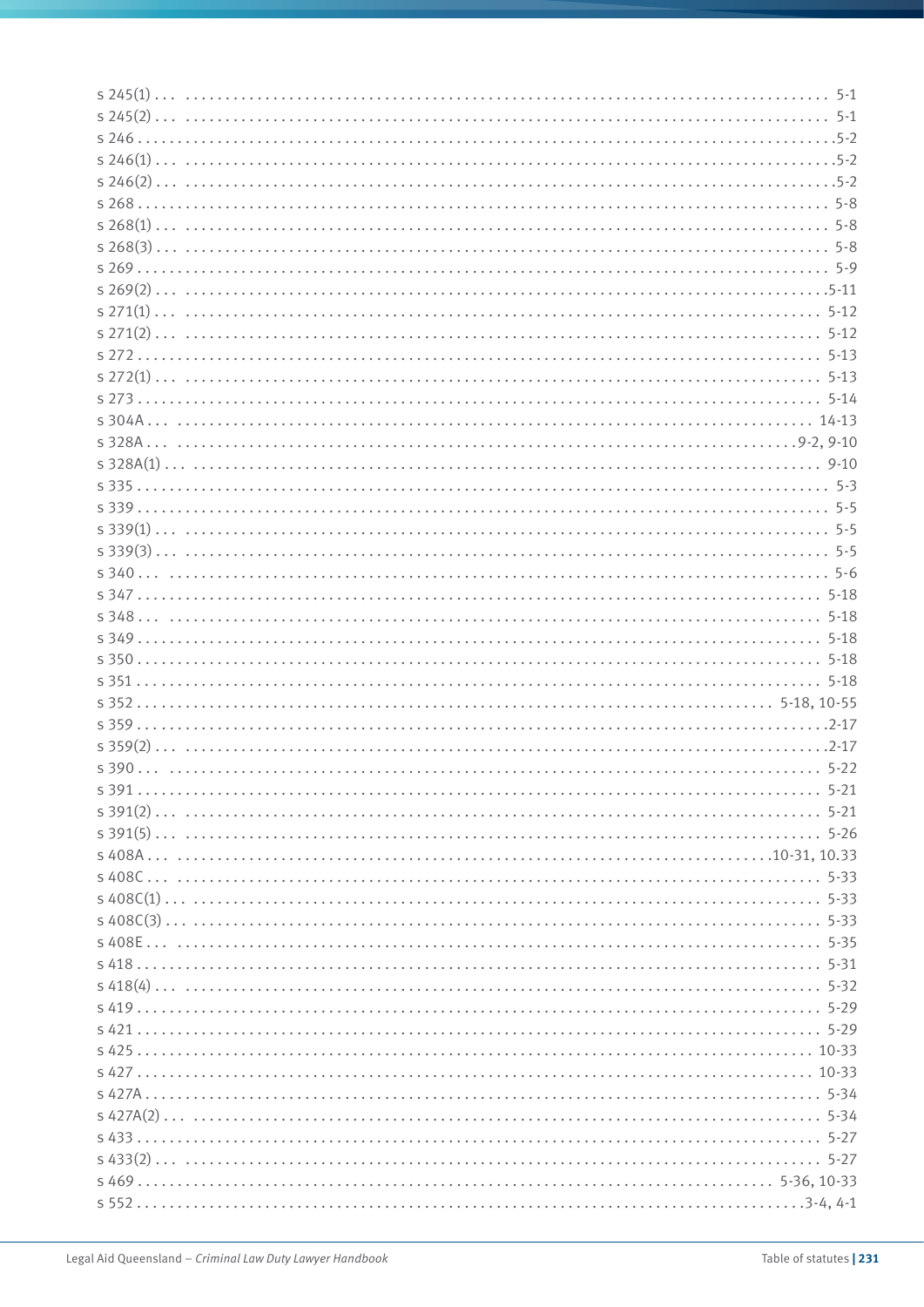s 245(1) . . . 5-1
s 245(2) . . . 5-1
s 246 . . . 5-2
s 246(1) . . . 5-2
s 246(2) . . . 5-2
s 268 . . . 5-8
s 268(1) . . . 5-8
s 268(3) . . . 5-8
s 269 . . . 5-9
s 269(2) . . . 5-11
s 271(1) . . . 5-12
s 271(2) . . . 5-12
s 272 . . . 5-13
s 272(1) . . . 5-13
s 273 . . . 5-14
s 304A . . . 14-13
s 328A . . . 9-2, 9-10
s 328A(1) . . . 9-10
s 335 . . . 5-3
s 339 . . . 5-5
s 339(1) . . . 5-5
s 339(3) . . . 5-5
s 340 . . . 5-6
s 347 . . . 5-18
s 348 . . . 5-18
s 349 . . . 5-18
s 350 . . . 5-18
s 351 . . . 5-18
s 352 . . . 5-18, 10-55
s 359 . . . 2-17
s 359(2) . . . 2-17
s 390 . . . 5-22
s 391 . . . 5-21
s 391(2) . . . 5-21
s 391(5) . . . 5-26
s 408A . . . 10-31, 10.33
s 408C . . . 5-33
s 408C(1) . . . 5-33
s 408C(3) . . . 5-33
s 408E . . . 5-35
s 418 . . . 5-31
s 418(4) . . . 5-32
s 419 . . . 5-29
s 421 . . . 5-29
s 425 . . . 10-33
s 427 . . . 10-33
s 427A . . . 5-34
s 427A(2) . . . 5-34
s 433 . . . 5-27
s 433(2) . . . 5-27
s 469 . . . 5-36, 10-33
s 552 . . . 3-4, 4-1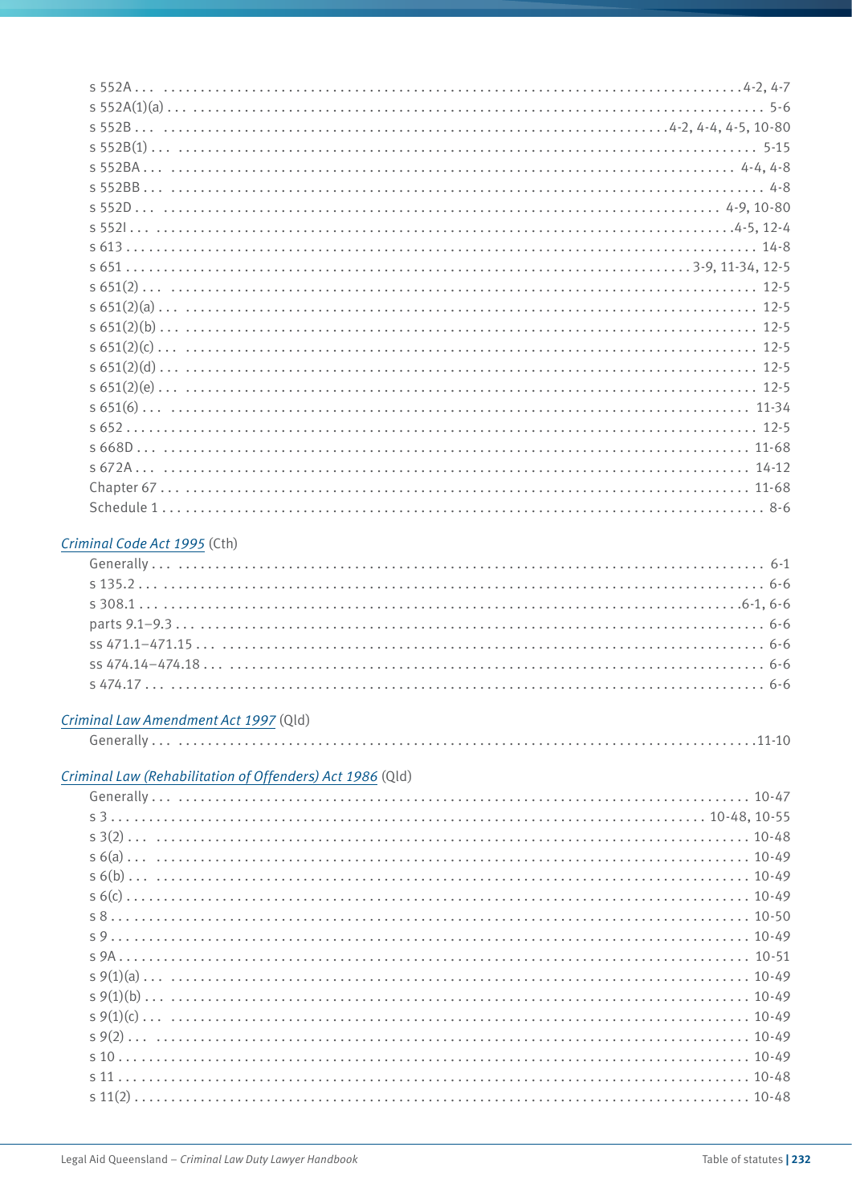s 552A . . . . . . . . . . . . . . . . . . . . . . . . . . . . . . . . . . . . . . . . . . . . . . . . . . . . . . . . . . . . . . . . . . . . . . . . . . 4-2, 4-7
s 552A(1)(a) . . . . . . . . . . . . . . . . . . . . . . . . . . . . . . . . . . . . . . . . . . . . . . . . . . . . . . . . . . . . . . . . . . . . . . . . . 5-6
s 552B . . . . . . . . . . . . . . . . . . . . . . . . . . . . . . . . . . . . . . . . . . . . . . . . . . . . . . . . . . . . . . . . . . 4-2, 4-4, 4-5, 10-80
s 552B(1) . . . . . . . . . . . . . . . . . . . . . . . . . . . . . . . . . . . . . . . . . . . . . . . . . . . . . . . . . . . . . . . . . . . . . . . . . 5-15
s 552BA . . . . . . . . . . . . . . . . . . . . . . . . . . . . . . . . . . . . . . . . . . . . . . . . . . . . . . . . . . . . . . . . . . . . . . . 4-4, 4-8
s 552BB . . . . . . . . . . . . . . . . . . . . . . . . . . . . . . . . . . . . . . . . . . . . . . . . . . . . . . . . . . . . . . . . . . . . . . . . . . 4-8
s 552D . . . . . . . . . . . . . . . . . . . . . . . . . . . . . . . . . . . . . . . . . . . . . . . . . . . . . . . . . . . . . . . . . . . . . . 4-9, 10-80
s 552I . . . . . . . . . . . . . . . . . . . . . . . . . . . . . . . . . . . . . . . . . . . . . . . . . . . . . . . . . . . . . . . . . . . . . . . . 4-5, 12-4
s 613 . . . . . . . . . . . . . . . . . . . . . . . . . . . . . . . . . . . . . . . . . . . . . . . . . . . . . . . . . . . . . . . . . . . . . . . . . . . . 14-8
s 651 . . . . . . . . . . . . . . . . . . . . . . . . . . . . . . . . . . . . . . . . . . . . . . . . . . . . . . . . . . . . . . . . . . . . 3-9, 11-34, 12-5
s 651(2) . . . . . . . . . . . . . . . . . . . . . . . . . . . . . . . . . . . . . . . . . . . . . . . . . . . . . . . . . . . . . . . . . . . . . . . . . . 12-5
s 651(2)(a) . . . . . . . . . . . . . . . . . . . . . . . . . . . . . . . . . . . . . . . . . . . . . . . . . . . . . . . . . . . . . . . . . . . . . . . 12-5
s 651(2)(b) . . . . . . . . . . . . . . . . . . . . . . . . . . . . . . . . . . . . . . . . . . . . . . . . . . . . . . . . . . . . . . . . . . . . . . . 12-5
s 651(2)(c) . . . . . . . . . . . . . . . . . . . . . . . . . . . . . . . . . . . . . . . . . . . . . . . . . . . . . . . . . . . . . . . . . . . . . . . 12-5
s 651(2)(d) . . . . . . . . . . . . . . . . . . . . . . . . . . . . . . . . . . . . . . . . . . . . . . . . . . . . . . . . . . . . . . . . . . . . . . . 12-5
s 651(2)(e) . . . . . . . . . . . . . . . . . . . . . . . . . . . . . . . . . . . . . . . . . . . . . . . . . . . . . . . . . . . . . . . . . . . . . . . 12-5
s 651(6) . . . . . . . . . . . . . . . . . . . . . . . . . . . . . . . . . . . . . . . . . . . . . . . . . . . . . . . . . . . . . . . . . . . . . . . . . . 11-34
s 652 . . . . . . . . . . . . . . . . . . . . . . . . . . . . . . . . . . . . . . . . . . . . . . . . . . . . . . . . . . . . . . . . . . . . . . . . . . . . 12-5
s 668D . . . . . . . . . . . . . . . . . . . . . . . . . . . . . . . . . . . . . . . . . . . . . . . . . . . . . . . . . . . . . . . . . . . . . . . . . . 11-68
s 672A . . . . . . . . . . . . . . . . . . . . . . . . . . . . . . . . . . . . . . . . . . . . . . . . . . . . . . . . . . . . . . . . . . . . . . . . . . 14-12
Chapter 67 . . . . . . . . . . . . . . . . . . . . . . . . . . . . . . . . . . . . . . . . . . . . . . . . . . . . . . . . . . . . . . . . . . . . . . . 11-68
Schedule 1 . . . . . . . . . . . . . . . . . . . . . . . . . . . . . . . . . . . . . . . . . . . . . . . . . . . . . . . . . . . . . . . . . . . . . . . . 8-6

*Criminal Code Act 1995* (Cth)

Generally . . . . . . . . . . . . . . . . . . . . . . . . . . . . . . . . . . . . . . . . . . . . . . . . . . . . . . . . . . . . . . . . . . . . . . . . . 6-1
s 135.2 . . . . . . . . . . . . . . . . . . . . . . . . . . . . . . . . . . . . . . . . . . . . . . . . . . . . . . . . . . . . . . . . . . . . . . . . . . . 6-6
s 308.1 . . . . . . . . . . . . . . . . . . . . . . . . . . . . . . . . . . . . . . . . . . . . . . . . . . . . . . . . . . . . . . . . . . . . . . . . 6-1, 6-6
parts 9.1–9.3 . . . . . . . . . . . . . . . . . . . . . . . . . . . . . . . . . . . . . . . . . . . . . . . . . . . . . . . . . . . . . . . . . . . . . . 6-6
ss 471.1–471.15 . . . . . . . . . . . . . . . . . . . . . . . . . . . . . . . . . . . . . . . . . . . . . . . . . . . . . . . . . . . . . . . . . . . 6-6
ss 474.14–474.18 . . . . . . . . . . . . . . . . . . . . . . . . . . . . . . . . . . . . . . . . . . . . . . . . . . . . . . . . . . . . . . . . . . 6-6
s 474.17 . . . . . . . . . . . . . . . . . . . . . . . . . . . . . . . . . . . . . . . . . . . . . . . . . . . . . . . . . . . . . . . . . . . . . . . . . . . 6-6

*Criminal Law Amendment Act 1997* (Qld)

Generally . . . . . . . . . . . . . . . . . . . . . . . . . . . . . . . . . . . . . . . . . . . . . . . . . . . . . . . . . . . . . . . . . . . . . . . . 11-10

*Criminal Law (Rehabilitation of Offenders) Act 1986* (Qld)

Generally . . . . . . . . . . . . . . . . . . . . . . . . . . . . . . . . . . . . . . . . . . . . . . . . . . . . . . . . . . . . . . . . . . . . . . . . 10-47
s 3 . . . . . . . . . . . . . . . . . . . . . . . . . . . . . . . . . . . . . . . . . . . . . . . . . . . . . . . . . . . . . . . . . . . . . . . . . 10-48, 10-55
s 3(2) . . . . . . . . . . . . . . . . . . . . . . . . . . . . . . . . . . . . . . . . . . . . . . . . . . . . . . . . . . . . . . . . . . . . . . . . . . . . 10-48
s 6(a) . . . . . . . . . . . . . . . . . . . . . . . . . . . . . . . . . . . . . . . . . . . . . . . . . . . . . . . . . . . . . . . . . . . . . . . . . . . . 10-49
s 6(b) . . . . . . . . . . . . . . . . . . . . . . . . . . . . . . . . . . . . . . . . . . . . . . . . . . . . . . . . . . . . . . . . . . . . . . . . . . . . 10-49
s 6(c) . . . . . . . . . . . . . . . . . . . . . . . . . . . . . . . . . . . . . . . . . . . . . . . . . . . . . . . . . . . . . . . . . . . . . . . . . . . . 10-49
s 8 . . . . . . . . . . . . . . . . . . . . . . . . . . . . . . . . . . . . . . . . . . . . . . . . . . . . . . . . . . . . . . . . . . . . . . . . . . . . . . 10-50
s 9 . . . . . . . . . . . . . . . . . . . . . . . . . . . . . . . . . . . . . . . . . . . . . . . . . . . . . . . . . . . . . . . . . . . . . . . . . . . . . . 10-49
s 9A . . . . . . . . . . . . . . . . . . . . . . . . . . . . . . . . . . . . . . . . . . . . . . . . . . . . . . . . . . . . . . . . . . . . . . . . . . . . . 10-51
s 9(1)(a) . . . . . . . . . . . . . . . . . . . . . . . . . . . . . . . . . . . . . . . . . . . . . . . . . . . . . . . . . . . . . . . . . . . . . . . . . 10-49
s 9(1)(b) . . . . . . . . . . . . . . . . . . . . . . . . . . . . . . . . . . . . . . . . . . . . . . . . . . . . . . . . . . . . . . . . . . . . . . . . . 10-49
s 9(1)(c) . . . . . . . . . . . . . . . . . . . . . . . . . . . . . . . . . . . . . . . . . . . . . . . . . . . . . . . . . . . . . . . . . . . . . . . . . 10-49
s 9(2) . . . . . . . . . . . . . . . . . . . . . . . . . . . . . . . . . . . . . . . . . . . . . . . . . . . . . . . . . . . . . . . . . . . . . . . . . . . . 10-49
s 10 . . . . . . . . . . . . . . . . . . . . . . . . . . . . . . . . . . . . . . . . . . . . . . . . . . . . . . . . . . . . . . . . . . . . . . . . . . . . . 10-49
s 11 . . . . . . . . . . . . . . . . . . . . . . . . . . . . . . . . . . . . . . . . . . . . . . . . . . . . . . . . . . . . . . . . . . . . . . . . . . . . . 10-48
s 11(2) . . . . . . . . . . . . . . . . . . . . . . . . . . . . . . . . . . . . . . . . . . . . . . . . . . . . . . . . . . . . . . . . . . . . . . . . . . . 10-48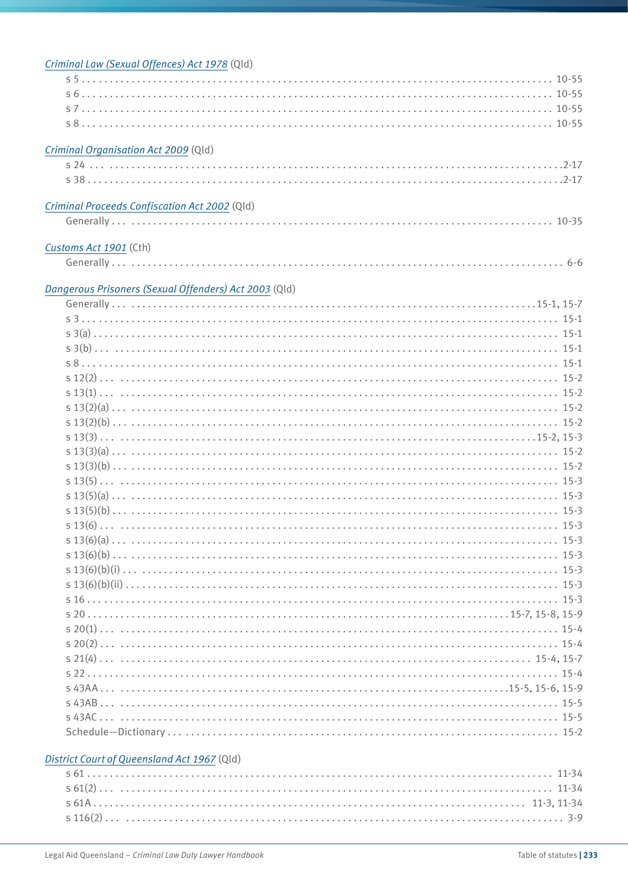*Criminal Law (Sexual Offences) Act 1978* (Qld)

s 5 . . . . . . . . . . 10-55
s 6 . . . . . . . . . . 10-55
s 7 . . . . . . . . . . 10-55
s 8 . . . . . . . . . . 10-55

*Criminal Organisation Act 2009* (Qld)

s 24 . . . . . . . . . . 2-17
s 38 . . . . . . . . . . 2-17

*Criminal Proceeds Confiscation Act 2002* (Qld)

Generally . . . . . . . . . . 10-35

*Customs Act 1901* (Cth)

Generally . . . . . . . . . . 6-6

*Dangerous Prisoners (Sexual Offenders) Act 2003* (Qld)

Generally . . . . . . . . . . 15-1, 15-7
s 3 . . . . . . . . . . 15-1
s 3(a) . . . . . . . . . . 15-1
s 3(b) . . . . . . . . . . 15-1
s 8 . . . . . . . . . . 15-1
s 12(2) . . . . . . . . . . 15-2
s 13(1) . . . . . . . . . . 15-2
s 13(2)(a) . . . . . . . . . . 15-2
s 13(2)(b) . . . . . . . . . . 15-2
s 13(3) . . . . . . . . . . 15-2, 15-3
s 13(3)(a) . . . . . . . . . . 15-2
s 13(3)(b) . . . . . . . . . . 15-2
s 13(5) . . . . . . . . . . 15-3
s 13(5)(a) . . . . . . . . . . 15-3
s 13(5)(b) . . . . . . . . . . 15-3
s 13(6) . . . . . . . . . . 15-3
s 13(6)(a) . . . . . . . . . . 15-3
s 13(6)(b) . . . . . . . . . . 15-3
s 13(6)(b)(i) . . . . . . . . . . 15-3
s 13(6)(b)(ii) . . . . . . . . . . 15-3
s 16 . . . . . . . . . . 15-3
s 20 . . . . . . . . . . 15-7, 15-8, 15-9
s 20(1) . . . . . . . . . . 15-4
s 20(2) . . . . . . . . . . 15-4
s 21(4) . . . . . . . . . . 15-4, 15-7
s 22 . . . . . . . . . . 15-4
s 43AA . . . . . . . . . . 15-5, 15-6, 15-9
s 43AB . . . . . . . . . . 15-5
s 43AC . . . . . . . . . . 15-5
Schedule—Dictionary . . . . . . . . . . 15-2

*District Court of Queensland Act 1967* (Qld)

s 61 . . . . . . . . . . 11-34
s 61(2) . . . . . . . . . . 11-34
s 61A . . . . . . . . . . 11-3, 11-34
s 116(2) . . . . . . . . . . 3-9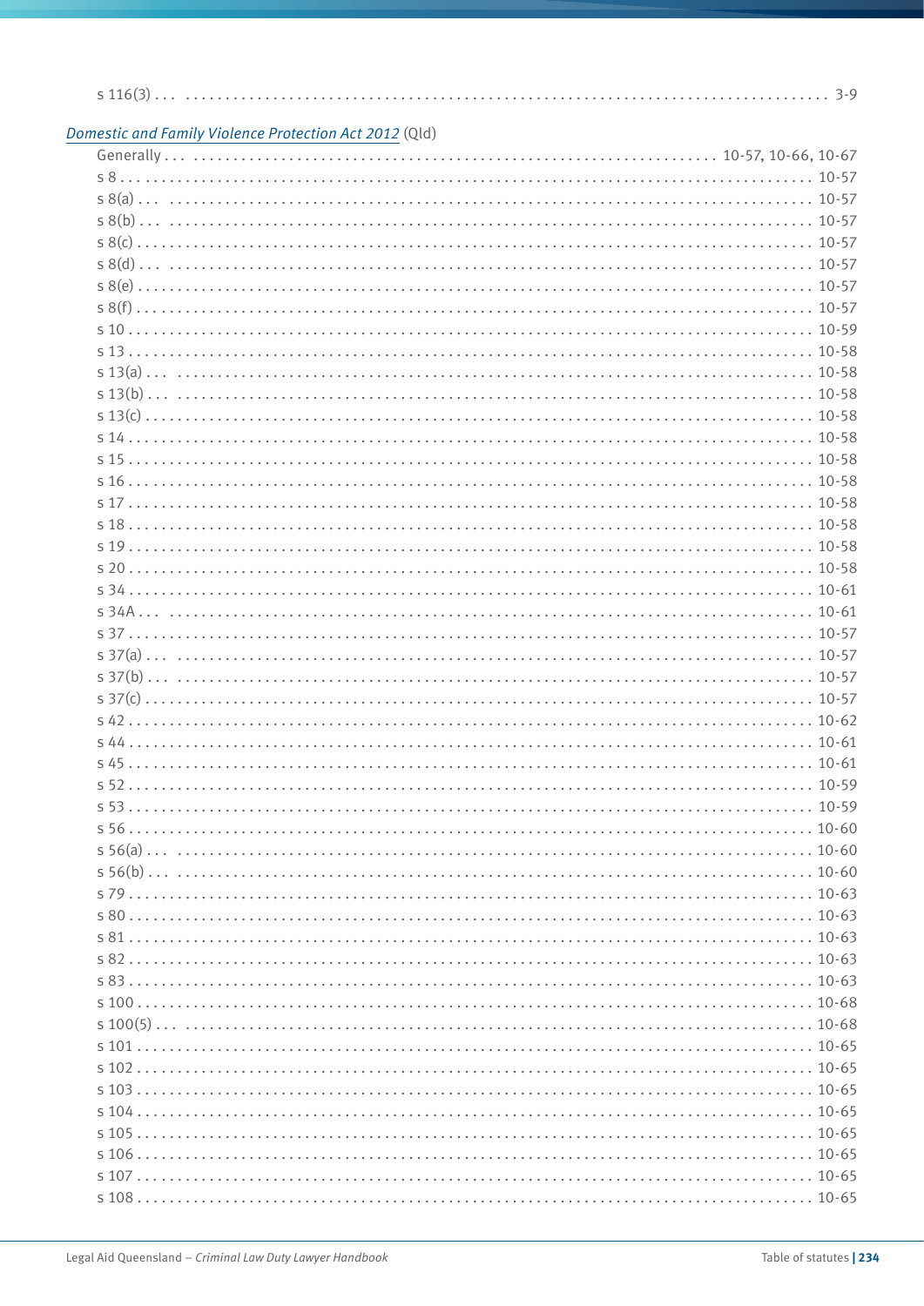s 116(3) . . . 3-9

*Domestic and Family Violence Protection Act 2012* (Qld)

Generally . . . 10-57, 10-66, 10-67
s 8 . . . 10-57
s 8(a) . . . 10-57
s 8(b) . . . 10-57
s 8(c) . . . 10-57
s 8(d) . . . 10-57
s 8(e) . . . 10-57
s 8(f) . . . 10-57
s 10 . . . 10-59
s 13 . . . 10-58
s 13(a) . . . 10-58
s 13(b) . . . 10-58
s 13(c) . . . 10-58
s 14 . . . 10-58
s 15 . . . 10-58
s 16 . . . 10-58
s 17 . . . 10-58
s 18 . . . 10-58
s 19 . . . 10-58
s 20 . . . 10-58
s 34 . . . 10-61
s 34A . . . 10-61
s 37 . . . 10-57
s 37(a) . . . 10-57
s 37(b) . . . 10-57
s 37(c) . . . 10-57
s 42 . . . 10-62
s 44 . . . 10-61
s 45 . . . 10-61
s 52 . . . 10-59
s 53 . . . 10-59
s 56 . . . 10-60
s 56(a) . . . 10-60
s 56(b) . . . 10-60
s 79 . . . 10-63
s 80 . . . 10-63
s 81 . . . 10-63
s 82 . . . 10-63
s 83 . . . 10-63
s 100 . . . 10-68
s 100(5) . . . 10-68
s 101 . . . 10-65
s 102 . . . 10-65
s 103 . . . 10-65
s 104 . . . 10-65
s 105 . . . 10-65
s 106 . . . 10-65
s 107 . . . 10-65
s 108 . . . 10-65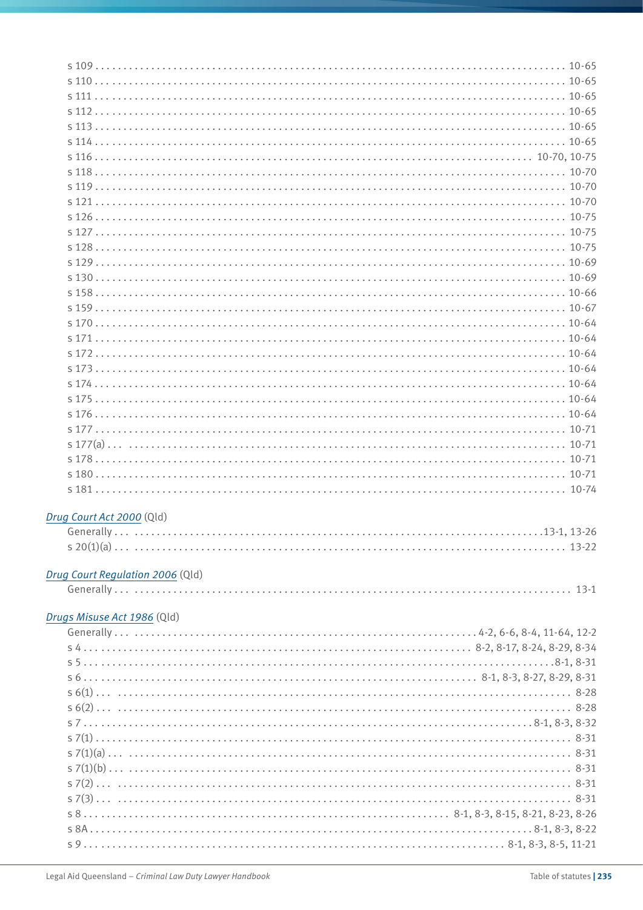s 109 . . . . . . . . . . 10-65
s 110 . . . . . . . . . . 10-65
s 111 . . . . . . . . . . 10-65
s 112 . . . . . . . . . . 10-65
s 113 . . . . . . . . . . 10-65
s 114 . . . . . . . . . . 10-65
s 116 . . . . . . . . . . 10-70, 10-75
s 118 . . . . . . . . . . 10-70
s 119 . . . . . . . . . . 10-70
s 121 . . . . . . . . . . 10-70
s 126 . . . . . . . . . . 10-75
s 127 . . . . . . . . . . 10-75
s 128 . . . . . . . . . . 10-75
s 129 . . . . . . . . . . 10-69
s 130 . . . . . . . . . . 10-69
s 158 . . . . . . . . . . 10-66
s 159 . . . . . . . . . . 10-67
s 170 . . . . . . . . . . 10-64
s 171 . . . . . . . . . . 10-64
s 172 . . . . . . . . . . 10-64
s 173 . . . . . . . . . . 10-64
s 174 . . . . . . . . . . 10-64
s 175 . . . . . . . . . . 10-64
s 176 . . . . . . . . . . 10-64
s 177 . . . . . . . . . . 10-71
s 177(a) . . . . . . . . . . 10-71
s 178 . . . . . . . . . . 10-71
s 180 . . . . . . . . . . 10-71
s 181 . . . . . . . . . . 10-74

*Drug Court Act 2000* (Qld)

Generally . . . . . . . . . . 13-1, 13-26
s 20(1)(a) . . . . . . . . . . 13-22

*Drug Court Regulation 2006* (Qld)

Generally . . . . . . . . . . 13-1

*Drugs Misuse Act 1986* (Qld)

Generally . . . . . . . . . . 4-2, 6-6, 8-4, 11-64, 12-2
s 4 . . . . . . . . . . 8-2, 8-17, 8-24, 8-29, 8-34
s 5 . . . . . . . . . . 8-1, 8-31
s 6 . . . . . . . . . . 8-1, 8-3, 8-27, 8-29, 8-31
s 6(1) . . . . . . . . . . 8-28
s 6(2) . . . . . . . . . . 8-28
s 7 . . . . . . . . . . 8-1, 8-3, 8-32
s 7(1) . . . . . . . . . . 8-31
s 7(1)(a) . . . . . . . . . . 8-31
s 7(1)(b) . . . . . . . . . . 8-31
s 7(2) . . . . . . . . . . 8-31
s 7(3) . . . . . . . . . . 8-31
s 8 . . . . . . . . . . 8-1, 8-3, 8-15, 8-21, 8-23, 8-26
s 8A . . . . . . . . . . 8-1, 8-3, 8-22
s 9 . . . . . . . . . . 8-1, 8-3, 8-5, 11-21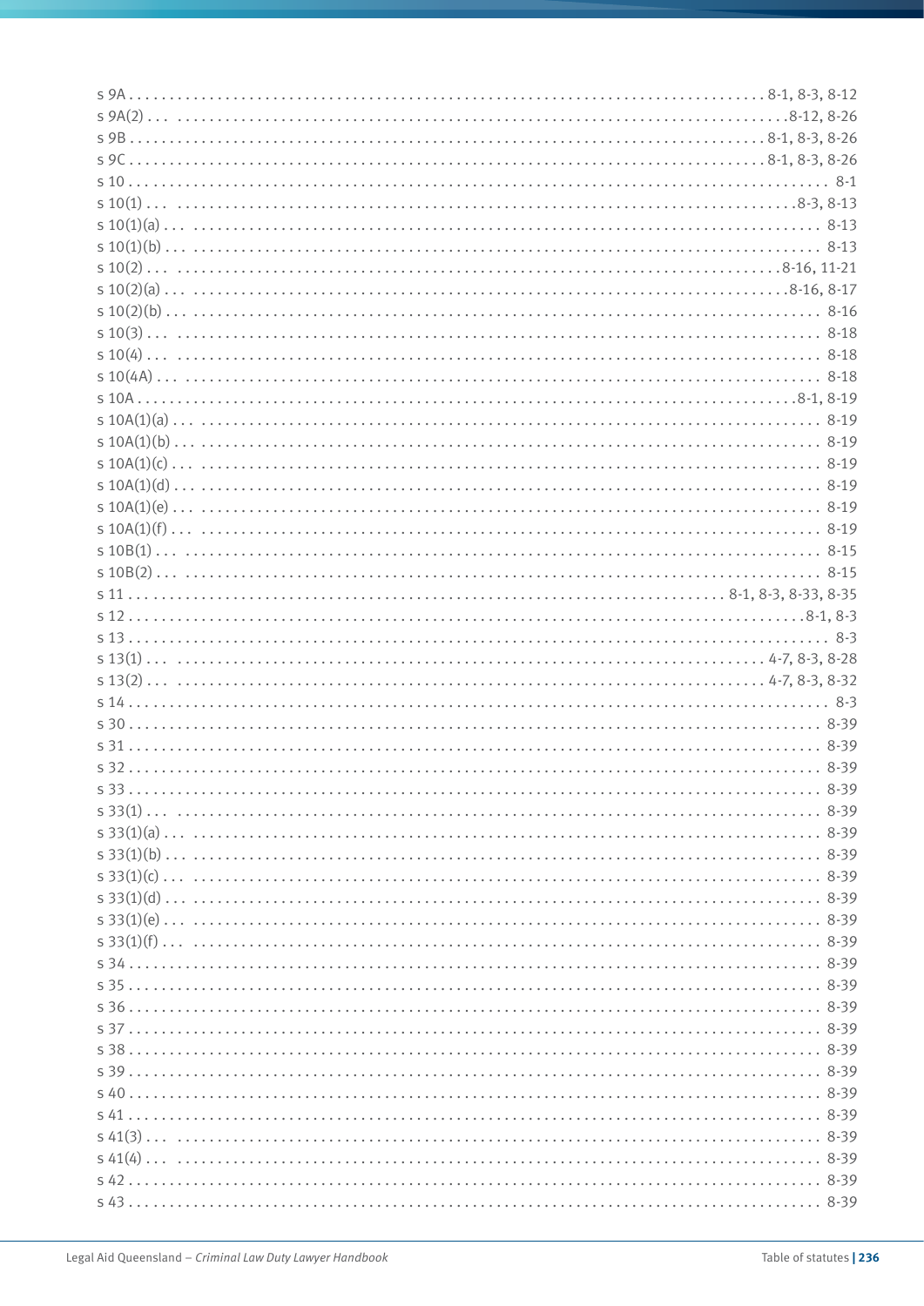s 9A . . . . . . . . . . . . . . . . . . . . . . . . . . . . . . . . . . . . . . . . . . . . . . . . . . . . . . . . . . . . . . . . . . . 8-1, 8-3, 8-12
s 9A(2) . . . . . . . . . . . . . . . . . . . . . . . . . . . . . . . . . . . . . . . . . . . . . . . . . . . . . . . . . . . . . . . . . . . 8-12, 8-26
s 9B . . . . . . . . . . . . . . . . . . . . . . . . . . . . . . . . . . . . . . . . . . . . . . . . . . . . . . . . . . . . . . . . . . . 8-1, 8-3, 8-26
s 9C . . . . . . . . . . . . . . . . . . . . . . . . . . . . . . . . . . . . . . . . . . . . . . . . . . . . . . . . . . . . . . . . . . . 8-1, 8-3, 8-26
s 10 . . . . . . . . . . . . . . . . . . . . . . . . . . . . . . . . . . . . . . . . . . . . . . . . . . . . . . . . . . . . . . . . . . . 8-1
s 10(1) . . . . . . . . . . . . . . . . . . . . . . . . . . . . . . . . . . . . . . . . . . . . . . . . . . . . . . . . . . . . . . . . . . . 8-3, 8-13
s 10(1)(a) . . . . . . . . . . . . . . . . . . . . . . . . . . . . . . . . . . . . . . . . . . . . . . . . . . . . . . . . . . . . . . . . . . . 8-13
s 10(1)(b) . . . . . . . . . . . . . . . . . . . . . . . . . . . . . . . . . . . . . . . . . . . . . . . . . . . . . . . . . . . . . . . . . . . 8-13
s 10(2) . . . . . . . . . . . . . . . . . . . . . . . . . . . . . . . . . . . . . . . . . . . . . . . . . . . . . . . . . . . . . . . . . . . 8-16, 11-21
s 10(2)(a) . . . . . . . . . . . . . . . . . . . . . . . . . . . . . . . . . . . . . . . . . . . . . . . . . . . . . . . . . . . . . . . . . . . 8-16, 8-17
s 10(2)(b) . . . . . . . . . . . . . . . . . . . . . . . . . . . . . . . . . . . . . . . . . . . . . . . . . . . . . . . . . . . . . . . . . . . 8-16
s 10(3) . . . . . . . . . . . . . . . . . . . . . . . . . . . . . . . . . . . . . . . . . . . . . . . . . . . . . . . . . . . . . . . . . . . 8-18
s 10(4) . . . . . . . . . . . . . . . . . . . . . . . . . . . . . . . . . . . . . . . . . . . . . . . . . . . . . . . . . . . . . . . . . . . 8-18
s 10(4A) . . . . . . . . . . . . . . . . . . . . . . . . . . . . . . . . . . . . . . . . . . . . . . . . . . . . . . . . . . . . . . . . . . . 8-18
s 10A . . . . . . . . . . . . . . . . . . . . . . . . . . . . . . . . . . . . . . . . . . . . . . . . . . . . . . . . . . . . . . . . . . . 8-1, 8-19
s 10A(1)(a) . . . . . . . . . . . . . . . . . . . . . . . . . . . . . . . . . . . . . . . . . . . . . . . . . . . . . . . . . . . . . . . . . . . 8-19
s 10A(1)(b) . . . . . . . . . . . . . . . . . . . . . . . . . . . . . . . . . . . . . . . . . . . . . . . . . . . . . . . . . . . . . . . . . . . 8-19
s 10A(1)(c) . . . . . . . . . . . . . . . . . . . . . . . . . . . . . . . . . . . . . . . . . . . . . . . . . . . . . . . . . . . . . . . . . . . 8-19
s 10A(1)(d) . . . . . . . . . . . . . . . . . . . . . . . . . . . . . . . . . . . . . . . . . . . . . . . . . . . . . . . . . . . . . . . . . . . 8-19
s 10A(1)(e) . . . . . . . . . . . . . . . . . . . . . . . . . . . . . . . . . . . . . . . . . . . . . . . . . . . . . . . . . . . . . . . . . . . 8-19
s 10A(1)(f) . . . . . . . . . . . . . . . . . . . . . . . . . . . . . . . . . . . . . . . . . . . . . . . . . . . . . . . . . . . . . . . . . . . 8-19
s 10B(1) . . . . . . . . . . . . . . . . . . . . . . . . . . . . . . . . . . . . . . . . . . . . . . . . . . . . . . . . . . . . . . . . . . . 8-15
s 10B(2) . . . . . . . . . . . . . . . . . . . . . . . . . . . . . . . . . . . . . . . . . . . . . . . . . . . . . . . . . . . . . . . . . . . 8-15
s 11 . . . . . . . . . . . . . . . . . . . . . . . . . . . . . . . . . . . . . . . . . . . . . . . . . . . . . . . . . . . . . . . . . . . 8-1, 8-3, 8-33, 8-35
s 12 . . . . . . . . . . . . . . . . . . . . . . . . . . . . . . . . . . . . . . . . . . . . . . . . . . . . . . . . . . . . . . . . . . . 8-1, 8-3
s 13 . . . . . . . . . . . . . . . . . . . . . . . . . . . . . . . . . . . . . . . . . . . . . . . . . . . . . . . . . . . . . . . . . . . 8-3
s 13(1) . . . . . . . . . . . . . . . . . . . . . . . . . . . . . . . . . . . . . . . . . . . . . . . . . . . . . . . . . . . . . . . . . . . 4-7, 8-3, 8-28
s 13(2) . . . . . . . . . . . . . . . . . . . . . . . . . . . . . . . . . . . . . . . . . . . . . . . . . . . . . . . . . . . . . . . . . . . 4-7, 8-3, 8-32
s 14 . . . . . . . . . . . . . . . . . . . . . . . . . . . . . . . . . . . . . . . . . . . . . . . . . . . . . . . . . . . . . . . . . . . 8-3
s 30 . . . . . . . . . . . . . . . . . . . . . . . . . . . . . . . . . . . . . . . . . . . . . . . . . . . . . . . . . . . . . . . . . . . 8-39
s 31 . . . . . . . . . . . . . . . . . . . . . . . . . . . . . . . . . . . . . . . . . . . . . . . . . . . . . . . . . . . . . . . . . . . 8-39
s 32 . . . . . . . . . . . . . . . . . . . . . . . . . . . . . . . . . . . . . . . . . . . . . . . . . . . . . . . . . . . . . . . . . . . 8-39
s 33 . . . . . . . . . . . . . . . . . . . . . . . . . . . . . . . . . . . . . . . . . . . . . . . . . . . . . . . . . . . . . . . . . . . 8-39
s 33(1) . . . . . . . . . . . . . . . . . . . . . . . . . . . . . . . . . . . . . . . . . . . . . . . . . . . . . . . . . . . . . . . . . . . 8-39
s 33(1)(a) . . . . . . . . . . . . . . . . . . . . . . . . . . . . . . . . . . . . . . . . . . . . . . . . . . . . . . . . . . . . . . . . . . . 8-39
s 33(1)(b) . . . . . . . . . . . . . . . . . . . . . . . . . . . . . . . . . . . . . . . . . . . . . . . . . . . . . . . . . . . . . . . . . . . 8-39
s 33(1)(c) . . . . . . . . . . . . . . . . . . . . . . . . . . . . . . . . . . . . . . . . . . . . . . . . . . . . . . . . . . . . . . . . . . . 8-39
s 33(1)(d) . . . . . . . . . . . . . . . . . . . . . . . . . . . . . . . . . . . . . . . . . . . . . . . . . . . . . . . . . . . . . . . . . . . 8-39
s 33(1)(e) . . . . . . . . . . . . . . . . . . . . . . . . . . . . . . . . . . . . . . . . . . . . . . . . . . . . . . . . . . . . . . . . . . . 8-39
s 33(1)(f) . . . . . . . . . . . . . . . . . . . . . . . . . . . . . . . . . . . . . . . . . . . . . . . . . . . . . . . . . . . . . . . . . . . 8-39
s 34 . . . . . . . . . . . . . . . . . . . . . . . . . . . . . . . . . . . . . . . . . . . . . . . . . . . . . . . . . . . . . . . . . . . 8-39
s 35 . . . . . . . . . . . . . . . . . . . . . . . . . . . . . . . . . . . . . . . . . . . . . . . . . . . . . . . . . . . . . . . . . . . 8-39
s 36 . . . . . . . . . . . . . . . . . . . . . . . . . . . . . . . . . . . . . . . . . . . . . . . . . . . . . . . . . . . . . . . . . . . 8-39
s 37 . . . . . . . . . . . . . . . . . . . . . . . . . . . . . . . . . . . . . . . . . . . . . . . . . . . . . . . . . . . . . . . . . . . 8-39
s 38 . . . . . . . . . . . . . . . . . . . . . . . . . . . . . . . . . . . . . . . . . . . . . . . . . . . . . . . . . . . . . . . . . . . 8-39
s 39 . . . . . . . . . . . . . . . . . . . . . . . . . . . . . . . . . . . . . . . . . . . . . . . . . . . . . . . . . . . . . . . . . . . 8-39
s 40 . . . . . . . . . . . . . . . . . . . . . . . . . . . . . . . . . . . . . . . . . . . . . . . . . . . . . . . . . . . . . . . . . . . 8-39
s 41 . . . . . . . . . . . . . . . . . . . . . . . . . . . . . . . . . . . . . . . . . . . . . . . . . . . . . . . . . . . . . . . . . . . 8-39
s 41(3) . . . . . . . . . . . . . . . . . . . . . . . . . . . . . . . . . . . . . . . . . . . . . . . . . . . . . . . . . . . . . . . . . . . 8-39
s 41(4) . . . . . . . . . . . . . . . . . . . . . . . . . . . . . . . . . . . . . . . . . . . . . . . . . . . . . . . . . . . . . . . . . . . 8-39
s 42 . . . . . . . . . . . . . . . . . . . . . . . . . . . . . . . . . . . . . . . . . . . . . . . . . . . . . . . . . . . . . . . . . . . 8-39
s 43 . . . . . . . . . . . . . . . . . . . . . . . . . . . . . . . . . . . . . . . . . . . . . . . . . . . . . . . . . . . . . . . . . . . 8-39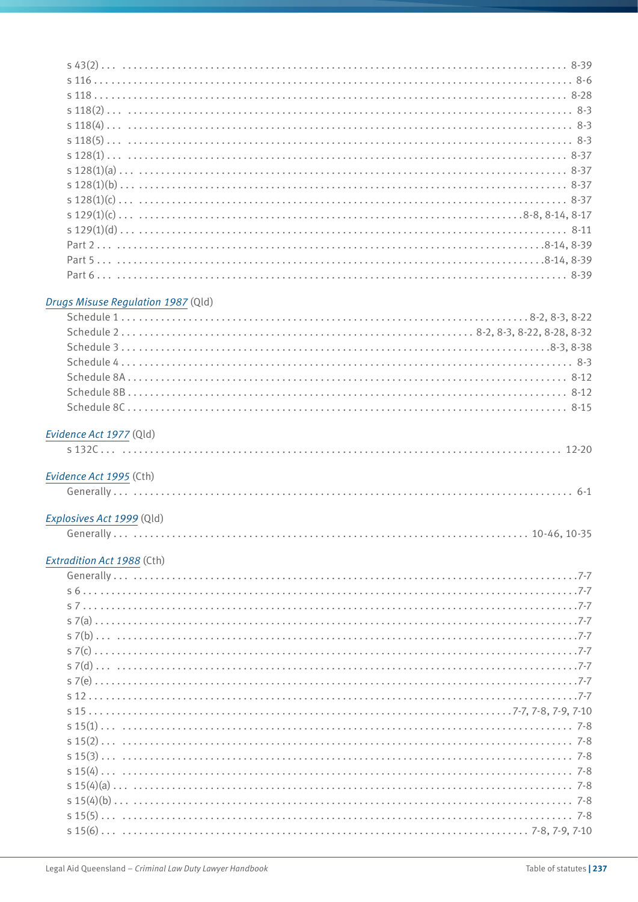s 43(2) . . . 8-39
s 116 . . . 8-6
s 118 . . . 8-28
s 118(2) . . . 8-3
s 118(4) . . . 8-3
s 118(5) . . . 8-3
s 128(1) . . . 8-37
s 128(1)(a) . . . 8-37
s 128(1)(b) . . . 8-37
s 128(1)(c) . . . 8-37
s 129(1)(c) . . . 8-8, 8-14, 8-17
s 129(1)(d) . . . 8-11
Part 2 . . . 8-14, 8-39
Part 5 . . . 8-14, 8-39
Part 6 . . . 8-39

*Drugs Misuse Regulation 1987* (Qld)

Schedule 1 . . . 8-2, 8-3, 8-22
Schedule 2 . . . 8-2, 8-3, 8-22, 8-28, 8-32
Schedule 3 . . . 8-3, 8-38
Schedule 4 . . . 8-3
Schedule 8A . . . 8-12
Schedule 8B . . . 8-12
Schedule 8C . . . 8-15

*Evidence Act 1977* (Qld)

s 132C . . . 12-20

*Evidence Act 1995* (Cth)

Generally . . . 6-1

*Explosives Act 1999* (Qld)

Generally . . . 10-46, 10-35

*Extradition Act 1988* (Cth)

Generally . . . 7-7
s 6 . . . 7-7
s 7 . . . 7-7
s 7(a) . . . 7-7
s 7(b) . . . 7-7
s 7(c) . . . 7-7
s 7(d) . . . 7-7
s 7(e) . . . 7-7
s 12 . . . 7-7
s 15 . . . 7-7, 7-8, 7-9, 7-10
s 15(1) . . . 7-8
s 15(2) . . . 7-8
s 15(3) . . . 7-8
s 15(4) . . . 7-8
s 15(4)(a) . . . 7-8
s 15(4)(b) . . . 7-8
s 15(5) . . . 7-8
s 15(6) . . . 7-8, 7-9, 7-10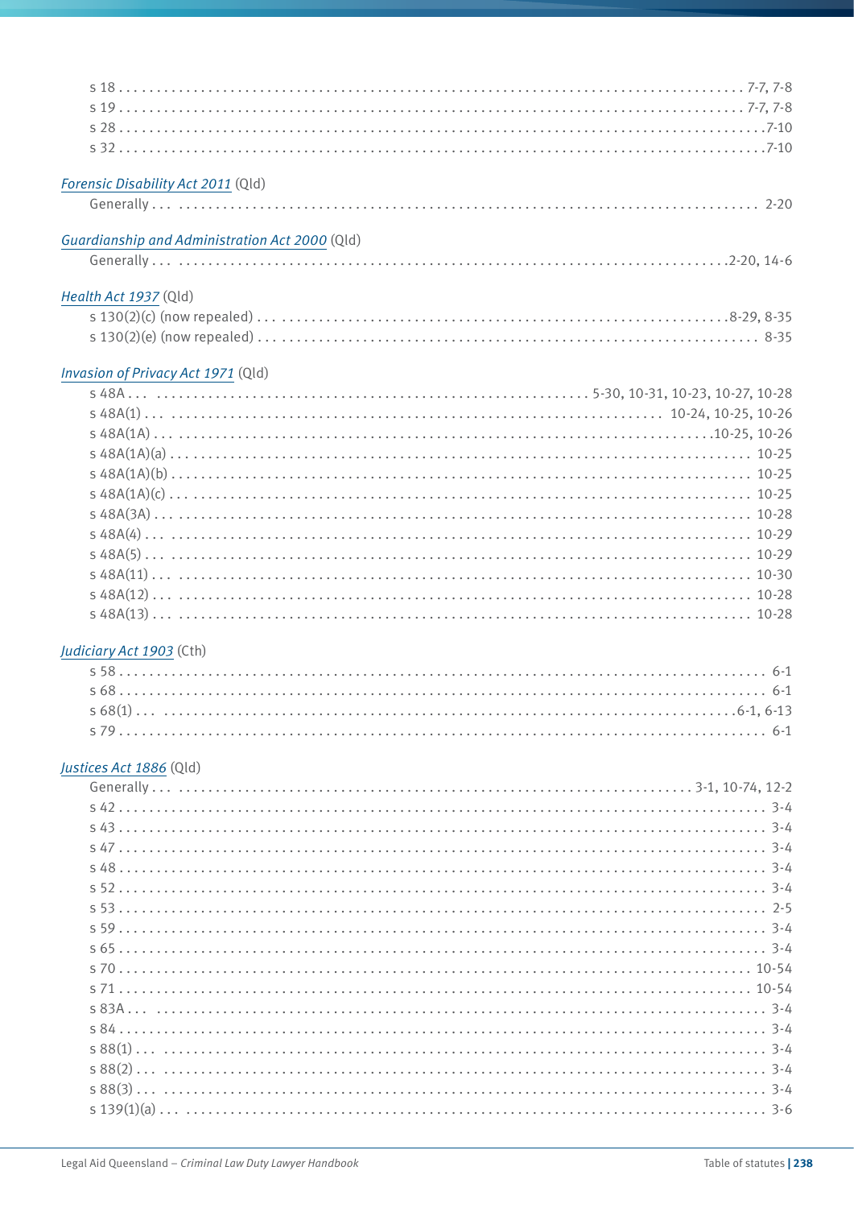s 18 . . . 7-7, 7-8
s 19 . . . 7-7, 7-8
s 28 . . . 7-10
s 32 . . . 7-10

*Forensic Disability Act 2011* (Qld)

Generally . . . 2-20

*Guardianship and Administration Act 2000* (Qld)

Generally . . . 2-20, 14-6

*Health Act 1937* (Qld)

s 130(2)(c) (now repealed) . . . 8-29, 8-35
s 130(2)(e) (now repealed) . . . 8-35

*Invasion of Privacy Act 1971* (Qld)

s 48A . . . 5-30, 10-31, 10-23, 10-27, 10-28
s 48A(1) . . . 10-24, 10-25, 10-26
s 48A(1A) . . . 10-25, 10-26
s 48A(1A)(a) . . . 10-25
s 48A(1A)(b) . . . 10-25
s 48A(1A)(c) . . . 10-25
s 48A(3A) . . . 10-28
s 48A(4) . . . 10-29
s 48A(5) . . . 10-29
s 48A(11) . . . 10-30
s 48A(12) . . . 10-28
s 48A(13) . . . 10-28

*Judiciary Act 1903* (Cth)

s 58 . . . 6-1
s 68 . . . 6-1
s 68(1) . . . 6-1, 6-13
s 79 . . . 6-1

*Justices Act 1886* (Qld)

Generally . . . 3-1, 10-74, 12-2
s 42 . . . 3-4
s 43 . . . 3-4
s 47 . . . 3-4
s 48 . . . 3-4
s 52 . . . 3-4
s 53 . . . 2-5
s 59 . . . 3-4
s 65 . . . 3-4
s 70 . . . 10-54
s 71 . . . 10-54
s 83A . . . 3-4
s 84 . . . 3-4
s 88(1) . . . 3-4
s 88(2) . . . 3-4
s 88(3) . . . 3-4
s 139(1)(a) . . . 3-6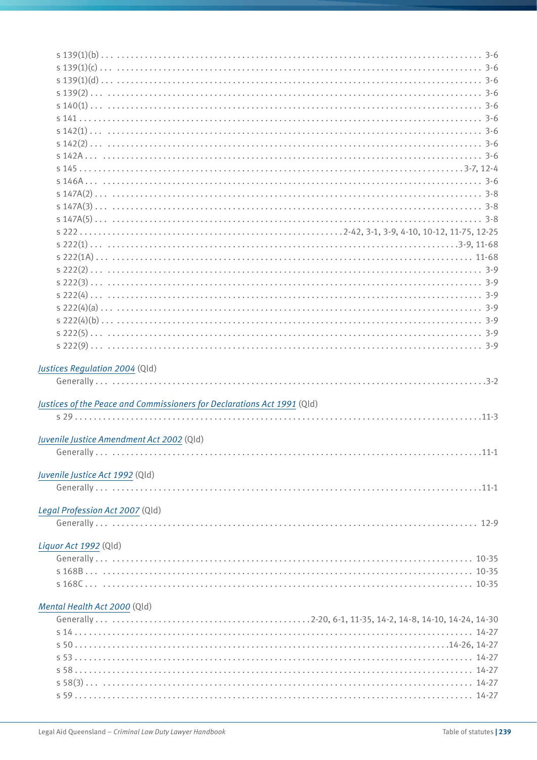s 139(1)(b) . . . 3-6
s 139(1)(c) . . . 3-6
s 139(1)(d) . . . 3-6
s 139(2) . . . 3-6
s 140(1) . . . 3-6
s 141 . . . 3-6
s 142(1) . . . 3-6
s 142(2) . . . 3-6
s 142A . . . 3-6
s 145 . . . 3-7, 12-4
s 146A . . . 3-6
s 147A(2) . . . 3-8
s 147A(3) . . . 3-8
s 147A(5) . . . 3-8
s 222 . . . 2-42, 3-1, 3-9, 4-10, 10-12, 11-75, 12-25
s 222(1) . . . 3-9, 11-68
s 222(1A) . . . 11-68
s 222(2) . . . 3-9
s 222(3) . . . 3-9
s 222(4) . . . 3-9
s 222(4)(a) . . . 3-9
s 222(4)(b) . . . 3-9
s 222(5) . . . 3-9
s 222(9) . . . 3-9

*Justices Regulation 2004* (Qld)
Generally . . . 3-2

*Justices of the Peace and Commissioners for Declarations Act 1991* (Qld)
s 29 . . . 11-3

*Juvenile Justice Amendment Act 2002* (Qld)
Generally . . . 11-1

*Juvenile Justice Act 1992* (Qld)
Generally . . . 11-1

*Legal Profession Act 2007* (Qld)
Generally . . . 12-9

*Liquor Act 1992* (Qld)
Generally . . . 10-35
s 168B . . . 10-35
s 168C . . . 10-35

*Mental Health Act 2000* (Qld)
Generally . . . 2-20, 6-1, 11-35, 14-2, 14-8, 14-10, 14-24, 14-30
s 14 . . . 14-27
s 50 . . . 14-26, 14-27
s 53 . . . 14-27
s 58 . . . 14-27
s 58(3) . . . 14-27
s 59 . . . 14-27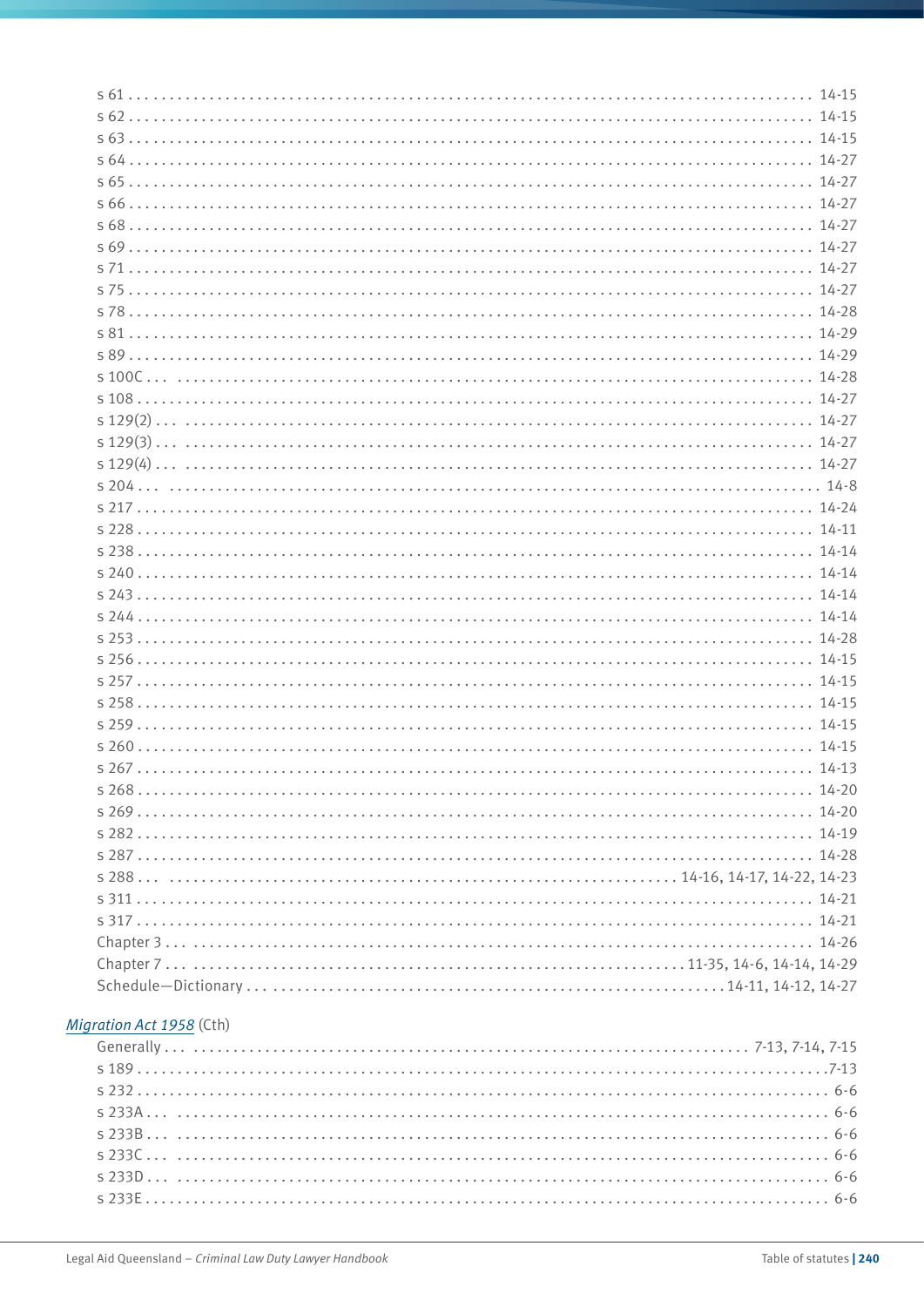s 61 . . . . . . . . . . . . . . . . . . . . . . . . . . . . . . . . . . . . . . . . . . . . . . . . . . . . . . . . . . . . . . . . . . . . . . . . . . . . 14-15
s 62 . . . . . . . . . . . . . . . . . . . . . . . . . . . . . . . . . . . . . . . . . . . . . . . . . . . . . . . . . . . . . . . . . . . . . . . . . . . . 14-15
s 63 . . . . . . . . . . . . . . . . . . . . . . . . . . . . . . . . . . . . . . . . . . . . . . . . . . . . . . . . . . . . . . . . . . . . . . . . . . . . 14-15
s 64 . . . . . . . . . . . . . . . . . . . . . . . . . . . . . . . . . . . . . . . . . . . . . . . . . . . . . . . . . . . . . . . . . . . . . . . . . . . . 14-27
s 65 . . . . . . . . . . . . . . . . . . . . . . . . . . . . . . . . . . . . . . . . . . . . . . . . . . . . . . . . . . . . . . . . . . . . . . . . . . . . 14-27
s 66 . . . . . . . . . . . . . . . . . . . . . . . . . . . . . . . . . . . . . . . . . . . . . . . . . . . . . . . . . . . . . . . . . . . . . . . . . . . . 14-27
s 68 . . . . . . . . . . . . . . . . . . . . . . . . . . . . . . . . . . . . . . . . . . . . . . . . . . . . . . . . . . . . . . . . . . . . . . . . . . . . 14-27
s 69 . . . . . . . . . . . . . . . . . . . . . . . . . . . . . . . . . . . . . . . . . . . . . . . . . . . . . . . . . . . . . . . . . . . . . . . . . . . . 14-27
s 71 . . . . . . . . . . . . . . . . . . . . . . . . . . . . . . . . . . . . . . . . . . . . . . . . . . . . . . . . . . . . . . . . . . . . . . . . . . . . 14-27
s 75 . . . . . . . . . . . . . . . . . . . . . . . . . . . . . . . . . . . . . . . . . . . . . . . . . . . . . . . . . . . . . . . . . . . . . . . . . . . . 14-27
s 78 . . . . . . . . . . . . . . . . . . . . . . . . . . . . . . . . . . . . . . . . . . . . . . . . . . . . . . . . . . . . . . . . . . . . . . . . . . . . 14-28
s 81 . . . . . . . . . . . . . . . . . . . . . . . . . . . . . . . . . . . . . . . . . . . . . . . . . . . . . . . . . . . . . . . . . . . . . . . . . . . . 14-29
s 89 . . . . . . . . . . . . . . . . . . . . . . . . . . . . . . . . . . . . . . . . . . . . . . . . . . . . . . . . . . . . . . . . . . . . . . . . . . . . 14-29
s 100C . . . . . . . . . . . . . . . . . . . . . . . . . . . . . . . . . . . . . . . . . . . . . . . . . . . . . . . . . . . . . . . . . . . . . . . . . . 14-28
s 108 . . . . . . . . . . . . . . . . . . . . . . . . . . . . . . . . . . . . . . . . . . . . . . . . . . . . . . . . . . . . . . . . . . . . . . . . . . . 14-27
s 129(2) . . . . . . . . . . . . . . . . . . . . . . . . . . . . . . . . . . . . . . . . . . . . . . . . . . . . . . . . . . . . . . . . . . . . . . . . . 14-27
s 129(3) . . . . . . . . . . . . . . . . . . . . . . . . . . . . . . . . . . . . . . . . . . . . . . . . . . . . . . . . . . . . . . . . . . . . . . . . . 14-27
s 129(4) . . . . . . . . . . . . . . . . . . . . . . . . . . . . . . . . . . . . . . . . . . . . . . . . . . . . . . . . . . . . . . . . . . . . . . . . . 14-27
s 204 . . . . . . . . . . . . . . . . . . . . . . . . . . . . . . . . . . . . . . . . . . . . . . . . . . . . . . . . . . . . . . . . . . . . . . . . . . . 14-8
s 217 . . . . . . . . . . . . . . . . . . . . . . . . . . . . . . . . . . . . . . . . . . . . . . . . . . . . . . . . . . . . . . . . . . . . . . . . . . . 14-24
s 228 . . . . . . . . . . . . . . . . . . . . . . . . . . . . . . . . . . . . . . . . . . . . . . . . . . . . . . . . . . . . . . . . . . . . . . . . . . . 14-11
s 238 . . . . . . . . . . . . . . . . . . . . . . . . . . . . . . . . . . . . . . . . . . . . . . . . . . . . . . . . . . . . . . . . . . . . . . . . . . . 14-14
s 240 . . . . . . . . . . . . . . . . . . . . . . . . . . . . . . . . . . . . . . . . . . . . . . . . . . . . . . . . . . . . . . . . . . . . . . . . . . . 14-14
s 243 . . . . . . . . . . . . . . . . . . . . . . . . . . . . . . . . . . . . . . . . . . . . . . . . . . . . . . . . . . . . . . . . . . . . . . . . . . . 14-14
s 244 . . . . . . . . . . . . . . . . . . . . . . . . . . . . . . . . . . . . . . . . . . . . . . . . . . . . . . . . . . . . . . . . . . . . . . . . . . . 14-14
s 253 . . . . . . . . . . . . . . . . . . . . . . . . . . . . . . . . . . . . . . . . . . . . . . . . . . . . . . . . . . . . . . . . . . . . . . . . . . . 14-28
s 256 . . . . . . . . . . . . . . . . . . . . . . . . . . . . . . . . . . . . . . . . . . . . . . . . . . . . . . . . . . . . . . . . . . . . . . . . . . . 14-15
s 257 . . . . . . . . . . . . . . . . . . . . . . . . . . . . . . . . . . . . . . . . . . . . . . . . . . . . . . . . . . . . . . . . . . . . . . . . . . . 14-15
s 258 . . . . . . . . . . . . . . . . . . . . . . . . . . . . . . . . . . . . . . . . . . . . . . . . . . . . . . . . . . . . . . . . . . . . . . . . . . . 14-15
s 259 . . . . . . . . . . . . . . . . . . . . . . . . . . . . . . . . . . . . . . . . . . . . . . . . . . . . . . . . . . . . . . . . . . . . . . . . . . . 14-15
s 260 . . . . . . . . . . . . . . . . . . . . . . . . . . . . . . . . . . . . . . . . . . . . . . . . . . . . . . . . . . . . . . . . . . . . . . . . . . . 14-15
s 267 . . . . . . . . . . . . . . . . . . . . . . . . . . . . . . . . . . . . . . . . . . . . . . . . . . . . . . . . . . . . . . . . . . . . . . . . . . . 14-13
s 268 . . . . . . . . . . . . . . . . . . . . . . . . . . . . . . . . . . . . . . . . . . . . . . . . . . . . . . . . . . . . . . . . . . . . . . . . . . . 14-20
s 269 . . . . . . . . . . . . . . . . . . . . . . . . . . . . . . . . . . . . . . . . . . . . . . . . . . . . . . . . . . . . . . . . . . . . . . . . . . . 14-20
s 282 . . . . . . . . . . . . . . . . . . . . . . . . . . . . . . . . . . . . . . . . . . . . . . . . . . . . . . . . . . . . . . . . . . . . . . . . . . . 14-19
s 287 . . . . . . . . . . . . . . . . . . . . . . . . . . . . . . . . . . . . . . . . . . . . . . . . . . . . . . . . . . . . . . . . . . . . . . . . . . . 14-28
s 288 . . . . . . . . . . . . . . . . . . . . . . . . . . . . . . . . . . . . . . . . . . . . . . . . . . . . . . . . 14-16, 14-17, 14-22, 14-23
s 311 . . . . . . . . . . . . . . . . . . . . . . . . . . . . . . . . . . . . . . . . . . . . . . . . . . . . . . . . . . . . . . . . . . . . . . . . . . . 14-21
s 317 . . . . . . . . . . . . . . . . . . . . . . . . . . . . . . . . . . . . . . . . . . . . . . . . . . . . . . . . . . . . . . . . . . . . . . . . . . . 14-21
Chapter 3 . . . . . . . . . . . . . . . . . . . . . . . . . . . . . . . . . . . . . . . . . . . . . . . . . . . . . . . . . . . . . . . . . . . . . . . 14-26
Chapter 7 . . . . . . . . . . . . . . . . . . . . . . . . . . . . . . . . . . . . . . . . . . . . . . . . . . . . . . . 11-35, 14-6, 14-14, 14-29
Schedule—Dictionary . . . . . . . . . . . . . . . . . . . . . . . . . . . . . . . . . . . . . . . . . . . . . . . . . . . . 14-11, 14-12, 14-27

*Migration Act 1958* (Cth)

Generally . . . . . . . . . . . . . . . . . . . . . . . . . . . . . . . . . . . . . . . . . . . . . . . . . . . . . . . . . . . . . . . . 7-13, 7-14, 7-15
s 189 . . . . . . . . . . . . . . . . . . . . . . . . . . . . . . . . . . . . . . . . . . . . . . . . . . . . . . . . . . . . . . . . . . . . . . . . . . . . . 7-13
s 232 . . . . . . . . . . . . . . . . . . . . . . . . . . . . . . . . . . . . . . . . . . . . . . . . . . . . . . . . . . . . . . . . . . . . . . . . . . . . . 6-6
s 233A . . . . . . . . . . . . . . . . . . . . . . . . . . . . . . . . . . . . . . . . . . . . . . . . . . . . . . . . . . . . . . . . . . . . . . . . . . . . 6-6
s 233B . . . . . . . . . . . . . . . . . . . . . . . . . . . . . . . . . . . . . . . . . . . . . . . . . . . . . . . . . . . . . . . . . . . . . . . . . . . . 6-6
s 233C . . . . . . . . . . . . . . . . . . . . . . . . . . . . . . . . . . . . . . . . . . . . . . . . . . . . . . . . . . . . . . . . . . . . . . . . . . . . 6-6
s 233D . . . . . . . . . . . . . . . . . . . . . . . . . . . . . . . . . . . . . . . . . . . . . . . . . . . . . . . . . . . . . . . . . . . . . . . . . . . . 6-6
s 233E . . . . . . . . . . . . . . . . . . . . . . . . . . . . . . . . . . . . . . . . . . . . . . . . . . . . . . . . . . . . . . . . . . . . . . . . . . . . 6-6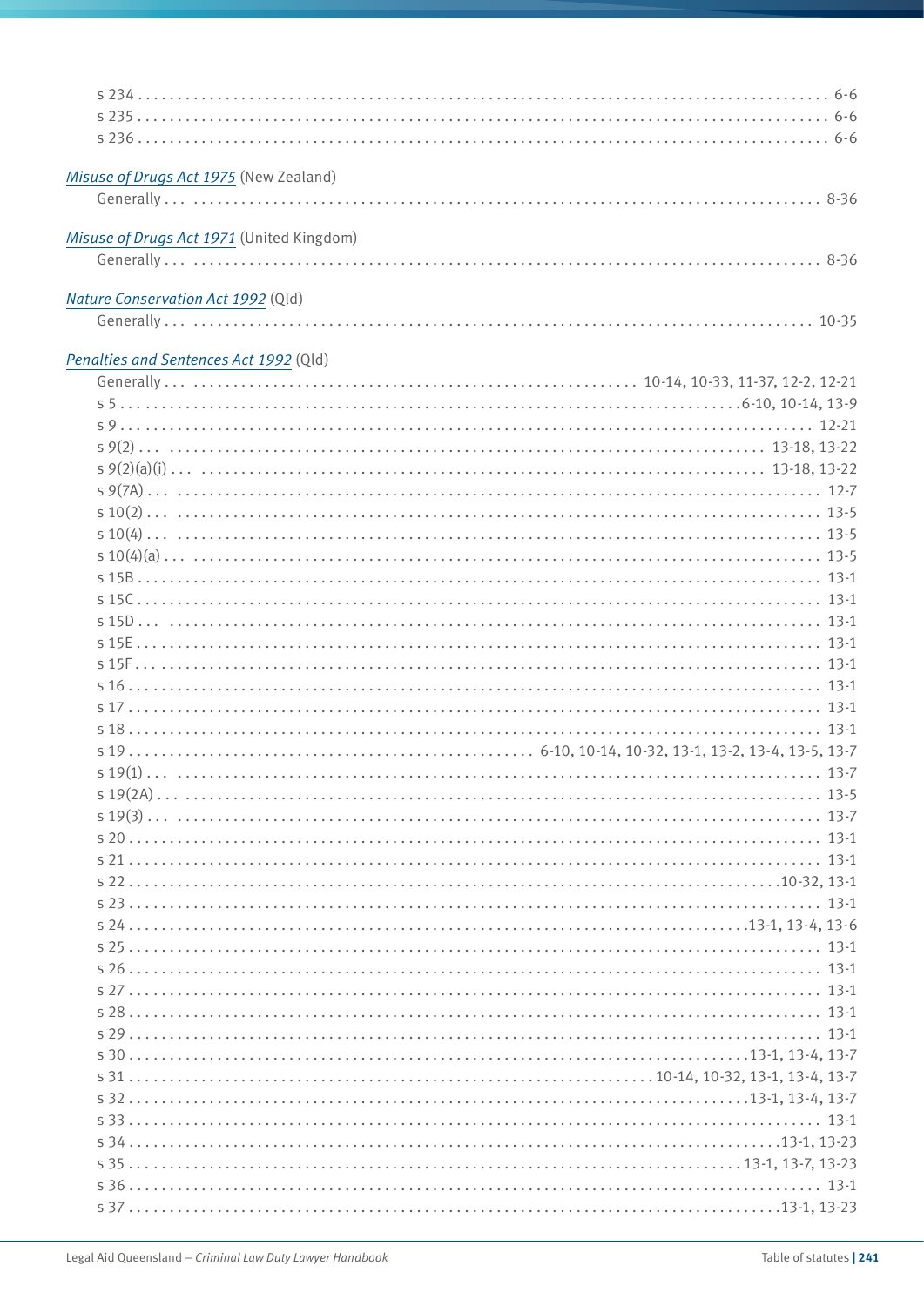s 234 . . . . . . . . . . . . . . . . . . . . . . . . . . . . . . . . . . . . . . . . . . . . . . . . . . . . . . . . . . . . . . . . . . . . . . . . . . . . 6-6
s 235 . . . . . . . . . . . . . . . . . . . . . . . . . . . . . . . . . . . . . . . . . . . . . . . . . . . . . . . . . . . . . . . . . . . . . . . . . . . . 6-6
s 236 . . . . . . . . . . . . . . . . . . . . . . . . . . . . . . . . . . . . . . . . . . . . . . . . . . . . . . . . . . . . . . . . . . . . . . . . . . . . 6-6

*Misuse of Drugs Act 1975* (New Zealand)

Generally . . . . . . . . . . . . . . . . . . . . . . . . . . . . . . . . . . . . . . . . . . . . . . . . . . . . . . . . . . . . . . . . . . . . . . . . 8-36

*Misuse of Drugs Act 1971* (United Kingdom)

Generally . . . . . . . . . . . . . . . . . . . . . . . . . . . . . . . . . . . . . . . . . . . . . . . . . . . . . . . . . . . . . . . . . . . . . . . . 8-36

*Nature Conservation Act 1992* (Qld)

Generally . . . . . . . . . . . . . . . . . . . . . . . . . . . . . . . . . . . . . . . . . . . . . . . . . . . . . . . . . . . . . . . . . . . . . . . 10-35

*Penalties and Sentences Act 1992* (Qld)

Generally . . . . . . . . . . . . . . . . . . . . . . . . . . . . . . . . . . . . . . . . . . . . . . . . . 10-14, 10-33, 11-37, 12-2, 12-21
s 5 . . . . . . . . . . . . . . . . . . . . . . . . . . . . . . . . . . . . . . . . . . . . . . . . . . . . . . . . . . . . . . . . . . . 6-10, 10-14, 13-9
s 9 . . . . . . . . . . . . . . . . . . . . . . . . . . . . . . . . . . . . . . . . . . . . . . . . . . . . . . . . . . . . . . . . . . . . . . . . . . . . 12-21
s 9(2) . . . . . . . . . . . . . . . . . . . . . . . . . . . . . . . . . . . . . . . . . . . . . . . . . . . . . . . . . . . . . . . . . . . . . 13-18, 13-22
s 9(2)(a)(i) . . . . . . . . . . . . . . . . . . . . . . . . . . . . . . . . . . . . . . . . . . . . . . . . . . . . . . . . . . . . . . . . 13-18, 13-22
s 9(7A) . . . . . . . . . . . . . . . . . . . . . . . . . . . . . . . . . . . . . . . . . . . . . . . . . . . . . . . . . . . . . . . . . . . . . . . . . . 12-7
s 10(2) . . . . . . . . . . . . . . . . . . . . . . . . . . . . . . . . . . . . . . . . . . . . . . . . . . . . . . . . . . . . . . . . . . . . . . . . . . 13-5
s 10(4) . . . . . . . . . . . . . . . . . . . . . . . . . . . . . . . . . . . . . . . . . . . . . . . . . . . . . . . . . . . . . . . . . . . . . . . . . . 13-5
s 10(4)(a) . . . . . . . . . . . . . . . . . . . . . . . . . . . . . . . . . . . . . . . . . . . . . . . . . . . . . . . . . . . . . . . . . . . . . . . 13-5
s 15B . . . . . . . . . . . . . . . . . . . . . . . . . . . . . . . . . . . . . . . . . . . . . . . . . . . . . . . . . . . . . . . . . . . . . . . . . . . 13-1
s 15C . . . . . . . . . . . . . . . . . . . . . . . . . . . . . . . . . . . . . . . . . . . . . . . . . . . . . . . . . . . . . . . . . . . . . . . . . . . 13-1
s 15D . . . . . . . . . . . . . . . . . . . . . . . . . . . . . . . . . . . . . . . . . . . . . . . . . . . . . . . . . . . . . . . . . . . . . . . . . . . 13-1
s 15E . . . . . . . . . . . . . . . . . . . . . . . . . . . . . . . . . . . . . . . . . . . . . . . . . . . . . . . . . . . . . . . . . . . . . . . . . . . 13-1
s 15F . . . . . . . . . . . . . . . . . . . . . . . . . . . . . . . . . . . . . . . . . . . . . . . . . . . . . . . . . . . . . . . . . . . . . . . . . . . 13-1
s 16 . . . . . . . . . . . . . . . . . . . . . . . . . . . . . . . . . . . . . . . . . . . . . . . . . . . . . . . . . . . . . . . . . . . . . . . . . . . . 13-1
s 17 . . . . . . . . . . . . . . . . . . . . . . . . . . . . . . . . . . . . . . . . . . . . . . . . . . . . . . . . . . . . . . . . . . . . . . . . . . . . 13-1
s 18 . . . . . . . . . . . . . . . . . . . . . . . . . . . . . . . . . . . . . . . . . . . . . . . . . . . . . . . . . . . . . . . . . . . . . . . . . . . . 13-1
s 19 . . . . . . . . . . . . . . . . . . . . . . . . . . . . . . . . . . . . . . . . . . . . . 6-10, 10-14, 10-32, 13-1, 13-2, 13-4, 13-5, 13-7
s 19(1) . . . . . . . . . . . . . . . . . . . . . . . . . . . . . . . . . . . . . . . . . . . . . . . . . . . . . . . . . . . . . . . . . . . . . . . . . . 13-7
s 19(2A) . . . . . . . . . . . . . . . . . . . . . . . . . . . . . . . . . . . . . . . . . . . . . . . . . . . . . . . . . . . . . . . . . . . . . . . . . 13-5
s 19(3) . . . . . . . . . . . . . . . . . . . . . . . . . . . . . . . . . . . . . . . . . . . . . . . . . . . . . . . . . . . . . . . . . . . . . . . . . . 13-7
s 20 . . . . . . . . . . . . . . . . . . . . . . . . . . . . . . . . . . . . . . . . . . . . . . . . . . . . . . . . . . . . . . . . . . . . . . . . . . . . 13-1
s 21 . . . . . . . . . . . . . . . . . . . . . . . . . . . . . . . . . . . . . . . . . . . . . . . . . . . . . . . . . . . . . . . . . . . . . . . . . . . . 13-1
s 22 . . . . . . . . . . . . . . . . . . . . . . . . . . . . . . . . . . . . . . . . . . . . . . . . . . . . . . . . . . . . . . . . . . . . . . . 10-32, 13-1
s 23 . . . . . . . . . . . . . . . . . . . . . . . . . . . . . . . . . . . . . . . . . . . . . . . . . . . . . . . . . . . . . . . . . . . . . . . . . . . . 13-1
s 24 . . . . . . . . . . . . . . . . . . . . . . . . . . . . . . . . . . . . . . . . . . . . . . . . . . . . . . . . . . . . . . . . . . . 13-1, 13-4, 13-6
s 25 . . . . . . . . . . . . . . . . . . . . . . . . . . . . . . . . . . . . . . . . . . . . . . . . . . . . . . . . . . . . . . . . . . . . . . . . . . . . 13-1
s 26 . . . . . . . . . . . . . . . . . . . . . . . . . . . . . . . . . . . . . . . . . . . . . . . . . . . . . . . . . . . . . . . . . . . . . . . . . . . . 13-1
s 27 . . . . . . . . . . . . . . . . . . . . . . . . . . . . . . . . . . . . . . . . . . . . . . . . . . . . . . . . . . . . . . . . . . . . . . . . . . . . 13-1
s 28 . . . . . . . . . . . . . . . . . . . . . . . . . . . . . . . . . . . . . . . . . . . . . . . . . . . . . . . . . . . . . . . . . . . . . . . . . . . . 13-1
s 29 . . . . . . . . . . . . . . . . . . . . . . . . . . . . . . . . . . . . . . . . . . . . . . . . . . . . . . . . . . . . . . . . . . . . . . . . . . . . 13-1
s 30 . . . . . . . . . . . . . . . . . . . . . . . . . . . . . . . . . . . . . . . . . . . . . . . . . . . . . . . . . . . . . . . . . . . 13-1, 13-4, 13-7
s 31 . . . . . . . . . . . . . . . . . . . . . . . . . . . . . . . . . . . . . . . . . . . . . . . . . . . . . . . . . 10-14, 10-32, 13-1, 13-4, 13-7
s 32 . . . . . . . . . . . . . . . . . . . . . . . . . . . . . . . . . . . . . . . . . . . . . . . . . . . . . . . . . . . . . . . . . . . 13-1, 13-4, 13-7
s 33 . . . . . . . . . . . . . . . . . . . . . . . . . . . . . . . . . . . . . . . . . . . . . . . . . . . . . . . . . . . . . . . . . . . . . . . . . . . . 13-1
s 34 . . . . . . . . . . . . . . . . . . . . . . . . . . . . . . . . . . . . . . . . . . . . . . . . . . . . . . . . . . . . . . . . . . . . . . . 13-1, 13-23
s 35 . . . . . . . . . . . . . . . . . . . . . . . . . . . . . . . . . . . . . . . . . . . . . . . . . . . . . . . . . . . . . . . . . . . 13-1, 13-7, 13-23
s 36 . . . . . . . . . . . . . . . . . . . . . . . . . . . . . . . . . . . . . . . . . . . . . . . . . . . . . . . . . . . . . . . . . . . . . . . . . . . . 13-1
s 37 . . . . . . . . . . . . . . . . . . . . . . . . . . . . . . . . . . . . . . . . . . . . . . . . . . . . . . . . . . . . . . . . . . . . . . . 13-1, 13-23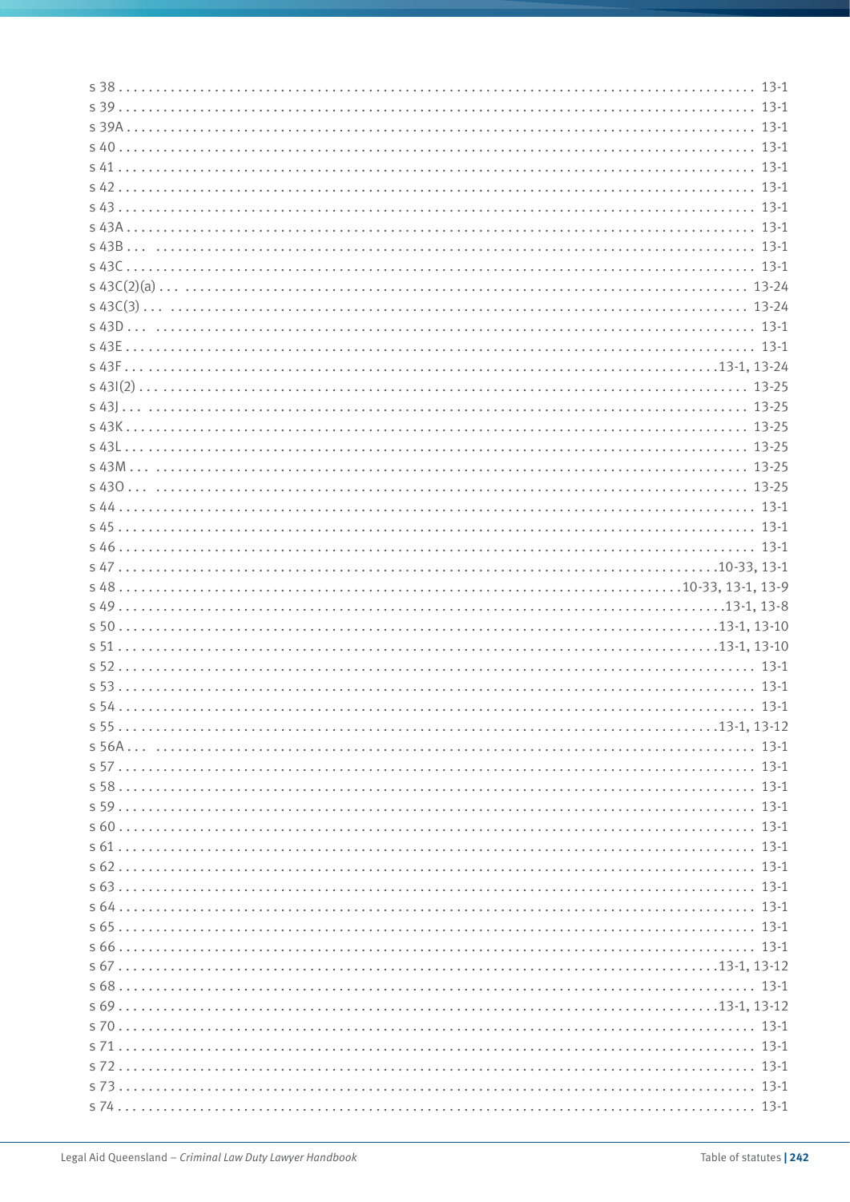s 38 . . . . . . . . . . . . . . . . . . . . . . . . . . . . . . . . . . . . . . . . . . . . . . . . . . . . . . . . . . . . . . . . . . . . . . . . . . . . . . . 13-1  
s 39 . . . . . . . . . . . . . . . . . . . . . . . . . . . . . . . . . . . . . . . . . . . . . . . . . . . . . . . . . . . . . . . . . . . . . . . . . . . . . . . 13-1  
s 39A . . . . . . . . . . . . . . . . . . . . . . . . . . . . . . . . . . . . . . . . . . . . . . . . . . . . . . . . . . . . . . . . . . . . . . . . . . . . . . 13-1  
s 40 . . . . . . . . . . . . . . . . . . . . . . . . . . . . . . . . . . . . . . . . . . . . . . . . . . . . . . . . . . . . . . . . . . . . . . . . . . . . . . . 13-1  
s 41 . . . . . . . . . . . . . . . . . . . . . . . . . . . . . . . . . . . . . . . . . . . . . . . . . . . . . . . . . . . . . . . . . . . . . . . . . . . . . . . 13-1  
s 42 . . . . . . . . . . . . . . . . . . . . . . . . . . . . . . . . . . . . . . . . . . . . . . . . . . . . . . . . . . . . . . . . . . . . . . . . . . . . . . . 13-1  
s 43 . . . . . . . . . . . . . . . . . . . . . . . . . . . . . . . . . . . . . . . . . . . . . . . . . . . . . . . . . . . . . . . . . . . . . . . . . . . . . . . 13-1  
s 43A . . . . . . . . . . . . . . . . . . . . . . . . . . . . . . . . . . . . . . . . . . . . . . . . . . . . . . . . . . . . . . . . . . . . . . . . . . . . . . 13-1  
s 43B . . . . . . . . . . . . . . . . . . . . . . . . . . . . . . . . . . . . . . . . . . . . . . . . . . . . . . . . . . . . . . . . . . . . . . . . . . . . . . 13-1  
s 43C . . . . . . . . . . . . . . . . . . . . . . . . . . . . . . . . . . . . . . . . . . . . . . . . . . . . . . . . . . . . . . . . . . . . . . . . . . . . . . 13-1  
s 43C(2)(a) . . . . . . . . . . . . . . . . . . . . . . . . . . . . . . . . . . . . . . . . . . . . . . . . . . . . . . . . . . . . . . . . . . . . . . . . . 13-24  
s 43C(3) . . . . . . . . . . . . . . . . . . . . . . . . . . . . . . . . . . . . . . . . . . . . . . . . . . . . . . . . . . . . . . . . . . . . . . . . . . . 13-24  
s 43D . . . . . . . . . . . . . . . . . . . . . . . . . . . . . . . . . . . . . . . . . . . . . . . . . . . . . . . . . . . . . . . . . . . . . . . . . . . . . . 13-1  
s 43E . . . . . . . . . . . . . . . . . . . . . . . . . . . . . . . . . . . . . . . . . . . . . . . . . . . . . . . . . . . . . . . . . . . . . . . . . . . . . . 13-1  
s 43F . . . . . . . . . . . . . . . . . . . . . . . . . . . . . . . . . . . . . . . . . . . . . . . . . . . . . . . . . . . . . . . . . . . . . . . . . 13-1, 13-24  
s 43I(2) . . . . . . . . . . . . . . . . . . . . . . . . . . . . . . . . . . . . . . . . . . . . . . . . . . . . . . . . . . . . . . . . . . . . . . . . . . . 13-25  
s 43J . . . . . . . . . . . . . . . . . . . . . . . . . . . . . . . . . . . . . . . . . . . . . . . . . . . . . . . . . . . . . . . . . . . . . . . . . . . . . . 13-25  
s 43K . . . . . . . . . . . . . . . . . . . . . . . . . . . . . . . . . . . . . . . . . . . . . . . . . . . . . . . . . . . . . . . . . . . . . . . . . . . . . 13-25  
s 43L . . . . . . . . . . . . . . . . . . . . . . . . . . . . . . . . . . . . . . . . . . . . . . . . . . . . . . . . . . . . . . . . . . . . . . . . . . . . . . 13-25  
s 43M . . . . . . . . . . . . . . . . . . . . . . . . . . . . . . . . . . . . . . . . . . . . . . . . . . . . . . . . . . . . . . . . . . . . . . . . . . . . . 13-25  
s 43O . . . . . . . . . . . . . . . . . . . . . . . . . . . . . . . . . . . . . . . . . . . . . . . . . . . . . . . . . . . . . . . . . . . . . . . . . . . . . 13-25  
s 44 . . . . . . . . . . . . . . . . . . . . . . . . . . . . . . . . . . . . . . . . . . . . . . . . . . . . . . . . . . . . . . . . . . . . . . . . . . . . . . . 13-1  
s 45 . . . . . . . . . . . . . . . . . . . . . . . . . . . . . . . . . . . . . . . . . . . . . . . . . . . . . . . . . . . . . . . . . . . . . . . . . . . . . . . 13-1  
s 46 . . . . . . . . . . . . . . . . . . . . . . . . . . . . . . . . . . . . . . . . . . . . . . . . . . . . . . . . . . . . . . . . . . . . . . . . . . . . . . . 13-1  
s 47 . . . . . . . . . . . . . . . . . . . . . . . . . . . . . . . . . . . . . . . . . . . . . . . . . . . . . . . . . . . . . . . . . . . . . . . . . . 10-33, 13-1  
s 48 . . . . . . . . . . . . . . . . . . . . . . . . . . . . . . . . . . . . . . . . . . . . . . . . . . . . . . . . . . . . . . . . . . . . . 10-33, 13-1, 13-9  
s 49 . . . . . . . . . . . . . . . . . . . . . . . . . . . . . . . . . . . . . . . . . . . . . . . . . . . . . . . . . . . . . . . . . . . . . . . . . . . 13-1, 13-8  
s 50 . . . . . . . . . . . . . . . . . . . . . . . . . . . . . . . . . . . . . . . . . . . . . . . . . . . . . . . . . . . . . . . . . . . . . . . . . . 13-1, 13-10  
s 51 . . . . . . . . . . . . . . . . . . . . . . . . . . . . . . . . . . . . . . . . . . . . . . . . . . . . . . . . . . . . . . . . . . . . . . . . . . 13-1, 13-10  
s 52 . . . . . . . . . . . . . . . . . . . . . . . . . . . . . . . . . . . . . . . . . . . . . . . . . . . . . . . . . . . . . . . . . . . . . . . . . . . . . . . 13-1  
s 53 . . . . . . . . . . . . . . . . . . . . . . . . . . . . . . . . . . . . . . . . . . . . . . . . . . . . . . . . . . . . . . . . . . . . . . . . . . . . . . . 13-1  
s 54 . . . . . . . . . . . . . . . . . . . . . . . . . . . . . . . . . . . . . . . . . . . . . . . . . . . . . . . . . . . . . . . . . . . . . . . . . . . . . . . 13-1  
s 55 . . . . . . . . . . . . . . . . . . . . . . . . . . . . . . . . . . . . . . . . . . . . . . . . . . . . . . . . . . . . . . . . . . . . . . . . . . 13-1, 13-12  
s 56A . . . . . . . . . . . . . . . . . . . . . . . . . . . . . . . . . . . . . . . . . . . . . . . . . . . . . . . . . . . . . . . . . . . . . . . . . . . . . . 13-1  
s 57 . . . . . . . . . . . . . . . . . . . . . . . . . . . . . . . . . . . . . . . . . . . . . . . . . . . . . . . . . . . . . . . . . . . . . . . . . . . . . . . 13-1  
s 58 . . . . . . . . . . . . . . . . . . . . . . . . . . . . . . . . . . . . . . . . . . . . . . . . . . . . . . . . . . . . . . . . . . . . . . . . . . . . . . . 13-1  
s 59 . . . . . . . . . . . . . . . . . . . . . . . . . . . . . . . . . . . . . . . . . . . . . . . . . . . . . . . . . . . . . . . . . . . . . . . . . . . . . . . 13-1  
s 60 . . . . . . . . . . . . . . . . . . . . . . . . . . . . . . . . . . . . . . . . . . . . . . . . . . . . . . . . . . . . . . . . . . . . . . . . . . . . . . . 13-1  
s 61 . . . . . . . . . . . . . . . . . . . . . . . . . . . . . . . . . . . . . . . . . . . . . . . . . . . . . . . . . . . . . . . . . . . . . . . . . . . . . . . 13-1  
s 62 . . . . . . . . . . . . . . . . . . . . . . . . . . . . . . . . . . . . . . . . . . . . . . . . . . . . . . . . . . . . . . . . . . . . . . . . . . . . . . . 13-1  
s 63 . . . . . . . . . . . . . . . . . . . . . . . . . . . . . . . . . . . . . . . . . . . . . . . . . . . . . . . . . . . . . . . . . . . . . . . . . . . . . . . 13-1  
s 64 . . . . . . . . . . . . . . . . . . . . . . . . . . . . . . . . . . . . . . . . . . . . . . . . . . . . . . . . . . . . . . . . . . . . . . . . . . . . . . . 13-1  
s 65 . . . . . . . . . . . . . . . . . . . . . . . . . . . . . . . . . . . . . . . . . . . . . . . . . . . . . . . . . . . . . . . . . . . . . . . . . . . . . . . 13-1  
s 66 . . . . . . . . . . . . . . . . . . . . . . . . . . . . . . . . . . . . . . . . . . . . . . . . . . . . . . . . . . . . . . . . . . . . . . . . . . . . . . . 13-1  
s 67 . . . . . . . . . . . . . . . . . . . . . . . . . . . . . . . . . . . . . . . . . . . . . . . . . . . . . . . . . . . . . . . . . . . . . . . . . . 13-1, 13-12  
s 68 . . . . . . . . . . . . . . . . . . . . . . . . . . . . . . . . . . . . . . . . . . . . . . . . . . . . . . . . . . . . . . . . . . . . . . . . . . . . . . . 13-1  
s 69 . . . . . . . . . . . . . . . . . . . . . . . . . . . . . . . . . . . . . . . . . . . . . . . . . . . . . . . . . . . . . . . . . . . . . . . . . . 13-1, 13-12  
s 70 . . . . . . . . . . . . . . . . . . . . . . . . . . . . . . . . . . . . . . . . . . . . . . . . . . . . . . . . . . . . . . . . . . . . . . . . . . . . . . . 13-1  
s 71 . . . . . . . . . . . . . . . . . . . . . . . . . . . . . . . . . . . . . . . . . . . . . . . . . . . . . . . . . . . . . . . . . . . . . . . . . . . . . . . 13-1  
s 72 . . . . . . . . . . . . . . . . . . . . . . . . . . . . . . . . . . . . . . . . . . . . . . . . . . . . . . . . . . . . . . . . . . . . . . . . . . . . . . . 13-1  
s 73 . . . . . . . . . . . . . . . . . . . . . . . . . . . . . . . . . . . . . . . . . . . . . . . . . . . . . . . . . . . . . . . . . . . . . . . . . . . . . . . 13-1  
s 74 . . . . . . . . . . . . . . . . . . . . . . . . . . . . . . . . . . . . . . . . . . . . . . . . . . . . . . . . . . . . . . . . . . . . . . . . . . . . . . . 13-1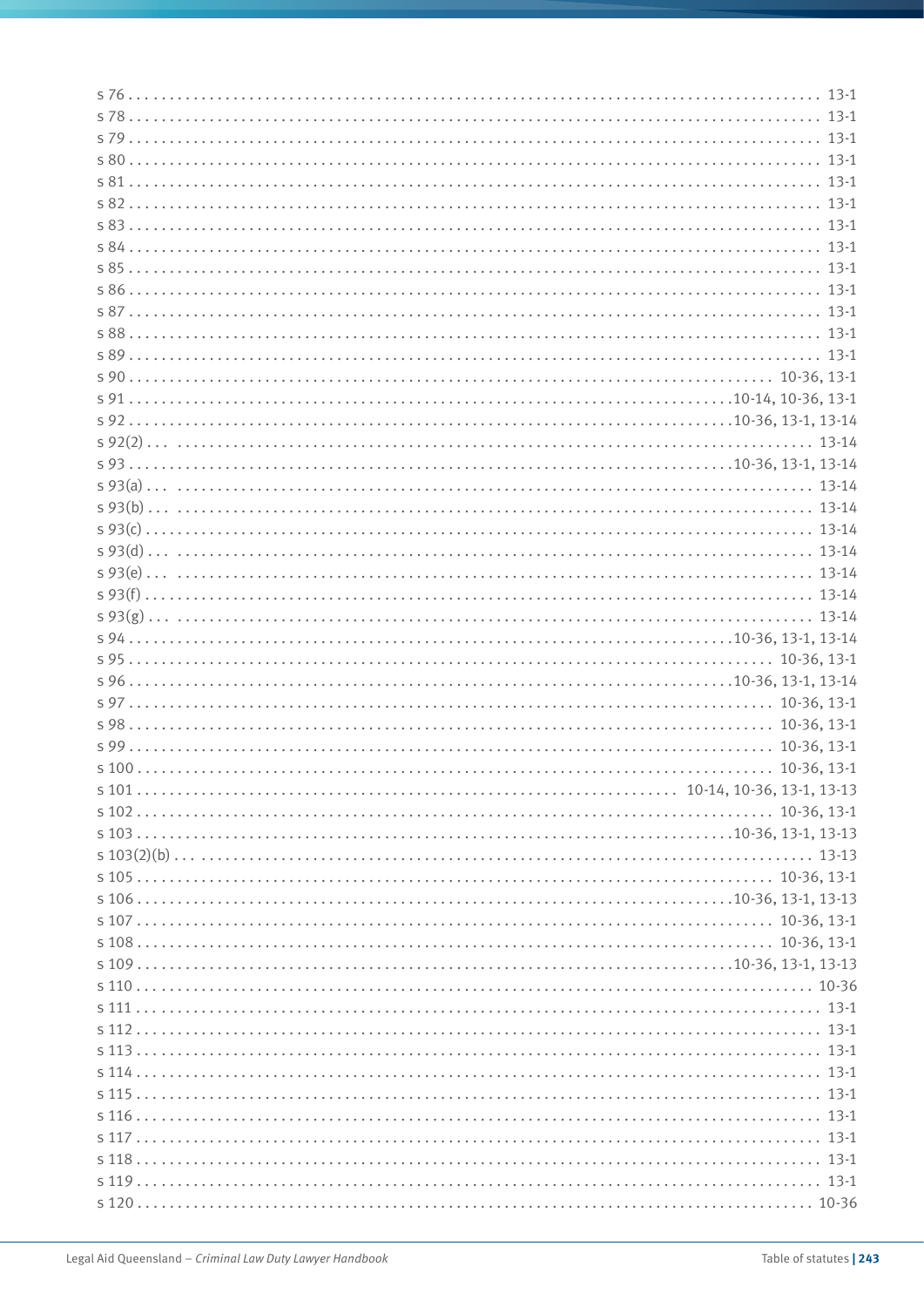s 76 . . . . . . . . . . . . . . . . . . . . . . . . . . . . . . . . . . . . . . . . . . . . . . . . . . . . . . . . . . . . . . . . . . . . . . . . . . . . . . . 13-1
s 78 . . . . . . . . . . . . . . . . . . . . . . . . . . . . . . . . . . . . . . . . . . . . . . . . . . . . . . . . . . . . . . . . . . . . . . . . . . . . . . . 13-1
s 79 . . . . . . . . . . . . . . . . . . . . . . . . . . . . . . . . . . . . . . . . . . . . . . . . . . . . . . . . . . . . . . . . . . . . . . . . . . . . . . . 13-1
s 80 . . . . . . . . . . . . . . . . . . . . . . . . . . . . . . . . . . . . . . . . . . . . . . . . . . . . . . . . . . . . . . . . . . . . . . . . . . . . . . . 13-1
s 81 . . . . . . . . . . . . . . . . . . . . . . . . . . . . . . . . . . . . . . . . . . . . . . . . . . . . . . . . . . . . . . . . . . . . . . . . . . . . . . . 13-1
s 82 . . . . . . . . . . . . . . . . . . . . . . . . . . . . . . . . . . . . . . . . . . . . . . . . . . . . . . . . . . . . . . . . . . . . . . . . . . . . . . . 13-1
s 83 . . . . . . . . . . . . . . . . . . . . . . . . . . . . . . . . . . . . . . . . . . . . . . . . . . . . . . . . . . . . . . . . . . . . . . . . . . . . . . . 13-1
s 84 . . . . . . . . . . . . . . . . . . . . . . . . . . . . . . . . . . . . . . . . . . . . . . . . . . . . . . . . . . . . . . . . . . . . . . . . . . . . . . . 13-1
s 85 . . . . . . . . . . . . . . . . . . . . . . . . . . . . . . . . . . . . . . . . . . . . . . . . . . . . . . . . . . . . . . . . . . . . . . . . . . . . . . . 13-1
s 86 . . . . . . . . . . . . . . . . . . . . . . . . . . . . . . . . . . . . . . . . . . . . . . . . . . . . . . . . . . . . . . . . . . . . . . . . . . . . . . . 13-1
s 87 . . . . . . . . . . . . . . . . . . . . . . . . . . . . . . . . . . . . . . . . . . . . . . . . . . . . . . . . . . . . . . . . . . . . . . . . . . . . . . . 13-1
s 88 . . . . . . . . . . . . . . . . . . . . . . . . . . . . . . . . . . . . . . . . . . . . . . . . . . . . . . . . . . . . . . . . . . . . . . . . . . . . . . . 13-1
s 89 . . . . . . . . . . . . . . . . . . . . . . . . . . . . . . . . . . . . . . . . . . . . . . . . . . . . . . . . . . . . . . . . . . . . . . . . . . . . . . . 13-1
s 90 . . . . . . . . . . . . . . . . . . . . . . . . . . . . . . . . . . . . . . . . . . . . . . . . . . . . . . . . . . . . . . . . . . . . . . . . . . 10-36, 13-1
s 91 . . . . . . . . . . . . . . . . . . . . . . . . . . . . . . . . . . . . . . . . . . . . . . . . . . . . . . . . . . . . . . . . . . . . . . 10-14, 10-36, 13-1
s 92 . . . . . . . . . . . . . . . . . . . . . . . . . . . . . . . . . . . . . . . . . . . . . . . . . . . . . . . . . . . . . . . . . . . . . . 10-36, 13-1, 13-14
s 92(2) . . . . . . . . . . . . . . . . . . . . . . . . . . . . . . . . . . . . . . . . . . . . . . . . . . . . . . . . . . . . . . . . . . . . . . . . . . . . 13-14
s 93 . . . . . . . . . . . . . . . . . . . . . . . . . . . . . . . . . . . . . . . . . . . . . . . . . . . . . . . . . . . . . . . . . . . . . . 10-36, 13-1, 13-14
s 93(a) . . . . . . . . . . . . . . . . . . . . . . . . . . . . . . . . . . . . . . . . . . . . . . . . . . . . . . . . . . . . . . . . . . . . . . . . . . . . 13-14
s 93(b) . . . . . . . . . . . . . . . . . . . . . . . . . . . . . . . . . . . . . . . . . . . . . . . . . . . . . . . . . . . . . . . . . . . . . . . . . . . . 13-14
s 93(c) . . . . . . . . . . . . . . . . . . . . . . . . . . . . . . . . . . . . . . . . . . . . . . . . . . . . . . . . . . . . . . . . . . . . . . . . . . . . 13-14
s 93(d) . . . . . . . . . . . . . . . . . . . . . . . . . . . . . . . . . . . . . . . . . . . . . . . . . . . . . . . . . . . . . . . . . . . . . . . . . . . . 13-14
s 93(e) . . . . . . . . . . . . . . . . . . . . . . . . . . . . . . . . . . . . . . . . . . . . . . . . . . . . . . . . . . . . . . . . . . . . . . . . . . . . 13-14
s 93(f) . . . . . . . . . . . . . . . . . . . . . . . . . . . . . . . . . . . . . . . . . . . . . . . . . . . . . . . . . . . . . . . . . . . . . . . . . . . . 13-14
s 93(g) . . . . . . . . . . . . . . . . . . . . . . . . . . . . . . . . . . . . . . . . . . . . . . . . . . . . . . . . . . . . . . . . . . . . . . . . . . . . 13-14
s 94 . . . . . . . . . . . . . . . . . . . . . . . . . . . . . . . . . . . . . . . . . . . . . . . . . . . . . . . . . . . . . . . . . . . . . . 10-36, 13-1, 13-14
s 95 . . . . . . . . . . . . . . . . . . . . . . . . . . . . . . . . . . . . . . . . . . . . . . . . . . . . . . . . . . . . . . . . . . . . . . . . . . 10-36, 13-1
s 96 . . . . . . . . . . . . . . . . . . . . . . . . . . . . . . . . . . . . . . . . . . . . . . . . . . . . . . . . . . . . . . . . . . . . . . 10-36, 13-1, 13-14
s 97 . . . . . . . . . . . . . . . . . . . . . . . . . . . . . . . . . . . . . . . . . . . . . . . . . . . . . . . . . . . . . . . . . . . . . . . . . . 10-36, 13-1
s 98 . . . . . . . . . . . . . . . . . . . . . . . . . . . . . . . . . . . . . . . . . . . . . . . . . . . . . . . . . . . . . . . . . . . . . . . . . . 10-36, 13-1
s 99 . . . . . . . . . . . . . . . . . . . . . . . . . . . . . . . . . . . . . . . . . . . . . . . . . . . . . . . . . . . . . . . . . . . . . . . . . . 10-36, 13-1
s 100 . . . . . . . . . . . . . . . . . . . . . . . . . . . . . . . . . . . . . . . . . . . . . . . . . . . . . . . . . . . . . . . . . . . . . . . . . 10-36, 13-1
s 101 . . . . . . . . . . . . . . . . . . . . . . . . . . . . . . . . . . . . . . . . . . . . . . . . . . . . . . . . . . . . . 10-14, 10-36, 13-1, 13-13
s 102 . . . . . . . . . . . . . . . . . . . . . . . . . . . . . . . . . . . . . . . . . . . . . . . . . . . . . . . . . . . . . . . . . . . . . . . . . 10-36, 13-1
s 103 . . . . . . . . . . . . . . . . . . . . . . . . . . . . . . . . . . . . . . . . . . . . . . . . . . . . . . . . . . . . . . . . . . . . . 10-36, 13-1, 13-13
s 103(2)(b) . . . . . . . . . . . . . . . . . . . . . . . . . . . . . . . . . . . . . . . . . . . . . . . . . . . . . . . . . . . . . . . . . . . . . . . . 13-13
s 105 . . . . . . . . . . . . . . . . . . . . . . . . . . . . . . . . . . . . . . . . . . . . . . . . . . . . . . . . . . . . . . . . . . . . . . . . . 10-36, 13-1
s 106 . . . . . . . . . . . . . . . . . . . . . . . . . . . . . . . . . . . . . . . . . . . . . . . . . . . . . . . . . . . . . . . . . . . . . 10-36, 13-1, 13-13
s 107 . . . . . . . . . . . . . . . . . . . . . . . . . . . . . . . . . . . . . . . . . . . . . . . . . . . . . . . . . . . . . . . . . . . . . . . . . 10-36, 13-1
s 108 . . . . . . . . . . . . . . . . . . . . . . . . . . . . . . . . . . . . . . . . . . . . . . . . . . . . . . . . . . . . . . . . . . . . . . . . . 10-36, 13-1
s 109 . . . . . . . . . . . . . . . . . . . . . . . . . . . . . . . . . . . . . . . . . . . . . . . . . . . . . . . . . . . . . . . . . . . . . 10-36, 13-1, 13-13
s 110 . . . . . . . . . . . . . . . . . . . . . . . . . . . . . . . . . . . . . . . . . . . . . . . . . . . . . . . . . . . . . . . . . . . . . . . . . . . . . . 10-36
s 111 . . . . . . . . . . . . . . . . . . . . . . . . . . . . . . . . . . . . . . . . . . . . . . . . . . . . . . . . . . . . . . . . . . . . . . . . . . . . . . . 13-1
s 112 . . . . . . . . . . . . . . . . . . . . . . . . . . . . . . . . . . . . . . . . . . . . . . . . . . . . . . . . . . . . . . . . . . . . . . . . . . . . . . . 13-1
s 113 . . . . . . . . . . . . . . . . . . . . . . . . . . . . . . . . . . . . . . . . . . . . . . . . . . . . . . . . . . . . . . . . . . . . . . . . . . . . . . . 13-1
s 114 . . . . . . . . . . . . . . . . . . . . . . . . . . . . . . . . . . . . . . . . . . . . . . . . . . . . . . . . . . . . . . . . . . . . . . . . . . . . . . . 13-1
s 115 . . . . . . . . . . . . . . . . . . . . . . . . . . . . . . . . . . . . . . . . . . . . . . . . . . . . . . . . . . . . . . . . . . . . . . . . . . . . . . . 13-1
s 116 . . . . . . . . . . . . . . . . . . . . . . . . . . . . . . . . . . . . . . . . . . . . . . . . . . . . . . . . . . . . . . . . . . . . . . . . . . . . . . . 13-1
s 117 . . . . . . . . . . . . . . . . . . . . . . . . . . . . . . . . . . . . . . . . . . . . . . . . . . . . . . . . . . . . . . . . . . . . . . . . . . . . . . . 13-1
s 118 . . . . . . . . . . . . . . . . . . . . . . . . . . . . . . . . . . . . . . . . . . . . . . . . . . . . . . . . . . . . . . . . . . . . . . . . . . . . . . . 13-1
s 119 . . . . . . . . . . . . . . . . . . . . . . . . . . . . . . . . . . . . . . . . . . . . . . . . . . . . . . . . . . . . . . . . . . . . . . . . . . . . . . . 13-1
s 120 . . . . . . . . . . . . . . . . . . . . . . . . . . . . . . . . . . . . . . . . . . . . . . . . . . . . . . . . . . . . . . . . . . . . . . . . . . . . . . 10-36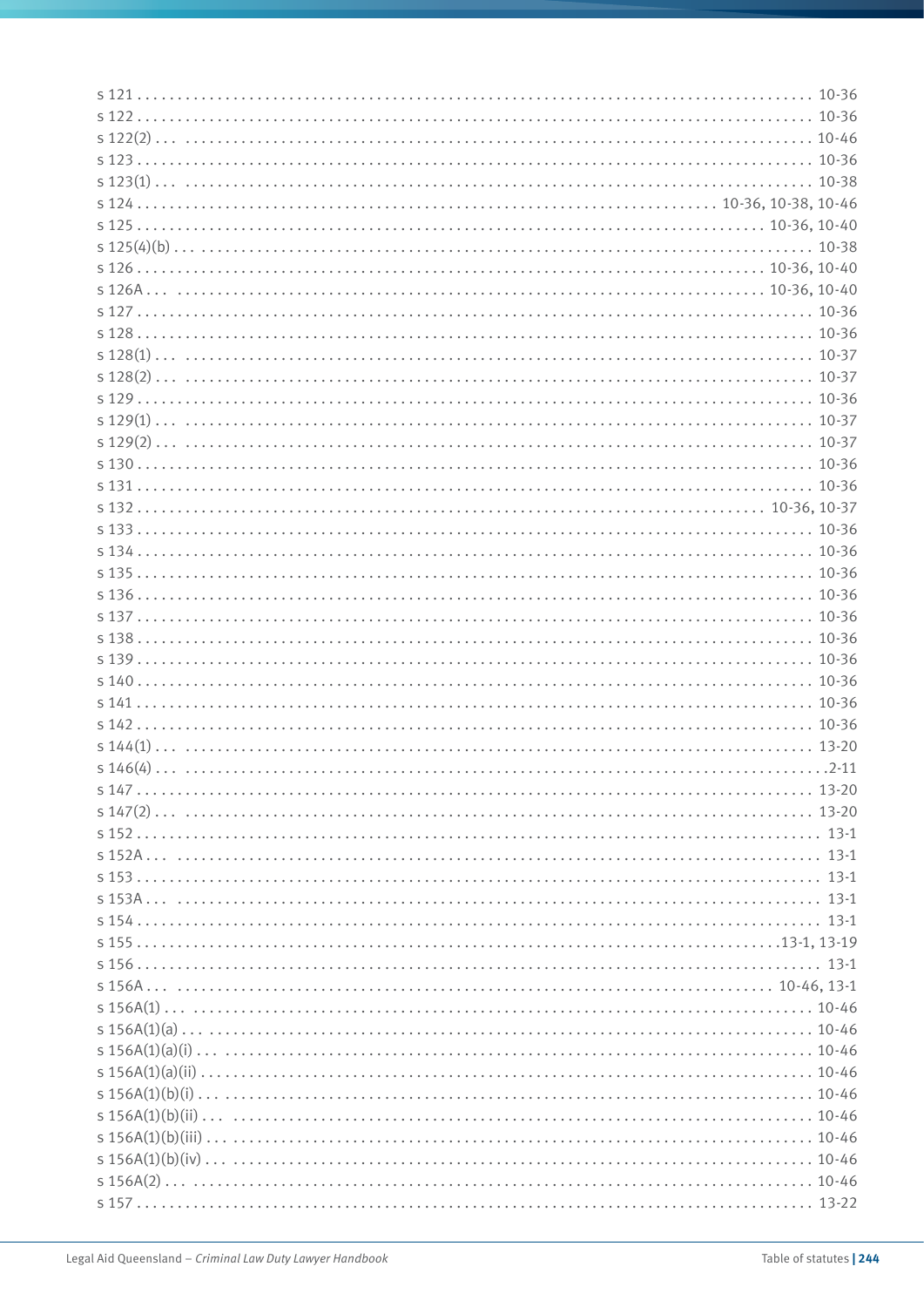s 121 ........................................................................................ 10-36
s 122 ........................................................................................ 10-36
s 122(2) ..................................................................................... 10-46
s 123 ........................................................................................ 10-36
s 123(1) ..................................................................................... 10-38
s 124 .................................................................... 10-36, 10-38, 10-46
s 125 ............................................................................... 10-36, 10-40
s 125(4)(b) ................................................................................. 10-38
s 126 ............................................................................... 10-36, 10-40
s 126A ............................................................................. 10-36, 10-40
s 127 ........................................................................................ 10-36
s 128 ........................................................................................ 10-36
s 128(1) ..................................................................................... 10-37
s 128(2) ..................................................................................... 10-37
s 129 ........................................................................................ 10-36
s 129(1) ..................................................................................... 10-37
s 129(2) ..................................................................................... 10-37
s 130 ........................................................................................ 10-36
s 131 ........................................................................................ 10-36
s 132 ............................................................................... 10-36, 10-37
s 133 ........................................................................................ 10-36
s 134 ........................................................................................ 10-36
s 135 ........................................................................................ 10-36
s 136 ........................................................................................ 10-36
s 137 ........................................................................................ 10-36
s 138 ........................................................................................ 10-36
s 139 ........................................................................................ 10-36
s 140 ........................................................................................ 10-36
s 141 ........................................................................................ 10-36
s 142 ........................................................................................ 10-36
s 144(1) ..................................................................................... 13-20
s 146(4) ....................................................................................... 2-11
s 147 ........................................................................................ 13-20
s 147(2) ..................................................................................... 13-20
s 152 .......................................................................................... 13-1
s 152A ........................................................................................ 13-1
s 153 .......................................................................................... 13-1
s 153A ........................................................................................ 13-1
s 154 .......................................................................................... 13-1
s 155 ................................................................................. 13-1, 13-19
s 156 .......................................................................................... 13-1
s 156A ................................................................................ 10-46, 13-1
s 156A(1) .................................................................................. 10-46
s 156A(1)(a) .............................................................................. 10-46
s 156A(1)(a)(i) ........................................................................... 10-46
s 156A(1)(a)(ii) .......................................................................... 10-46
s 156A(1)(b)(i) ........................................................................... 10-46
s 156A(1)(b)(ii) .......................................................................... 10-46
s 156A(1)(b)(iii) ......................................................................... 10-46
s 156A(1)(b)(iv) ......................................................................... 10-46
s 156A(2) .................................................................................. 10-46
s 157 ........................................................................................ 13-22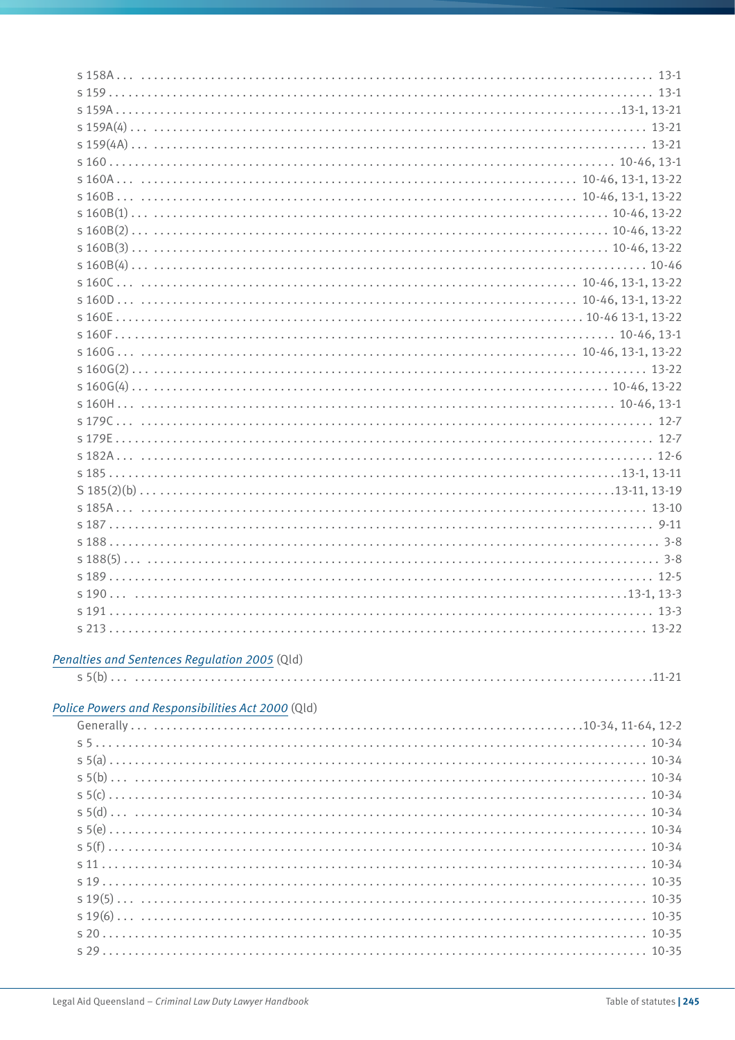s 158A . . . 13-1
s 159 . . . 13-1
s 159A . . . 13-1, 13-21
s 159A(4) . . . 13-21
s 159(4A) . . . 13-21
s 160 . . . 10-46, 13-1
s 160A . . . 10-46, 13-1, 13-22
s 160B . . . 10-46, 13-1, 13-22
s 160B(1) . . . 10-46, 13-22
s 160B(2) . . . 10-46, 13-22
s 160B(3) . . . 10-46, 13-22
s 160B(4) . . . 10-46
s 160C . . . 10-46, 13-1, 13-22
s 160D . . . 10-46, 13-1, 13-22
s 160E . . . 10-46 13-1, 13-22
s 160F . . . 10-46, 13-1
s 160G . . . 10-46, 13-1, 13-22
s 160G(2) . . . 13-22
s 160G(4) . . . 10-46, 13-22
s 160H . . . 10-46, 13-1
s 179C . . . 12-7
s 179E . . . 12-7
s 182A . . . 12-6
s 185 . . . 13-1, 13-11
S 185(2)(b) . . . 13-11, 13-19
s 185A . . . 13-10
s 187 . . . 9-11
s 188 . . . 3-8
s 188(5) . . . 3-8
s 189 . . . 12-5
s 190 . . . 13-1, 13-3
s 191 . . . 13-3
s 213 . . . 13-22

*Penalties and Sentences Regulation 2005* (Qld)

s 5(b) . . . 11-21

*Police Powers and Responsibilities Act 2000* (Qld)

Generally . . . 10-34, 11-64, 12-2
s 5 . . . 10-34
s 5(a) . . . 10-34
s 5(b) . . . 10-34
s 5(c) . . . 10-34
s 5(d) . . . 10-34
s 5(e) . . . 10-34
s 5(f) . . . 10-34
s 11 . . . 10-34
s 19 . . . 10-35
s 19(5) . . . 10-35
s 19(6) . . . 10-35
s 20 . . . 10-35
s 29 . . . 10-35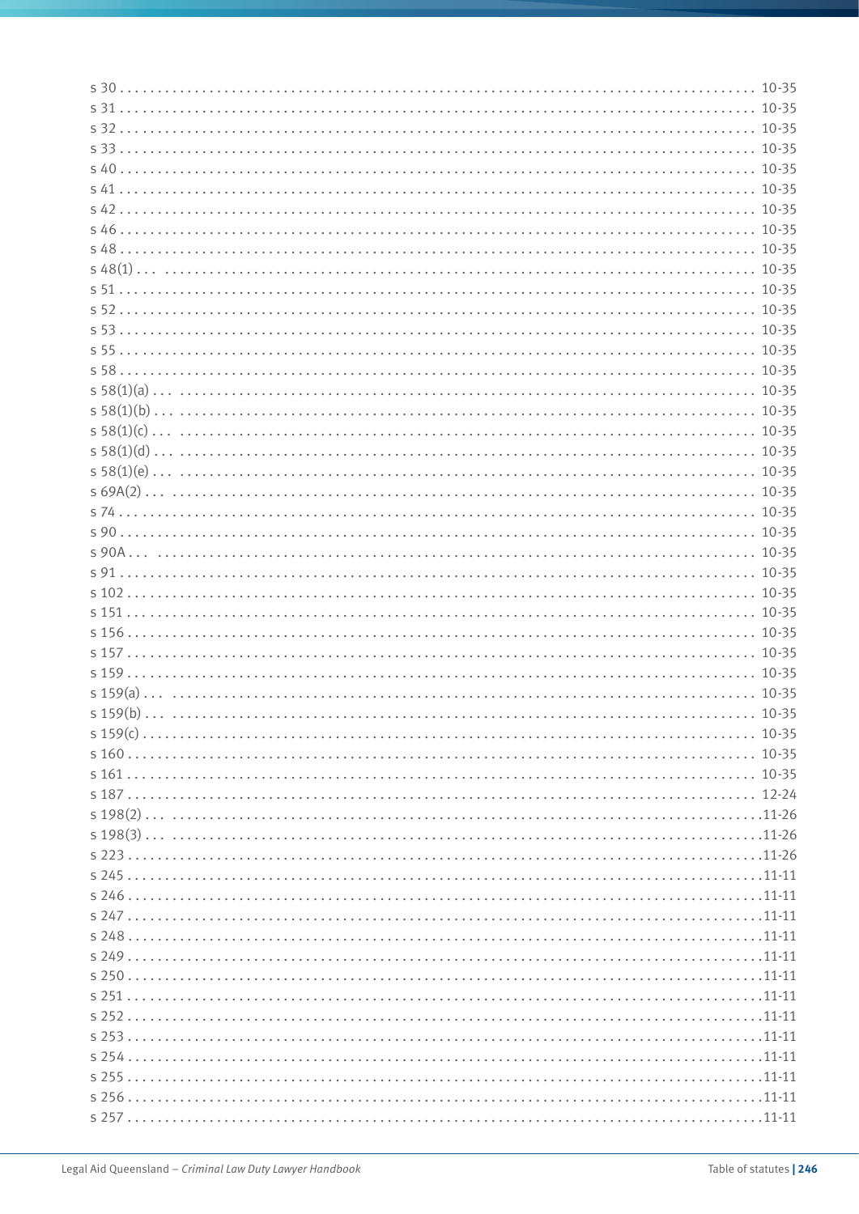s 30 . . . . . . . . . . . . . . . . . . . . . . . . . . . . . . . . . . . . . . . . . . . . . 10-35
s 31 . . . . . . . . . . . . . . . . . . . . . . . . . . . . . . . . . . . . . . . . . . . . . 10-35
s 32 . . . . . . . . . . . . . . . . . . . . . . . . . . . . . . . . . . . . . . . . . . . . . 10-35
s 33 . . . . . . . . . . . . . . . . . . . . . . . . . . . . . . . . . . . . . . . . . . . . . 10-35
s 40 . . . . . . . . . . . . . . . . . . . . . . . . . . . . . . . . . . . . . . . . . . . . . 10-35
s 41 . . . . . . . . . . . . . . . . . . . . . . . . . . . . . . . . . . . . . . . . . . . . . 10-35
s 42 . . . . . . . . . . . . . . . . . . . . . . . . . . . . . . . . . . . . . . . . . . . . . 10-35
s 46 . . . . . . . . . . . . . . . . . . . . . . . . . . . . . . . . . . . . . . . . . . . . . 10-35
s 48 . . . . . . . . . . . . . . . . . . . . . . . . . . . . . . . . . . . . . . . . . . . . . 10-35
s 48(1) . . . . . . . . . . . . . . . . . . . . . . . . . . . . . . . . . . . . . . . . . . . . 10-35
s 51 . . . . . . . . . . . . . . . . . . . . . . . . . . . . . . . . . . . . . . . . . . . . . 10-35
s 52 . . . . . . . . . . . . . . . . . . . . . . . . . . . . . . . . . . . . . . . . . . . . . 10-35
s 53 . . . . . . . . . . . . . . . . . . . . . . . . . . . . . . . . . . . . . . . . . . . . . 10-35
s 55 . . . . . . . . . . . . . . . . . . . . . . . . . . . . . . . . . . . . . . . . . . . . . 10-35
s 58 . . . . . . . . . . . . . . . . . . . . . . . . . . . . . . . . . . . . . . . . . . . . . 10-35
s 58(1)(a) . . . . . . . . . . . . . . . . . . . . . . . . . . . . . . . . . . . . . . . . . . 10-35
s 58(1)(b) . . . . . . . . . . . . . . . . . . . . . . . . . . . . . . . . . . . . . . . . . . 10-35
s 58(1)(c) . . . . . . . . . . . . . . . . . . . . . . . . . . . . . . . . . . . . . . . . . . 10-35
s 58(1)(d) . . . . . . . . . . . . . . . . . . . . . . . . . . . . . . . . . . . . . . . . . . 10-35
s 58(1)(e) . . . . . . . . . . . . . . . . . . . . . . . . . . . . . . . . . . . . . . . . . . 10-35
s 69A(2) . . . . . . . . . . . . . . . . . . . . . . . . . . . . . . . . . . . . . . . . . . . 10-35
s 74 . . . . . . . . . . . . . . . . . . . . . . . . . . . . . . . . . . . . . . . . . . . . . 10-35
s 90 . . . . . . . . . . . . . . . . . . . . . . . . . . . . . . . . . . . . . . . . . . . . . 10-35
s 90A . . . . . . . . . . . . . . . . . . . . . . . . . . . . . . . . . . . . . . . . . . . . 10-35
s 91 . . . . . . . . . . . . . . . . . . . . . . . . . . . . . . . . . . . . . . . . . . . . . 10-35
s 102 . . . . . . . . . . . . . . . . . . . . . . . . . . . . . . . . . . . . . . . . . . . . 10-35
s 151 . . . . . . . . . . . . . . . . . . . . . . . . . . . . . . . . . . . . . . . . . . . . 10-35
s 156 . . . . . . . . . . . . . . . . . . . . . . . . . . . . . . . . . . . . . . . . . . . . 10-35
s 157 . . . . . . . . . . . . . . . . . . . . . . . . . . . . . . . . . . . . . . . . . . . . 10-35
s 159 . . . . . . . . . . . . . . . . . . . . . . . . . . . . . . . . . . . . . . . . . . . . 10-35
s 159(a) . . . . . . . . . . . . . . . . . . . . . . . . . . . . . . . . . . . . . . . . . . . 10-35
s 159(b) . . . . . . . . . . . . . . . . . . . . . . . . . . . . . . . . . . . . . . . . . . . 10-35
s 159(c) . . . . . . . . . . . . . . . . . . . . . . . . . . . . . . . . . . . . . . . . . . . 10-35
s 160 . . . . . . . . . . . . . . . . . . . . . . . . . . . . . . . . . . . . . . . . . . . . 10-35
s 161 . . . . . . . . . . . . . . . . . . . . . . . . . . . . . . . . . . . . . . . . . . . . 10-35
s 187 . . . . . . . . . . . . . . . . . . . . . . . . . . . . . . . . . . . . . . . . . . . . 12-24
s 198(2) . . . . . . . . . . . . . . . . . . . . . . . . . . . . . . . . . . . . . . . . . . . 11-26
s 198(3) . . . . . . . . . . . . . . . . . . . . . . . . . . . . . . . . . . . . . . . . . . . 11-26
s 223 . . . . . . . . . . . . . . . . . . . . . . . . . . . . . . . . . . . . . . . . . . . . 11-26
s 245 . . . . . . . . . . . . . . . . . . . . . . . . . . . . . . . . . . . . . . . . . . . . 11-11
s 246 . . . . . . . . . . . . . . . . . . . . . . . . . . . . . . . . . . . . . . . . . . . . 11-11
s 247 . . . . . . . . . . . . . . . . . . . . . . . . . . . . . . . . . . . . . . . . . . . . 11-11
s 248 . . . . . . . . . . . . . . . . . . . . . . . . . . . . . . . . . . . . . . . . . . . . 11-11
s 249 . . . . . . . . . . . . . . . . . . . . . . . . . . . . . . . . . . . . . . . . . . . . 11-11
s 250 . . . . . . . . . . . . . . . . . . . . . . . . . . . . . . . . . . . . . . . . . . . . 11-11
s 251 . . . . . . . . . . . . . . . . . . . . . . . . . . . . . . . . . . . . . . . . . . . . 11-11
s 252 . . . . . . . . . . . . . . . . . . . . . . . . . . . . . . . . . . . . . . . . . . . . 11-11
s 253 . . . . . . . . . . . . . . . . . . . . . . . . . . . . . . . . . . . . . . . . . . . . 11-11
s 254 . . . . . . . . . . . . . . . . . . . . . . . . . . . . . . . . . . . . . . . . . . . . 11-11
s 255 . . . . . . . . . . . . . . . . . . . . . . . . . . . . . . . . . . . . . . . . . . . . 11-11
s 256 . . . . . . . . . . . . . . . . . . . . . . . . . . . . . . . . . . . . . . . . . . . . 11-11
s 257 . . . . . . . . . . . . . . . . . . . . . . . . . . . . . . . . . . . . . . . . . . . . 11-11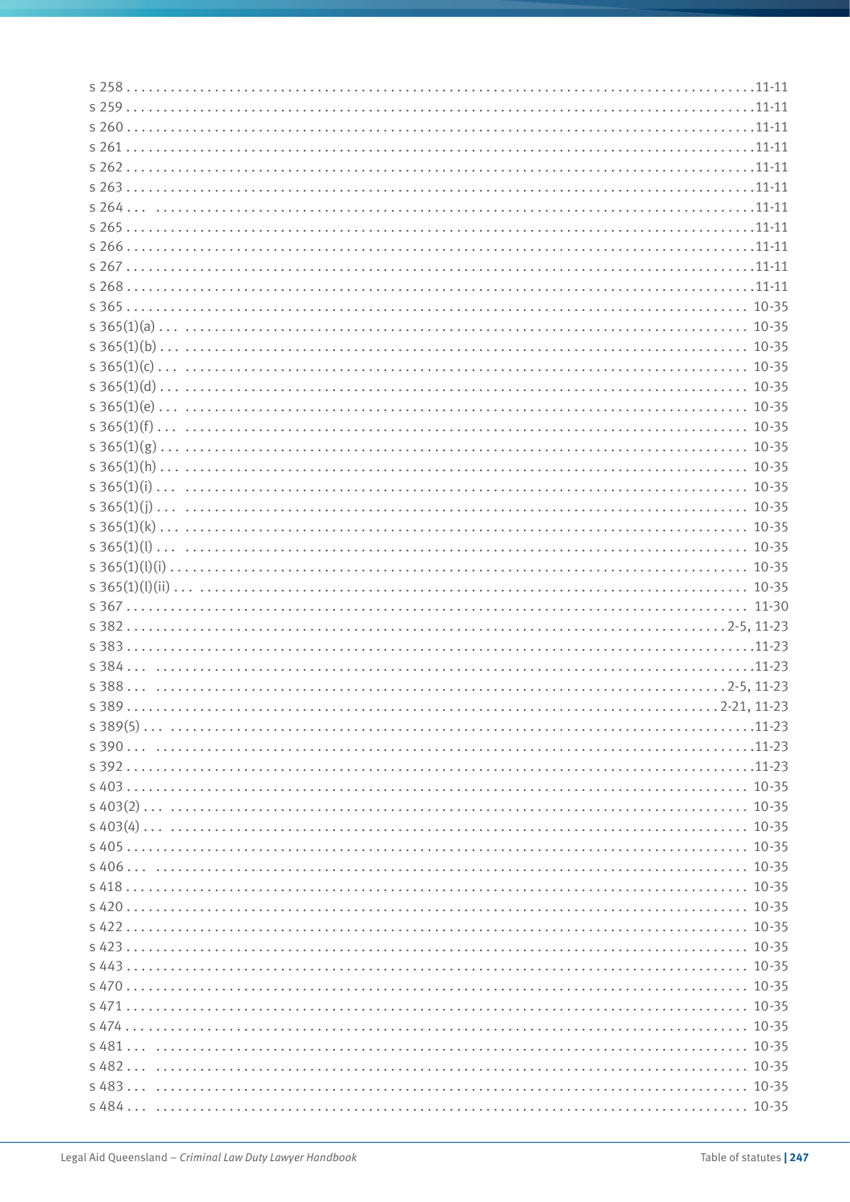s 258 . . . . . . . . . . 11-11
s 259 . . . . . . . . . . 11-11
s 260 . . . . . . . . . . 11-11
s 261 . . . . . . . . . . 11-11
s 262 . . . . . . . . . . 11-11
s 263 . . . . . . . . . . 11-11
s 264 . . . . . . . . . . 11-11
s 265 . . . . . . . . . . 11-11
s 266 . . . . . . . . . . 11-11
s 267 . . . . . . . . . . 11-11
s 268 . . . . . . . . . . 11-11
s 365 . . . . . . . . . . 10-35
s 365(1)(a) . . . . . . . . . . 10-35
s 365(1)(b) . . . . . . . . . . 10-35
s 365(1)(c) . . . . . . . . . . 10-35
s 365(1)(d) . . . . . . . . . . 10-35
s 365(1)(e) . . . . . . . . . . 10-35
s 365(1)(f) . . . . . . . . . . 10-35
s 365(1)(g) . . . . . . . . . . 10-35
s 365(1)(h) . . . . . . . . . . 10-35
s 365(1)(i) . . . . . . . . . . 10-35
s 365(1)(j) . . . . . . . . . . 10-35
s 365(1)(k) . . . . . . . . . . 10-35
s 365(1)(l) . . . . . . . . . . 10-35
s 365(1)(l)(i) . . . . . . . . . . 10-35
s 365(1)(l)(ii) . . . . . . . . . . 10-35
s 367 . . . . . . . . . . 11-30
s 382 . . . . . . . . . . 2-5, 11-23
s 383 . . . . . . . . . . 11-23
s 384 . . . . . . . . . . 11-23
s 388 . . . . . . . . . . 2-5, 11-23
s 389 . . . . . . . . . . 2-21, 11-23
s 389(5) . . . . . . . . . . 11-23
s 390 . . . . . . . . . . 11-23
s 392 . . . . . . . . . . 11-23
s 403 . . . . . . . . . . 10-35
s 403(2) . . . . . . . . . . 10-35
s 403(4) . . . . . . . . . . 10-35
s 405 . . . . . . . . . . 10-35
s 406 . . . . . . . . . . 10-35
s 418 . . . . . . . . . . 10-35
s 420 . . . . . . . . . . 10-35
s 422 . . . . . . . . . . 10-35
s 423 . . . . . . . . . . 10-35
s 443 . . . . . . . . . . 10-35
s 470 . . . . . . . . . . 10-35
s 471 . . . . . . . . . . 10-35
s 474 . . . . . . . . . . 10-35
s 481 . . . . . . . . . . 10-35
s 482 . . . . . . . . . . 10-35
s 483 . . . . . . . . . . 10-35
s 484 . . . . . . . . . . 10-35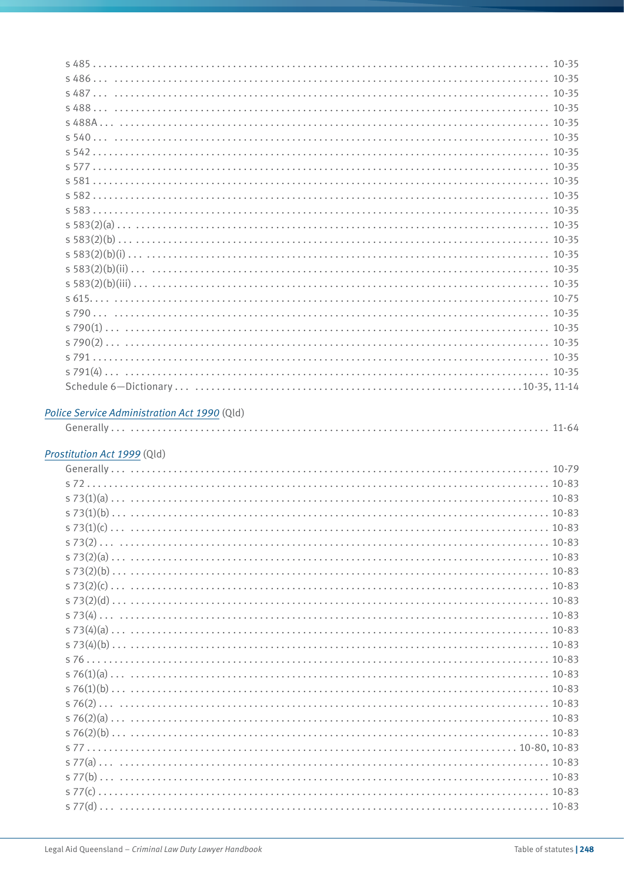s 485 . . . . . . . . . . . . . . . . . . . . . . . . . . . . . . . . . . . . . . . . . . . . . . . . . . . . . . . . . . . . . . . . . . . . . . . . . . . . . . . 10-35
s 486 . . . . . . . . . . . . . . . . . . . . . . . . . . . . . . . . . . . . . . . . . . . . . . . . . . . . . . . . . . . . . . . . . . . . . . . . . . . . . . . . 10-35
s 487 . . . . . . . . . . . . . . . . . . . . . . . . . . . . . . . . . . . . . . . . . . . . . . . . . . . . . . . . . . . . . . . . . . . . . . . . . . . . . . . . 10-35
s 488 . . . . . . . . . . . . . . . . . . . . . . . . . . . . . . . . . . . . . . . . . . . . . . . . . . . . . . . . . . . . . . . . . . . . . . . . . . . . . . . . 10-35
s 488A . . . . . . . . . . . . . . . . . . . . . . . . . . . . . . . . . . . . . . . . . . . . . . . . . . . . . . . . . . . . . . . . . . . . . . . . . . . . . . . 10-35
s 540 . . . . . . . . . . . . . . . . . . . . . . . . . . . . . . . . . . . . . . . . . . . . . . . . . . . . . . . . . . . . . . . . . . . . . . . . . . . . . . . . 10-35
s 542 . . . . . . . . . . . . . . . . . . . . . . . . . . . . . . . . . . . . . . . . . . . . . . . . . . . . . . . . . . . . . . . . . . . . . . . . . . . . . . . . 10-35
s 577 . . . . . . . . . . . . . . . . . . . . . . . . . . . . . . . . . . . . . . . . . . . . . . . . . . . . . . . . . . . . . . . . . . . . . . . . . . . . . . . . 10-35
s 581 . . . . . . . . . . . . . . . . . . . . . . . . . . . . . . . . . . . . . . . . . . . . . . . . . . . . . . . . . . . . . . . . . . . . . . . . . . . . . . . . 10-35
s 582 . . . . . . . . . . . . . . . . . . . . . . . . . . . . . . . . . . . . . . . . . . . . . . . . . . . . . . . . . . . . . . . . . . . . . . . . . . . . . . . . 10-35
s 583 . . . . . . . . . . . . . . . . . . . . . . . . . . . . . . . . . . . . . . . . . . . . . . . . . . . . . . . . . . . . . . . . . . . . . . . . . . . . . . . . 10-35
s 583(2)(a) . . . . . . . . . . . . . . . . . . . . . . . . . . . . . . . . . . . . . . . . . . . . . . . . . . . . . . . . . . . . . . . . . . . . . . . . . . . . 10-35
s 583(2)(b) . . . . . . . . . . . . . . . . . . . . . . . . . . . . . . . . . . . . . . . . . . . . . . . . . . . . . . . . . . . . . . . . . . . . . . . . . . . . 10-35
s 583(2)(b)(i) . . . . . . . . . . . . . . . . . . . . . . . . . . . . . . . . . . . . . . . . . . . . . . . . . . . . . . . . . . . . . . . . . . . . . . . . . . 10-35
s 583(2)(b)(ii) . . . . . . . . . . . . . . . . . . . . . . . . . . . . . . . . . . . . . . . . . . . . . . . . . . . . . . . . . . . . . . . . . . . . . . . . . 10-35
s 583(2)(b)(iii) . . . . . . . . . . . . . . . . . . . . . . . . . . . . . . . . . . . . . . . . . . . . . . . . . . . . . . . . . . . . . . . . . . . . . . . . 10-35
s 615. . . . . . . . . . . . . . . . . . . . . . . . . . . . . . . . . . . . . . . . . . . . . . . . . . . . . . . . . . . . . . . . . . . . . . . . . . . . . . . . . 10-75
s 790 . . . . . . . . . . . . . . . . . . . . . . . . . . . . . . . . . . . . . . . . . . . . . . . . . . . . . . . . . . . . . . . . . . . . . . . . . . . . . . . . 10-35
s 790(1) . . . . . . . . . . . . . . . . . . . . . . . . . . . . . . . . . . . . . . . . . . . . . . . . . . . . . . . . . . . . . . . . . . . . . . . . . . . . . . 10-35
s 790(2) . . . . . . . . . . . . . . . . . . . . . . . . . . . . . . . . . . . . . . . . . . . . . . . . . . . . . . . . . . . . . . . . . . . . . . . . . . . . . . 10-35
s 791 . . . . . . . . . . . . . . . . . . . . . . . . . . . . . . . . . . . . . . . . . . . . . . . . . . . . . . . . . . . . . . . . . . . . . . . . . . . . . . . . 10-35
s 791(4) . . . . . . . . . . . . . . . . . . . . . . . . . . . . . . . . . . . . . . . . . . . . . . . . . . . . . . . . . . . . . . . . . . . . . . . . . . . . . . 10-35
Schedule 6—Dictionary . . . . . . . . . . . . . . . . . . . . . . . . . . . . . . . . . . . . . . . . . . . . . . . . . . . . . . . . . . . . 10-35, 11-14

*Police Service Administration Act 1990* (Qld)

Generally . . . . . . . . . . . . . . . . . . . . . . . . . . . . . . . . . . . . . . . . . . . . . . . . . . . . . . . . . . . . . . . . . . . . . . . . . . . . 11-64

*Prostitution Act 1999* (Qld)

Generally . . . . . . . . . . . . . . . . . . . . . . . . . . . . . . . . . . . . . . . . . . . . . . . . . . . . . . . . . . . . . . . . . . . . . . . . . . . . 10-79
s 72 . . . . . . . . . . . . . . . . . . . . . . . . . . . . . . . . . . . . . . . . . . . . . . . . . . . . . . . . . . . . . . . . . . . . . . . . . . . . . . . . . 10-83
s 73(1)(a) . . . . . . . . . . . . . . . . . . . . . . . . . . . . . . . . . . . . . . . . . . . . . . . . . . . . . . . . . . . . . . . . . . . . . . . . . . . . 10-83
s 73(1)(b) . . . . . . . . . . . . . . . . . . . . . . . . . . . . . . . . . . . . . . . . . . . . . . . . . . . . . . . . . . . . . . . . . . . . . . . . . . . . 10-83
s 73(1)(c) . . . . . . . . . . . . . . . . . . . . . . . . . . . . . . . . . . . . . . . . . . . . . . . . . . . . . . . . . . . . . . . . . . . . . . . . . . . . 10-83
s 73(2) . . . . . . . . . . . . . . . . . . . . . . . . . . . . . . . . . . . . . . . . . . . . . . . . . . . . . . . . . . . . . . . . . . . . . . . . . . . . . . 10-83
s 73(2)(a) . . . . . . . . . . . . . . . . . . . . . . . . . . . . . . . . . . . . . . . . . . . . . . . . . . . . . . . . . . . . . . . . . . . . . . . . . . . . 10-83
s 73(2)(b) . . . . . . . . . . . . . . . . . . . . . . . . . . . . . . . . . . . . . . . . . . . . . . . . . . . . . . . . . . . . . . . . . . . . . . . . . . . . 10-83
s 73(2)(c) . . . . . . . . . . . . . . . . . . . . . . . . . . . . . . . . . . . . . . . . . . . . . . . . . . . . . . . . . . . . . . . . . . . . . . . . . . . . 10-83
s 73(2)(d) . . . . . . . . . . . . . . . . . . . . . . . . . . . . . . . . . . . . . . . . . . . . . . . . . . . . . . . . . . . . . . . . . . . . . . . . . . . . 10-83
s 73(4) . . . . . . . . . . . . . . . . . . . . . . . . . . . . . . . . . . . . . . . . . . . . . . . . . . . . . . . . . . . . . . . . . . . . . . . . . . . . . . 10-83
s 73(4)(a) . . . . . . . . . . . . . . . . . . . . . . . . . . . . . . . . . . . . . . . . . . . . . . . . . . . . . . . . . . . . . . . . . . . . . . . . . . . . 10-83
s 73(4)(b) . . . . . . . . . . . . . . . . . . . . . . . . . . . . . . . . . . . . . . . . . . . . . . . . . . . . . . . . . . . . . . . . . . . . . . . . . . . . 10-83
s 76 . . . . . . . . . . . . . . . . . . . . . . . . . . . . . . . . . . . . . . . . . . . . . . . . . . . . . . . . . . . . . . . . . . . . . . . . . . . . . . . . . 10-83
s 76(1)(a) . . . . . . . . . . . . . . . . . . . . . . . . . . . . . . . . . . . . . . . . . . . . . . . . . . . . . . . . . . . . . . . . . . . . . . . . . . . . 10-83
s 76(1)(b) . . . . . . . . . . . . . . . . . . . . . . . . . . . . . . . . . . . . . . . . . . . . . . . . . . . . . . . . . . . . . . . . . . . . . . . . . . . . 10-83
s 76(2) . . . . . . . . . . . . . . . . . . . . . . . . . . . . . . . . . . . . . . . . . . . . . . . . . . . . . . . . . . . . . . . . . . . . . . . . . . . . . . 10-83
s 76(2)(a) . . . . . . . . . . . . . . . . . . . . . . . . . . . . . . . . . . . . . . . . . . . . . . . . . . . . . . . . . . . . . . . . . . . . . . . . . . . . 10-83
s 76(2)(b) . . . . . . . . . . . . . . . . . . . . . . . . . . . . . . . . . . . . . . . . . . . . . . . . . . . . . . . . . . . . . . . . . . . . . . . . . . . . 10-83
s 77 . . . . . . . . . . . . . . . . . . . . . . . . . . . . . . . . . . . . . . . . . . . . . . . . . . . . . . . . . . . . . . . . . . . . . . . . . . . . . 10-80, 10-83
s 77(a) . . . . . . . . . . . . . . . . . . . . . . . . . . . . . . . . . . . . . . . . . . . . . . . . . . . . . . . . . . . . . . . . . . . . . . . . . . . . . . 10-83
s 77(b) . . . . . . . . . . . . . . . . . . . . . . . . . . . . . . . . . . . . . . . . . . . . . . . . . . . . . . . . . . . . . . . . . . . . . . . . . . . . . . 10-83
s 77(c) . . . . . . . . . . . . . . . . . . . . . . . . . . . . . . . . . . . . . . . . . . . . . . . . . . . . . . . . . . . . . . . . . . . . . . . . . . . . . . 10-83
s 77(d) . . . . . . . . . . . . . . . . . . . . . . . . . . . . . . . . . . . . . . . . . . . . . . . . . . . . . . . . . . . . . . . . . . . . . . . . . . . . . . 10-83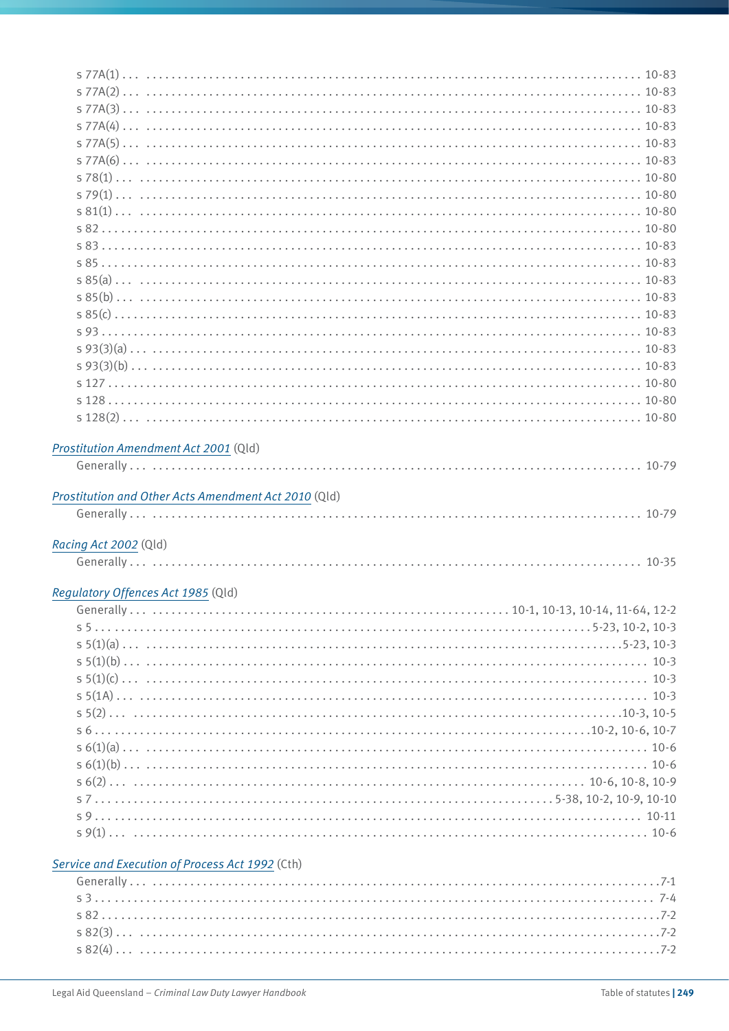s 77A(1) . . . 10-83
s 77A(2) . . . 10-83
s 77A(3) . . . 10-83
s 77A(4) . . . 10-83
s 77A(5) . . . 10-83
s 77A(6) . . . 10-83
s 78(1) . . . 10-80
s 79(1) . . . 10-80
s 81(1) . . . 10-80
s 82 . . . 10-80
s 83 . . . 10-83
s 85 . . . 10-83
s 85(a) . . . 10-83
s 85(b) . . . 10-83
s 85(c) . . . 10-83
s 93 . . . 10-83
s 93(3)(a) . . . 10-83
s 93(3)(b) . . . 10-83
s 127 . . . 10-80
s 128 . . . 10-80
s 128(2) . . . 10-80

*Prostitution Amendment Act 2001* (Qld)

Generally . . . 10-79

*Prostitution and Other Acts Amendment Act 2010* (Qld)

Generally . . . 10-79

*Racing Act 2002* (Qld)

Generally . . . 10-35

*Regulatory Offences Act 1985* (Qld)

Generally . . . 10-1, 10-13, 10-14, 11-64, 12-2
s 5 . . . 5-23, 10-2, 10-3
s 5(1)(a) . . . 5-23, 10-3
s 5(1)(b) . . . 10-3
s 5(1)(c) . . . 10-3
s 5(1A) . . . 10-3
s 5(2) . . . 10-3, 10-5
s 6 . . . 10-2, 10-6, 10-7
s 6(1)(a) . . . 10-6
s 6(1)(b) . . . 10-6
s 6(2) . . . 10-6, 10-8, 10-9
s 7 . . . 5-38, 10-2, 10-9, 10-10
s 9 . . . 10-11
s 9(1) . . . 10-6

*Service and Execution of Process Act 1992* (Cth)

Generally . . . 7-1
s 3 . . . 7-4
s 82 . . . 7-2
s 82(3) . . . 7-2
s 82(4) . . . 7-2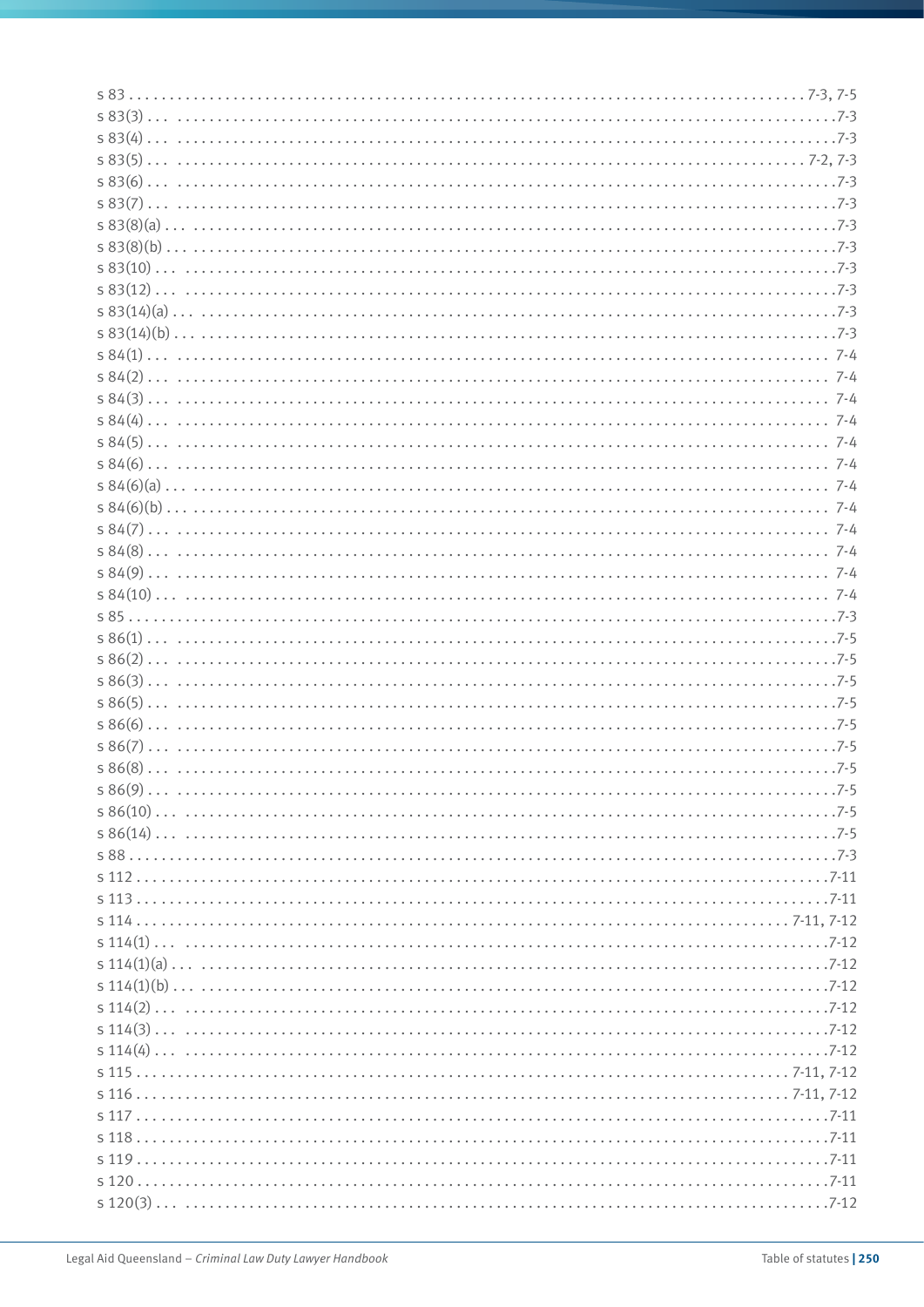s 83 . . . . . . . . . . . . . . . . . . . . . . . . . . . . . . . . . . . . . . . . . . . . . . . . . . . . . . . . . . . . . . . . . . . . . . . . . . . . . . . . . 7-3, 7-5
s 83(3) . . . . . . . . . . . . . . . . . . . . . . . . . . . . . . . . . . . . . . . . . . . . . . . . . . . . . . . . . . . . . . . . . . . . . . . . . . . . . . . . . . . . 7-3
s 83(4) . . . . . . . . . . . . . . . . . . . . . . . . . . . . . . . . . . . . . . . . . . . . . . . . . . . . . . . . . . . . . . . . . . . . . . . . . . . . . . . . . . . . 7-3
s 83(5) . . . . . . . . . . . . . . . . . . . . . . . . . . . . . . . . . . . . . . . . . . . . . . . . . . . . . . . . . . . . . . . . . . . . . . . . . . . . . . . . . 7-2, 7-3
s 83(6) . . . . . . . . . . . . . . . . . . . . . . . . . . . . . . . . . . . . . . . . . . . . . . . . . . . . . . . . . . . . . . . . . . . . . . . . . . . . . . . . . . . . 7-3
s 83(7) . . . . . . . . . . . . . . . . . . . . . . . . . . . . . . . . . . . . . . . . . . . . . . . . . . . . . . . . . . . . . . . . . . . . . . . . . . . . . . . . . . . . 7-3
s 83(8)(a) . . . . . . . . . . . . . . . . . . . . . . . . . . . . . . . . . . . . . . . . . . . . . . . . . . . . . . . . . . . . . . . . . . . . . . . . . . . . . . . . . . 7-3
s 83(8)(b) . . . . . . . . . . . . . . . . . . . . . . . . . . . . . . . . . . . . . . . . . . . . . . . . . . . . . . . . . . . . . . . . . . . . . . . . . . . . . . . . . . 7-3
s 83(10) . . . . . . . . . . . . . . . . . . . . . . . . . . . . . . . . . . . . . . . . . . . . . . . . . . . . . . . . . . . . . . . . . . . . . . . . . . . . . . . . . . . 7-3
s 83(12) . . . . . . . . . . . . . . . . . . . . . . . . . . . . . . . . . . . . . . . . . . . . . . . . . . . . . . . . . . . . . . . . . . . . . . . . . . . . . . . . . . . 7-3
s 83(14)(a) . . . . . . . . . . . . . . . . . . . . . . . . . . . . . . . . . . . . . . . . . . . . . . . . . . . . . . . . . . . . . . . . . . . . . . . . . . . . . . . . 7-3
s 83(14)(b) . . . . . . . . . . . . . . . . . . . . . . . . . . . . . . . . . . . . . . . . . . . . . . . . . . . . . . . . . . . . . . . . . . . . . . . . . . . . . . . . 7-3
s 84(1) . . . . . . . . . . . . . . . . . . . . . . . . . . . . . . . . . . . . . . . . . . . . . . . . . . . . . . . . . . . . . . . . . . . . . . . . . . . . . . . . . . . . 7-4
s 84(2) . . . . . . . . . . . . . . . . . . . . . . . . . . . . . . . . . . . . . . . . . . . . . . . . . . . . . . . . . . . . . . . . . . . . . . . . . . . . . . . . . . . . 7-4
s 84(3) . . . . . . . . . . . . . . . . . . . . . . . . . . . . . . . . . . . . . . . . . . . . . . . . . . . . . . . . . . . . . . . . . . . . . . . . . . . . . . . . . . . . 7-4
s 84(4) . . . . . . . . . . . . . . . . . . . . . . . . . . . . . . . . . . . . . . . . . . . . . . . . . . . . . . . . . . . . . . . . . . . . . . . . . . . . . . . . . . . . 7-4
s 84(5) . . . . . . . . . . . . . . . . . . . . . . . . . . . . . . . . . . . . . . . . . . . . . . . . . . . . . . . . . . . . . . . . . . . . . . . . . . . . . . . . . . . . 7-4
s 84(6) . . . . . . . . . . . . . . . . . . . . . . . . . . . . . . . . . . . . . . . . . . . . . . . . . . . . . . . . . . . . . . . . . . . . . . . . . . . . . . . . . . . . 7-4
s 84(6)(a) . . . . . . . . . . . . . . . . . . . . . . . . . . . . . . . . . . . . . . . . . . . . . . . . . . . . . . . . . . . . . . . . . . . . . . . . . . . . . . . . . . 7-4
s 84(6)(b) . . . . . . . . . . . . . . . . . . . . . . . . . . . . . . . . . . . . . . . . . . . . . . . . . . . . . . . . . . . . . . . . . . . . . . . . . . . . . . . . . . 7-4
s 84(7) . . . . . . . . . . . . . . . . . . . . . . . . . . . . . . . . . . . . . . . . . . . . . . . . . . . . . . . . . . . . . . . . . . . . . . . . . . . . . . . . . . . . 7-4
s 84(8) . . . . . . . . . . . . . . . . . . . . . . . . . . . . . . . . . . . . . . . . . . . . . . . . . . . . . . . . . . . . . . . . . . . . . . . . . . . . . . . . . . . . 7-4
s 84(9) . . . . . . . . . . . . . . . . . . . . . . . . . . . . . . . . . . . . . . . . . . . . . . . . . . . . . . . . . . . . . . . . . . . . . . . . . . . . . . . . . . . . 7-4
s 84(10) . . . . . . . . . . . . . . . . . . . . . . . . . . . . . . . . . . . . . . . . . . . . . . . . . . . . . . . . . . . . . . . . . . . . . . . . . . . . . . . . . . . 7-4
s 85 . . . . . . . . . . . . . . . . . . . . . . . . . . . . . . . . . . . . . . . . . . . . . . . . . . . . . . . . . . . . . . . . . . . . . . . . . . . . . . . . . . . . . . . 7-3
s 86(1) . . . . . . . . . . . . . . . . . . . . . . . . . . . . . . . . . . . . . . . . . . . . . . . . . . . . . . . . . . . . . . . . . . . . . . . . . . . . . . . . . . . . 7-5
s 86(2) . . . . . . . . . . . . . . . . . . . . . . . . . . . . . . . . . . . . . . . . . . . . . . . . . . . . . . . . . . . . . . . . . . . . . . . . . . . . . . . . . . . . 7-5
s 86(3) . . . . . . . . . . . . . . . . . . . . . . . . . . . . . . . . . . . . . . . . . . . . . . . . . . . . . . . . . . . . . . . . . . . . . . . . . . . . . . . . . . . . 7-5
s 86(5) . . . . . . . . . . . . . . . . . . . . . . . . . . . . . . . . . . . . . . . . . . . . . . . . . . . . . . . . . . . . . . . . . . . . . . . . . . . . . . . . . . . . 7-5
s 86(6) . . . . . . . . . . . . . . . . . . . . . . . . . . . . . . . . . . . . . . . . . . . . . . . . . . . . . . . . . . . . . . . . . . . . . . . . . . . . . . . . . . . . 7-5
s 86(7) . . . . . . . . . . . . . . . . . . . . . . . . . . . . . . . . . . . . . . . . . . . . . . . . . . . . . . . . . . . . . . . . . . . . . . . . . . . . . . . . . . . . 7-5
s 86(8) . . . . . . . . . . . . . . . . . . . . . . . . . . . . . . . . . . . . . . . . . . . . . . . . . . . . . . . . . . . . . . . . . . . . . . . . . . . . . . . . . . . . 7-5
s 86(9) . . . . . . . . . . . . . . . . . . . . . . . . . . . . . . . . . . . . . . . . . . . . . . . . . . . . . . . . . . . . . . . . . . . . . . . . . . . . . . . . . . . . 7-5
s 86(10) . . . . . . . . . . . . . . . . . . . . . . . . . . . . . . . . . . . . . . . . . . . . . . . . . . . . . . . . . . . . . . . . . . . . . . . . . . . . . . . . . . . 7-5
s 86(14) . . . . . . . . . . . . . . . . . . . . . . . . . . . . . . . . . . . . . . . . . . . . . . . . . . . . . . . . . . . . . . . . . . . . . . . . . . . . . . . . . . . 7-5
s 88 . . . . . . . . . . . . . . . . . . . . . . . . . . . . . . . . . . . . . . . . . . . . . . . . . . . . . . . . . . . . . . . . . . . . . . . . . . . . . . . . . . . . . . . 7-3
s 112 . . . . . . . . . . . . . . . . . . . . . . . . . . . . . . . . . . . . . . . . . . . . . . . . . . . . . . . . . . . . . . . . . . . . . . . . . . . . . . . . . . . . . 7-11
s 113 . . . . . . . . . . . . . . . . . . . . . . . . . . . . . . . . . . . . . . . . . . . . . . . . . . . . . . . . . . . . . . . . . . . . . . . . . . . . . . . . . . . . . 7-11
s 114 . . . . . . . . . . . . . . . . . . . . . . . . . . . . . . . . . . . . . . . . . . . . . . . . . . . . . . . . . . . . . . . . . . . . . . . . . . . . . . . 7-11, 7-12
s 114(1) . . . . . . . . . . . . . . . . . . . . . . . . . . . . . . . . . . . . . . . . . . . . . . . . . . . . . . . . . . . . . . . . . . . . . . . . . . . . . . . . . . 7-12
s 114(1)(a) . . . . . . . . . . . . . . . . . . . . . . . . . . . . . . . . . . . . . . . . . . . . . . . . . . . . . . . . . . . . . . . . . . . . . . . . . . . . . . . . 7-12
s 114(1)(b) . . . . . . . . . . . . . . . . . . . . . . . . . . . . . . . . . . . . . . . . . . . . . . . . . . . . . . . . . . . . . . . . . . . . . . . . . . . . . . . . 7-12
s 114(2) . . . . . . . . . . . . . . . . . . . . . . . . . . . . . . . . . . . . . . . . . . . . . . . . . . . . . . . . . . . . . . . . . . . . . . . . . . . . . . . . . . 7-12
s 114(3) . . . . . . . . . . . . . . . . . . . . . . . . . . . . . . . . . . . . . . . . . . . . . . . . . . . . . . . . . . . . . . . . . . . . . . . . . . . . . . . . . . 7-12
s 114(4) . . . . . . . . . . . . . . . . . . . . . . . . . . . . . . . . . . . . . . . . . . . . . . . . . . . . . . . . . . . . . . . . . . . . . . . . . . . . . . . . . . 7-12
s 115 . . . . . . . . . . . . . . . . . . . . . . . . . . . . . . . . . . . . . . . . . . . . . . . . . . . . . . . . . . . . . . . . . . . . . . . . . . . . . . . 7-11, 7-12
s 116 . . . . . . . . . . . . . . . . . . . . . . . . . . . . . . . . . . . . . . . . . . . . . . . . . . . . . . . . . . . . . . . . . . . . . . . . . . . . . . . 7-11, 7-12
s 117 . . . . . . . . . . . . . . . . . . . . . . . . . . . . . . . . . . . . . . . . . . . . . . . . . . . . . . . . . . . . . . . . . . . . . . . . . . . . . . . . . . . . . 7-11
s 118 . . . . . . . . . . . . . . . . . . . . . . . . . . . . . . . . . . . . . . . . . . . . . . . . . . . . . . . . . . . . . . . . . . . . . . . . . . . . . . . . . . . . . 7-11
s 119 . . . . . . . . . . . . . . . . . . . . . . . . . . . . . . . . . . . . . . . . . . . . . . . . . . . . . . . . . . . . . . . . . . . . . . . . . . . . . . . . . . . . . 7-11
s 120 . . . . . . . . . . . . . . . . . . . . . . . . . . . . . . . . . . . . . . . . . . . . . . . . . . . . . . . . . . . . . . . . . . . . . . . . . . . . . . . . . . . . . 7-11
s 120(3) . . . . . . . . . . . . . . . . . . . . . . . . . . . . . . . . . . . . . . . . . . . . . . . . . . . . . . . . . . . . . . . . . . . . . . . . . . . . . . . . . . 7-12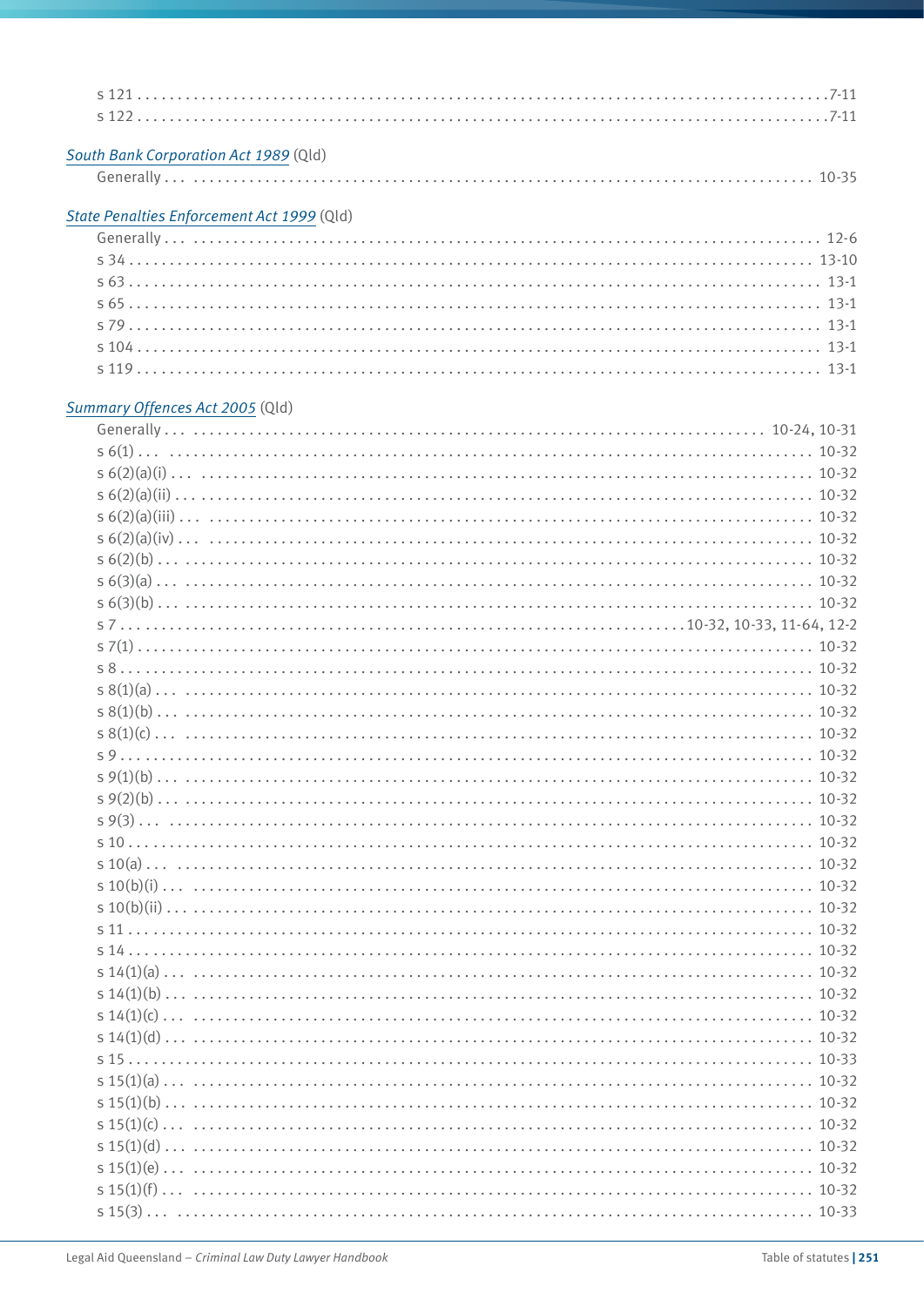s 121 . . . . . . . . . . . . . . . . . . . . . . . . . . . . . . . . . . . . . . . . . . . . . . . . . . . . . . . . . . . . . . . . . . . . . . . . . . . . . . 7-11
s 122 . . . . . . . . . . . . . . . . . . . . . . . . . . . . . . . . . . . . . . . . . . . . . . . . . . . . . . . . . . . . . . . . . . . . . . . . . . . . . . 7-11

*South Bank Corporation Act 1989* (Qld)

Generally . . . . . . . . . . . . . . . . . . . . . . . . . . . . . . . . . . . . . . . . . . . . . . . . . . . . . . . . . . . . . . . . . . . . . . . . . . 10-35

*State Penalties Enforcement Act 1999* (Qld)

Generally . . . . . . . . . . . . . . . . . . . . . . . . . . . . . . . . . . . . . . . . . . . . . . . . . . . . . . . . . . . . . . . . . . . . . . . . . . 12-6
s 34 . . . . . . . . . . . . . . . . . . . . . . . . . . . . . . . . . . . . . . . . . . . . . . . . . . . . . . . . . . . . . . . . . . . . . . . . . . . . . . 13-10
s 63 . . . . . . . . . . . . . . . . . . . . . . . . . . . . . . . . . . . . . . . . . . . . . . . . . . . . . . . . . . . . . . . . . . . . . . . . . . . . . . 13-1
s 65 . . . . . . . . . . . . . . . . . . . . . . . . . . . . . . . . . . . . . . . . . . . . . . . . . . . . . . . . . . . . . . . . . . . . . . . . . . . . . . 13-1
s 79 . . . . . . . . . . . . . . . . . . . . . . . . . . . . . . . . . . . . . . . . . . . . . . . . . . . . . . . . . . . . . . . . . . . . . . . . . . . . . . 13-1
s 104 . . . . . . . . . . . . . . . . . . . . . . . . . . . . . . . . . . . . . . . . . . . . . . . . . . . . . . . . . . . . . . . . . . . . . . . . . . . . . 13-1
s 119 . . . . . . . . . . . . . . . . . . . . . . . . . . . . . . . . . . . . . . . . . . . . . . . . . . . . . . . . . . . . . . . . . . . . . . . . . . . . . 13-1

*Summary Offences Act 2005* (Qld)

Generally . . . . . . . . . . . . . . . . . . . . . . . . . . . . . . . . . . . . . . . . . . . . . . . . . . . . . . . . . . . . . . . . . . . . . 10-24, 10-31
s 6(1) . . . . . . . . . . . . . . . . . . . . . . . . . . . . . . . . . . . . . . . . . . . . . . . . . . . . . . . . . . . . . . . . . . . . . . . . . . . . . 10-32
s 6(2)(a)(i) . . . . . . . . . . . . . . . . . . . . . . . . . . . . . . . . . . . . . . . . . . . . . . . . . . . . . . . . . . . . . . . . . . . . . . . . 10-32
s 6(2)(a)(ii) . . . . . . . . . . . . . . . . . . . . . . . . . . . . . . . . . . . . . . . . . . . . . . . . . . . . . . . . . . . . . . . . . . . . . . . 10-32
s 6(2)(a)(iii) . . . . . . . . . . . . . . . . . . . . . . . . . . . . . . . . . . . . . . . . . . . . . . . . . . . . . . . . . . . . . . . . . . . . . . 10-32
s 6(2)(a)(iv) . . . . . . . . . . . . . . . . . . . . . . . . . . . . . . . . . . . . . . . . . . . . . . . . . . . . . . . . . . . . . . . . . . . . . . 10-32
s 6(2)(b) . . . . . . . . . . . . . . . . . . . . . . . . . . . . . . . . . . . . . . . . . . . . . . . . . . . . . . . . . . . . . . . . . . . . . . . . . . 10-32
s 6(3)(a) . . . . . . . . . . . . . . . . . . . . . . . . . . . . . . . . . . . . . . . . . . . . . . . . . . . . . . . . . . . . . . . . . . . . . . . . . . 10-32
s 6(3)(b) . . . . . . . . . . . . . . . . . . . . . . . . . . . . . . . . . . . . . . . . . . . . . . . . . . . . . . . . . . . . . . . . . . . . . . . . . . 10-32
s 7 . . . . . . . . . . . . . . . . . . . . . . . . . . . . . . . . . . . . . . . . . . . . . . . . . . . . . . . . . . . . . . . . . . 10-32, 10-33, 11-64, 12-2
s 7(1) . . . . . . . . . . . . . . . . . . . . . . . . . . . . . . . . . . . . . . . . . . . . . . . . . . . . . . . . . . . . . . . . . . . . . . . . . . . . . 10-32
s 8 . . . . . . . . . . . . . . . . . . . . . . . . . . . . . . . . . . . . . . . . . . . . . . . . . . . . . . . . . . . . . . . . . . . . . . . . . . . . . . . 10-32
s 8(1)(a) . . . . . . . . . . . . . . . . . . . . . . . . . . . . . . . . . . . . . . . . . . . . . . . . . . . . . . . . . . . . . . . . . . . . . . . . . . 10-32
s 8(1)(b) . . . . . . . . . . . . . . . . . . . . . . . . . . . . . . . . . . . . . . . . . . . . . . . . . . . . . . . . . . . . . . . . . . . . . . . . . . 10-32
s 8(1)(c) . . . . . . . . . . . . . . . . . . . . . . . . . . . . . . . . . . . . . . . . . . . . . . . . . . . . . . . . . . . . . . . . . . . . . . . . . . 10-32
s 9 . . . . . . . . . . . . . . . . . . . . . . . . . . . . . . . . . . . . . . . . . . . . . . . . . . . . . . . . . . . . . . . . . . . . . . . . . . . . . . . 10-32
s 9(1)(b) . . . . . . . . . . . . . . . . . . . . . . . . . . . . . . . . . . . . . . . . . . . . . . . . . . . . . . . . . . . . . . . . . . . . . . . . . . 10-32
s 9(2)(b) . . . . . . . . . . . . . . . . . . . . . . . . . . . . . . . . . . . . . . . . . . . . . . . . . . . . . . . . . . . . . . . . . . . . . . . . . . 10-32
s 9(3) . . . . . . . . . . . . . . . . . . . . . . . . . . . . . . . . . . . . . . . . . . . . . . . . . . . . . . . . . . . . . . . . . . . . . . . . . . . . . 10-32
s 10 . . . . . . . . . . . . . . . . . . . . . . . . . . . . . . . . . . . . . . . . . . . . . . . . . . . . . . . . . . . . . . . . . . . . . . . . . . . . . . 10-32
s 10(a) . . . . . . . . . . . . . . . . . . . . . . . . . . . . . . . . . . . . . . . . . . . . . . . . . . . . . . . . . . . . . . . . . . . . . . . . . . . . 10-32
s 10(b)(i) . . . . . . . . . . . . . . . . . . . . . . . . . . . . . . . . . . . . . . . . . . . . . . . . . . . . . . . . . . . . . . . . . . . . . . . . . 10-32
s 10(b)(ii) . . . . . . . . . . . . . . . . . . . . . . . . . . . . . . . . . . . . . . . . . . . . . . . . . . . . . . . . . . . . . . . . . . . . . . . . . 10-32
s 11 . . . . . . . . . . . . . . . . . . . . . . . . . . . . . . . . . . . . . . . . . . . . . . . . . . . . . . . . . . . . . . . . . . . . . . . . . . . . . . 10-32
s 14 . . . . . . . . . . . . . . . . . . . . . . . . . . . . . . . . . . . . . . . . . . . . . . . . . . . . . . . . . . . . . . . . . . . . . . . . . . . . . . 10-32
s 14(1)(a) . . . . . . . . . . . . . . . . . . . . . . . . . . . . . . . . . . . . . . . . . . . . . . . . . . . . . . . . . . . . . . . . . . . . . . . . . 10-32
s 14(1)(b) . . . . . . . . . . . . . . . . . . . . . . . . . . . . . . . . . . . . . . . . . . . . . . . . . . . . . . . . . . . . . . . . . . . . . . . . . 10-32
s 14(1)(c) . . . . . . . . . . . . . . . . . . . . . . . . . . . . . . . . . . . . . . . . . . . . . . . . . . . . . . . . . . . . . . . . . . . . . . . . . 10-32
s 14(1)(d) . . . . . . . . . . . . . . . . . . . . . . . . . . . . . . . . . . . . . . . . . . . . . . . . . . . . . . . . . . . . . . . . . . . . . . . . . 10-32
s 15 . . . . . . . . . . . . . . . . . . . . . . . . . . . . . . . . . . . . . . . . . . . . . . . . . . . . . . . . . . . . . . . . . . . . . . . . . . . . . . 10-33
s 15(1)(a) . . . . . . . . . . . . . . . . . . . . . . . . . . . . . . . . . . . . . . . . . . . . . . . . . . . . . . . . . . . . . . . . . . . . . . . . . 10-32
s 15(1)(b) . . . . . . . . . . . . . . . . . . . . . . . . . . . . . . . . . . . . . . . . . . . . . . . . . . . . . . . . . . . . . . . . . . . . . . . . . 10-32
s 15(1)(c) . . . . . . . . . . . . . . . . . . . . . . . . . . . . . . . . . . . . . . . . . . . . . . . . . . . . . . . . . . . . . . . . . . . . . . . . . 10-32
s 15(1)(d) . . . . . . . . . . . . . . . . . . . . . . . . . . . . . . . . . . . . . . . . . . . . . . . . . . . . . . . . . . . . . . . . . . . . . . . . . 10-32
s 15(1)(e) . . . . . . . . . . . . . . . . . . . . . . . . . . . . . . . . . . . . . . . . . . . . . . . . . . . . . . . . . . . . . . . . . . . . . . . . . 10-32
s 15(1)(f) . . . . . . . . . . . . . . . . . . . . . . . . . . . . . . . . . . . . . . . . . . . . . . . . . . . . . . . . . . . . . . . . . . . . . . . . . 10-32
s 15(3) . . . . . . . . . . . . . . . . . . . . . . . . . . . . . . . . . . . . . . . . . . . . . . . . . . . . . . . . . . . . . . . . . . . . . . . . . . . . 10-33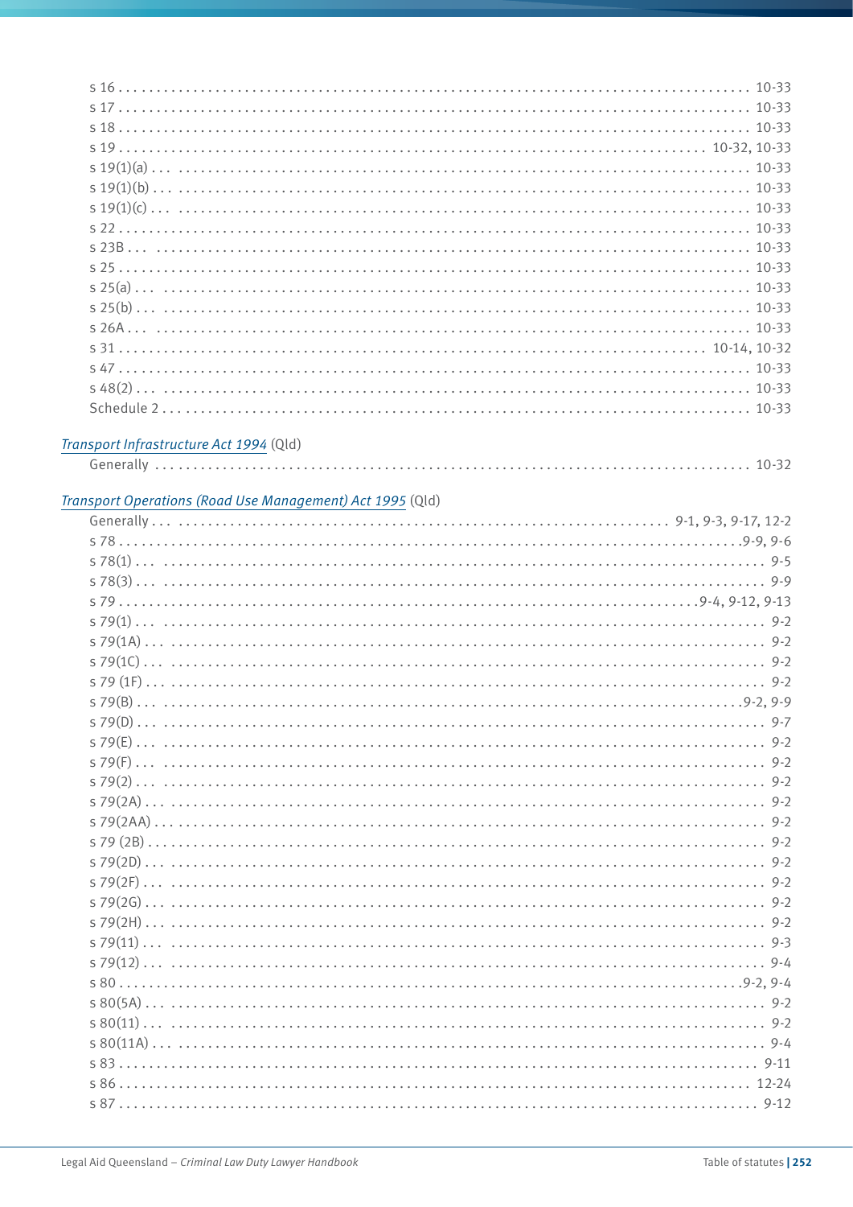s 16 . . . . . . . . . . . . . . . . . . . . . . . . . . . . . . . . . . . . . . . . . . . . . . . . . . . . . . . . . . . . . . . . . . . . . . . . . . . 10-33  
s 17 . . . . . . . . . . . . . . . . . . . . . . . . . . . . . . . . . . . . . . . . . . . . . . . . . . . . . . . . . . . . . . . . . . . . . . . . . . . 10-33  
s 18 . . . . . . . . . . . . . . . . . . . . . . . . . . . . . . . . . . . . . . . . . . . . . . . . . . . . . . . . . . . . . . . . . . . . . . . . . . . 10-33  
s 19 . . . . . . . . . . . . . . . . . . . . . . . . . . . . . . . . . . . . . . . . . . . . . . . . . . . . . . . . . . . . . . . . . . . . . . 10-32, 10-33  
s 19(1)(a) . . . . . . . . . . . . . . . . . . . . . . . . . . . . . . . . . . . . . . . . . . . . . . . . . . . . . . . . . . . . . . . . . . . . . . 10-33  
s 19(1)(b) . . . . . . . . . . . . . . . . . . . . . . . . . . . . . . . . . . . . . . . . . . . . . . . . . . . . . . . . . . . . . . . . . . . . . . 10-33  
s 19(1)(c) . . . . . . . . . . . . . . . . . . . . . . . . . . . . . . . . . . . . . . . . . . . . . . . . . . . . . . . . . . . . . . . . . . . . . . 10-33  
s 22 . . . . . . . . . . . . . . . . . . . . . . . . . . . . . . . . . . . . . . . . . . . . . . . . . . . . . . . . . . . . . . . . . . . . . . . . . . . 10-33  
s 23B . . . . . . . . . . . . . . . . . . . . . . . . . . . . . . . . . . . . . . . . . . . . . . . . . . . . . . . . . . . . . . . . . . . . . . . . . 10-33  
s 25 . . . . . . . . . . . . . . . . . . . . . . . . . . . . . . . . . . . . . . . . . . . . . . . . . . . . . . . . . . . . . . . . . . . . . . . . . . . 10-33  
s 25(a) . . . . . . . . . . . . . . . . . . . . . . . . . . . . . . . . . . . . . . . . . . . . . . . . . . . . . . . . . . . . . . . . . . . . . . . . 10-33  
s 25(b) . . . . . . . . . . . . . . . . . . . . . . . . . . . . . . . . . . . . . . . . . . . . . . . . . . . . . . . . . . . . . . . . . . . . . . . . 10-33  
s 26A . . . . . . . . . . . . . . . . . . . . . . . . . . . . . . . . . . . . . . . . . . . . . . . . . . . . . . . . . . . . . . . . . . . . . . . . . 10-33  
s 31 . . . . . . . . . . . . . . . . . . . . . . . . . . . . . . . . . . . . . . . . . . . . . . . . . . . . . . . . . . . . . . . . . . . . . . 10-14, 10-32  
s 47 . . . . . . . . . . . . . . . . . . . . . . . . . . . . . . . . . . . . . . . . . . . . . . . . . . . . . . . . . . . . . . . . . . . . . . . . . . . 10-33  
s 48(2) . . . . . . . . . . . . . . . . . . . . . . . . . . . . . . . . . . . . . . . . . . . . . . . . . . . . . . . . . . . . . . . . . . . . . . . . 10-33  
Schedule 2 . . . . . . . . . . . . . . . . . . . . . . . . . . . . . . . . . . . . . . . . . . . . . . . . . . . . . . . . . . . . . . . . . . . . . . 10-33

*Transport Infrastructure Act 1994* (Qld)

Generally . . . . . . . . . . . . . . . . . . . . . . . . . . . . . . . . . . . . . . . . . . . . . . . . . . . . . . . . . . . . . . . . . . . . . . . . 10-32

*Transport Operations (Road Use Management) Act 1995* (Qld)

Generally . . . . . . . . . . . . . . . . . . . . . . . . . . . . . . . . . . . . . . . . . . . . . . . . . . . . . . . . . 9-1, 9-3, 9-17, 12-2  
s 78 . . . . . . . . . . . . . . . . . . . . . . . . . . . . . . . . . . . . . . . . . . . . . . . . . . . . . . . . . . . . . . . . . . . . . . . . .9-9, 9-6  
s 78(1) . . . . . . . . . . . . . . . . . . . . . . . . . . . . . . . . . . . . . . . . . . . . . . . . . . . . . . . . . . . . . . . . . . . . . . . . . 9-5  
s 78(3) . . . . . . . . . . . . . . . . . . . . . . . . . . . . . . . . . . . . . . . . . . . . . . . . . . . . . . . . . . . . . . . . . . . . . . . . . 9-9  
s 79 . . . . . . . . . . . . . . . . . . . . . . . . . . . . . . . . . . . . . . . . . . . . . . . . . . . . . . . . . . . . . . . . . . .9-4, 9-12, 9-13  
s 79(1) . . . . . . . . . . . . . . . . . . . . . . . . . . . . . . . . . . . . . . . . . . . . . . . . . . . . . . . . . . . . . . . . . . . . . . . . . 9-2  
s 79(1A) . . . . . . . . . . . . . . . . . . . . . . . . . . . . . . . . . . . . . . . . . . . . . . . . . . . . . . . . . . . . . . . . . . . . . . . . 9-2  
s 79(1C) . . . . . . . . . . . . . . . . . . . . . . . . . . . . . . . . . . . . . . . . . . . . . . . . . . . . . . . . . . . . . . . . . . . . . . . . 9-2  
s 79 (1F) . . . . . . . . . . . . . . . . . . . . . . . . . . . . . . . . . . . . . . . . . . . . . . . . . . . . . . . . . . . . . . . . . . . . . . . 9-2  
s 79(B) . . . . . . . . . . . . . . . . . . . . . . . . . . . . . . . . . . . . . . . . . . . . . . . . . . . . . . . . . . . . . . . . . . . . . . .9-2, 9-9  
s 79(D) . . . . . . . . . . . . . . . . . . . . . . . . . . . . . . . . . . . . . . . . . . . . . . . . . . . . . . . . . . . . . . . . . . . . . . . . . 9-7  
s 79(E) . . . . . . . . . . . . . . . . . . . . . . . . . . . . . . . . . . . . . . . . . . . . . . . . . . . . . . . . . . . . . . . . . . . . . . . . . 9-2  
s 79(F) . . . . . . . . . . . . . . . . . . . . . . . . . . . . . . . . . . . . . . . . . . . . . . . . . . . . . . . . . . . . . . . . . . . . . . . . . 9-2  
s 79(2) . . . . . . . . . . . . . . . . . . . . . . . . . . . . . . . . . . . . . . . . . . . . . . . . . . . . . . . . . . . . . . . . . . . . . . . . . 9-2  
s 79(2A) . . . . . . . . . . . . . . . . . . . . . . . . . . . . . . . . . . . . . . . . . . . . . . . . . . . . . . . . . . . . . . . . . . . . . . . . 9-2  
s 79(2AA) . . . . . . . . . . . . . . . . . . . . . . . . . . . . . . . . . . . . . . . . . . . . . . . . . . . . . . . . . . . . . . . . . . . . . . . 9-2  
s 79 (2B) . . . . . . . . . . . . . . . . . . . . . . . . . . . . . . . . . . . . . . . . . . . . . . . . . . . . . . . . . . . . . . . . . . . . . . . 9-2  
s 79(2D) . . . . . . . . . . . . . . . . . . . . . . . . . . . . . . . . . . . . . . . . . . . . . . . . . . . . . . . . . . . . . . . . . . . . . . . . 9-2  
s 79(2F) . . . . . . . . . . . . . . . . . . . . . . . . . . . . . . . . . . . . . . . . . . . . . . . . . . . . . . . . . . . . . . . . . . . . . . . . 9-2  
s 79(2G) . . . . . . . . . . . . . . . . . . . . . . . . . . . . . . . . . . . . . . . . . . . . . . . . . . . . . . . . . . . . . . . . . . . . . . . . 9-2  
s 79(2H) . . . . . . . . . . . . . . . . . . . . . . . . . . . . . . . . . . . . . . . . . . . . . . . . . . . . . . . . . . . . . . . . . . . . . . . . 9-2  
s 79(11) . . . . . . . . . . . . . . . . . . . . . . . . . . . . . . . . . . . . . . . . . . . . . . . . . . . . . . . . . . . . . . . . . . . . . . . . 9-3  
s 79(12) . . . . . . . . . . . . . . . . . . . . . . . . . . . . . . . . . . . . . . . . . . . . . . . . . . . . . . . . . . . . . . . . . . . . . . . . 9-4  
s 80 . . . . . . . . . . . . . . . . . . . . . . . . . . . . . . . . . . . . . . . . . . . . . . . . . . . . . . . . . . . . . . . . . . . . . . . . .9-2, 9-4  
s 80(5A) . . . . . . . . . . . . . . . . . . . . . . . . . . . . . . . . . . . . . . . . . . . . . . . . . . . . . . . . . . . . . . . . . . . . . . . . 9-2  
s 80(11) . . . . . . . . . . . . . . . . . . . . . . . . . . . . . . . . . . . . . . . . . . . . . . . . . . . . . . . . . . . . . . . . . . . . . . . . 9-2  
s 80(11A) . . . . . . . . . . . . . . . . . . . . . . . . . . . . . . . . . . . . . . . . . . . . . . . . . . . . . . . . . . . . . . . . . . . . . . . 9-4  
s 83 . . . . . . . . . . . . . . . . . . . . . . . . . . . . . . . . . . . . . . . . . . . . . . . . . . . . . . . . . . . . . . . . . . . . . . . . . . . 9-11  
s 86 . . . . . . . . . . . . . . . . . . . . . . . . . . . . . . . . . . . . . . . . . . . . . . . . . . . . . . . . . . . . . . . . . . . . . . . . . . 12-24  
s 87 . . . . . . . . . . . . . . . . . . . . . . . . . . . . . . . . . . . . . . . . . . . . . . . . . . . . . . . . . . . . . . . . . . . . . . . . . . . 9-12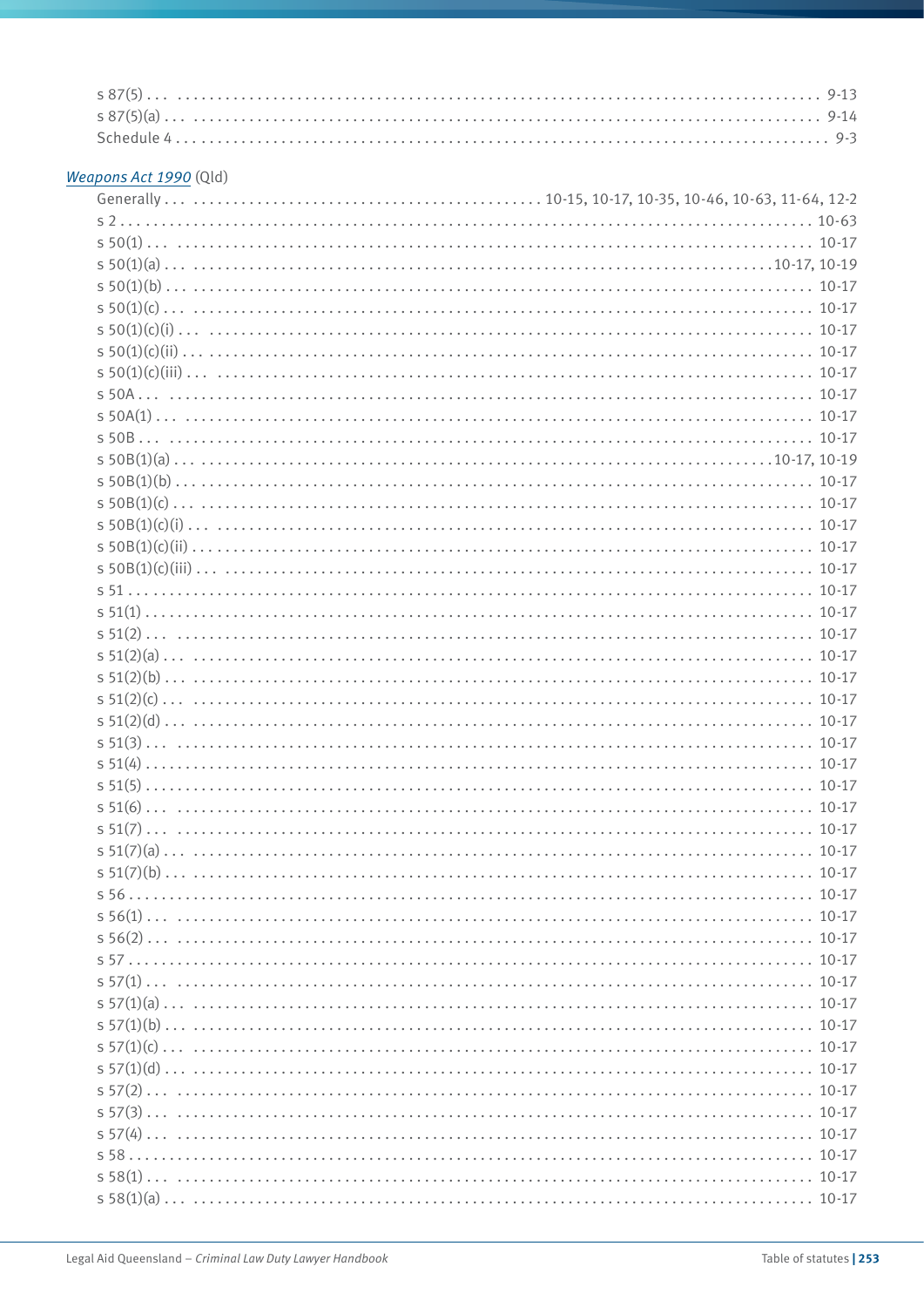s 87(5) . . . 9-13
s 87(5)(a) . . . 9-14
Schedule 4 . . . 9-3

*Weapons Act 1990* (Qld)

Generally . . . 10-15, 10-17, 10-35, 10-46, 10-63, 11-64, 12-2
s 2 . . . 10-63
s 50(1) . . . 10-17
s 50(1)(a) . . . 10-17, 10-19
s 50(1)(b) . . . 10-17
s 50(1)(c) . . . 10-17
s 50(1)(c)(i) . . . 10-17
s 50(1)(c)(ii) . . . 10-17
s 50(1)(c)(iii) . . . 10-17
s 50A . . . 10-17
s 50A(1) . . . 10-17
s 50B . . . 10-17
s 50B(1)(a) . . . 10-17, 10-19
s 50B(1)(b) . . . 10-17
s 50B(1)(c) . . . 10-17
s 50B(1)(c)(i) . . . 10-17
s 50B(1)(c)(ii) . . . 10-17
s 50B(1)(c)(iii) . . . 10-17
s 51 . . . 10-17
s 51(1) . . . 10-17
s 51(2) . . . 10-17
s 51(2)(a) . . . 10-17
s 51(2)(b) . . . 10-17
s 51(2)(c) . . . 10-17
s 51(2)(d) . . . 10-17
s 51(3) . . . 10-17
s 51(4) . . . 10-17
s 51(5) . . . 10-17
s 51(6) . . . 10-17
s 51(7) . . . 10-17
s 51(7)(a) . . . 10-17
s 51(7)(b) . . . 10-17
s 56 . . . 10-17
s 56(1) . . . 10-17
s 56(2) . . . 10-17
s 57 . . . 10-17
s 57(1) . . . 10-17
s 57(1)(a) . . . 10-17
s 57(1)(b) . . . 10-17
s 57(1)(c) . . . 10-17
s 57(1)(d) . . . 10-17
s 57(2) . . . 10-17
s 57(3) . . . 10-17
s 57(4) . . . 10-17
s 58 . . . 10-17
s 58(1) . . . 10-17
s 58(1)(a) . . . 10-17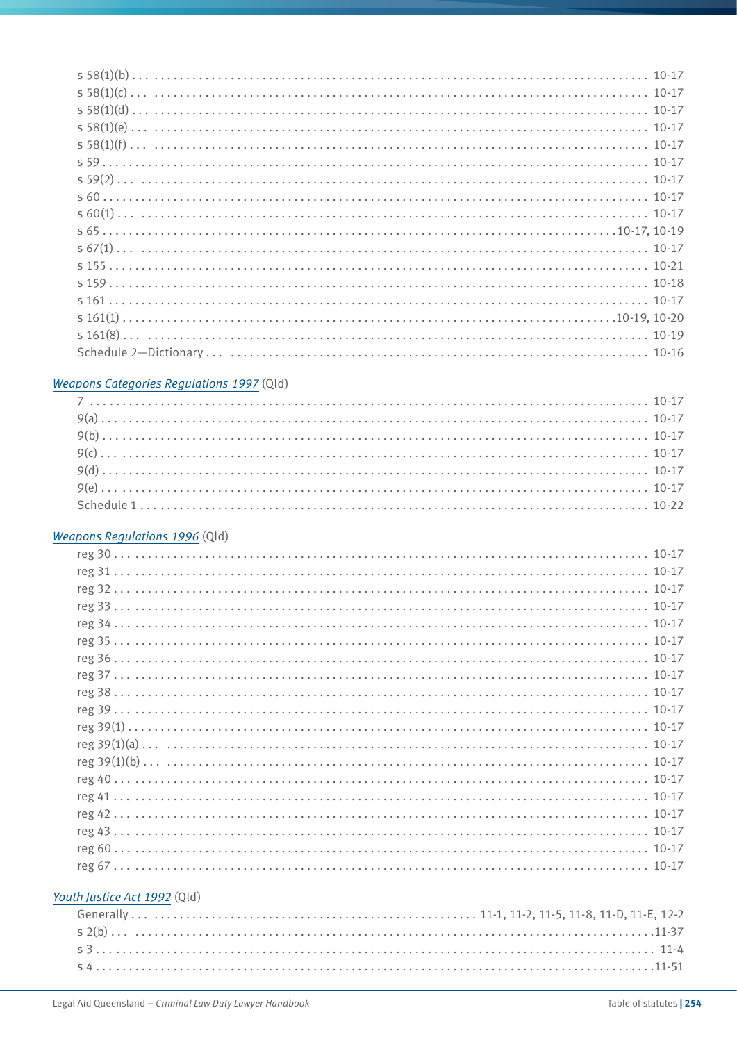s 58(1)(b) . . . 10-17
s 58(1)(c) . . . 10-17
s 58(1)(d) . . . 10-17
s 58(1)(e) . . . 10-17
s 58(1)(f) . . . 10-17
s 59 . . . 10-17
s 59(2) . . . 10-17
s 60 . . . 10-17
s 60(1) . . . 10-17
s 65 . . . 10-17, 10-19
s 67(1) . . . 10-17
s 155 . . . 10-21
s 159 . . . 10-18
s 161 . . . 10-17
s 161(1) . . . 10-19, 10-20
s 161(8) . . . 10-19
Schedule 2—Dictionary . . . 10-16

*Weapons Categories Regulations 1997* (Qld)

7 . . . 10-17
9(a) . . . 10-17
9(b) . . . 10-17
9(c) . . . 10-17
9(d) . . . 10-17
9(e) . . . 10-17
Schedule 1 . . . 10-22

*Weapons Regulations 1996* (Qld)

reg 30 . . . 10-17
reg 31 . . . 10-17
reg 32 . . . 10-17
reg 33 . . . 10-17
reg 34 . . . 10-17
reg 35 . . . 10-17
reg 36 . . . 10-17
reg 37 . . . 10-17
reg 38 . . . 10-17
reg 39 . . . 10-17
reg 39(1) . . . 10-17
reg 39(1)(a) . . . 10-17
reg 39(1)(b) . . . 10-17
reg 40 . . . 10-17
reg 41 . . . 10-17
reg 42 . . . 10-17
reg 43 . . . 10-17
reg 60 . . . 10-17
reg 67 . . . 10-17

*Youth Justice Act 1992* (Qld)

Generally . . . 11-1, 11-2, 11-5, 11-8, 11-D, 11-E, 12-2
s 2(b) . . . 11-37
s 3 . . . 11-4
s 4 . . . 11-51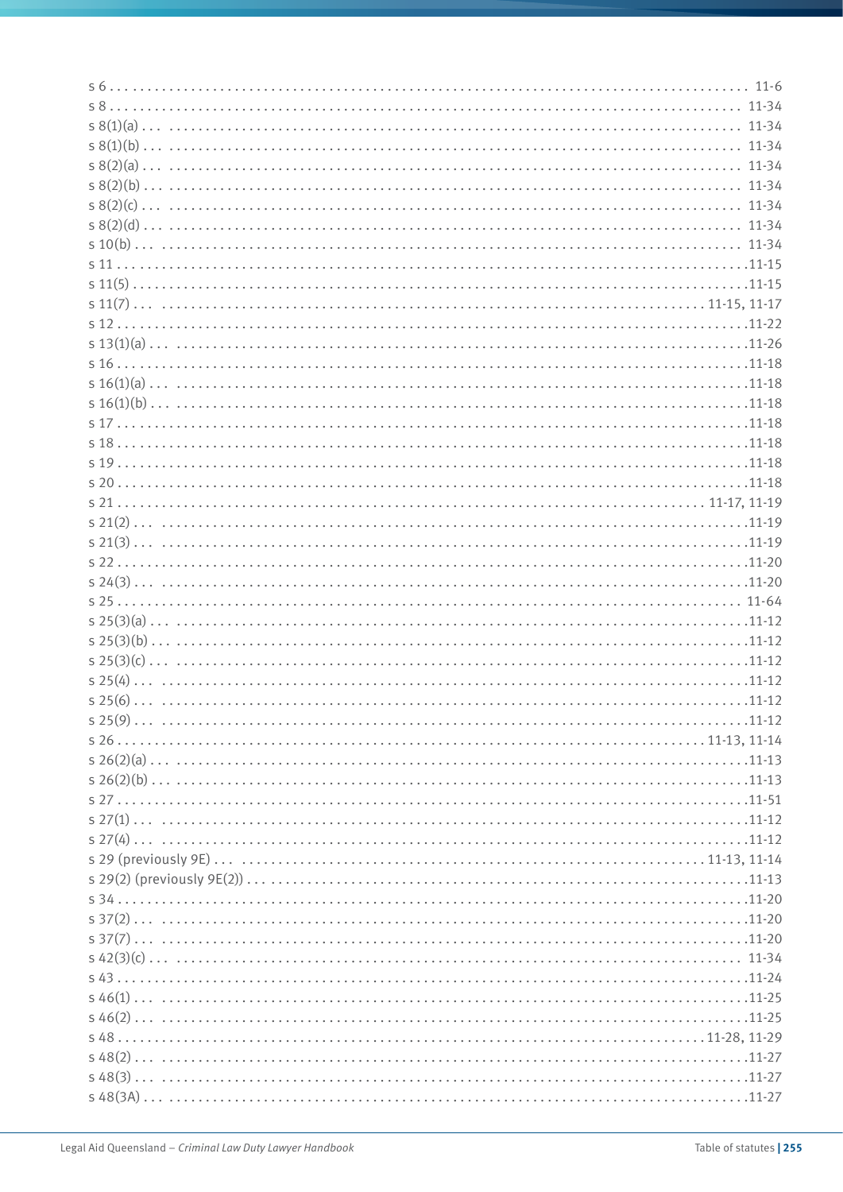s 6 . . . . . . . . . . . . . . . . . . . . . . . . . . . . . . . . . . . . . . . . . . . . . . . . . . . . . . . . . . . . . . . . . . . . . . . . . . . . . . . . 11-6  
s 8 . . . . . . . . . . . . . . . . . . . . . . . . . . . . . . . . . . . . . . . . . . . . . . . . . . . . . . . . . . . . . . . . . . . . . . . . . . . . . . . . 11-34  
s 8(1)(a) . . . . . . . . . . . . . . . . . . . . . . . . . . . . . . . . . . . . . . . . . . . . . . . . . . . . . . . . . . . . . . . . . . . . . . . . . . . . 11-34  
s 8(1)(b) . . . . . . . . . . . . . . . . . . . . . . . . . . . . . . . . . . . . . . . . . . . . . . . . . . . . . . . . . . . . . . . . . . . . . . . . . . . . 11-34  
s 8(2)(a) . . . . . . . . . . . . . . . . . . . . . . . . . . . . . . . . . . . . . . . . . . . . . . . . . . . . . . . . . . . . . . . . . . . . . . . . . . . . 11-34  
s 8(2)(b) . . . . . . . . . . . . . . . . . . . . . . . . . . . . . . . . . . . . . . . . . . . . . . . . . . . . . . . . . . . . . . . . . . . . . . . . . . . . 11-34  
s 8(2)(c) . . . . . . . . . . . . . . . . . . . . . . . . . . . . . . . . . . . . . . . . . . . . . . . . . . . . . . . . . . . . . . . . . . . . . . . . . . . . 11-34  
s 8(2)(d) . . . . . . . . . . . . . . . . . . . . . . . . . . . . . . . . . . . . . . . . . . . . . . . . . . . . . . . . . . . . . . . . . . . . . . . . . . . . 11-34  
s 10(b) . . . . . . . . . . . . . . . . . . . . . . . . . . . . . . . . . . . . . . . . . . . . . . . . . . . . . . . . . . . . . . . . . . . . . . . . . . . . . 11-34  
s 11 . . . . . . . . . . . . . . . . . . . . . . . . . . . . . . . . . . . . . . . . . . . . . . . . . . . . . . . . . . . . . . . . . . . . . . . . . . . . . . . 11-15  
s 11(5) . . . . . . . . . . . . . . . . . . . . . . . . . . . . . . . . . . . . . . . . . . . . . . . . . . . . . . . . . . . . . . . . . . . . . . . . . . . . . 11-15  
s 11(7) . . . . . . . . . . . . . . . . . . . . . . . . . . . . . . . . . . . . . . . . . . . . . . . . . . . . . . . . . . . . . . . . . . . . . . . 11-15, 11-17  
s 12 . . . . . . . . . . . . . . . . . . . . . . . . . . . . . . . . . . . . . . . . . . . . . . . . . . . . . . . . . . . . . . . . . . . . . . . . . . . . . . . 11-22  
s 13(1)(a) . . . . . . . . . . . . . . . . . . . . . . . . . . . . . . . . . . . . . . . . . . . . . . . . . . . . . . . . . . . . . . . . . . . . . . . . . . . 11-26  
s 16 . . . . . . . . . . . . . . . . . . . . . . . . . . . . . . . . . . . . . . . . . . . . . . . . . . . . . . . . . . . . . . . . . . . . . . . . . . . . . . . 11-18  
s 16(1)(a) . . . . . . . . . . . . . . . . . . . . . . . . . . . . . . . . . . . . . . . . . . . . . . . . . . . . . . . . . . . . . . . . . . . . . . . . . . . 11-18  
s 16(1)(b) . . . . . . . . . . . . . . . . . . . . . . . . . . . . . . . . . . . . . . . . . . . . . . . . . . . . . . . . . . . . . . . . . . . . . . . . . . . 11-18  
s 17 . . . . . . . . . . . . . . . . . . . . . . . . . . . . . . . . . . . . . . . . . . . . . . . . . . . . . . . . . . . . . . . . . . . . . . . . . . . . . . . 11-18  
s 18 . . . . . . . . . . . . . . . . . . . . . . . . . . . . . . . . . . . . . . . . . . . . . . . . . . . . . . . . . . . . . . . . . . . . . . . . . . . . . . . 11-18  
s 19 . . . . . . . . . . . . . . . . . . . . . . . . . . . . . . . . . . . . . . . . . . . . . . . . . . . . . . . . . . . . . . . . . . . . . . . . . . . . . . . 11-18  
s 20 . . . . . . . . . . . . . . . . . . . . . . . . . . . . . . . . . . . . . . . . . . . . . . . . . . . . . . . . . . . . . . . . . . . . . . . . . . . . . . . 11-18  
s 21 . . . . . . . . . . . . . . . . . . . . . . . . . . . . . . . . . . . . . . . . . . . . . . . . . . . . . . . . . . . . . . . . . . . . . . . . . . . 11-17, 11-19  
s 21(2) . . . . . . . . . . . . . . . . . . . . . . . . . . . . . . . . . . . . . . . . . . . . . . . . . . . . . . . . . . . . . . . . . . . . . . . . . . . . . 11-19  
s 21(3) . . . . . . . . . . . . . . . . . . . . . . . . . . . . . . . . . . . . . . . . . . . . . . . . . . . . . . . . . . . . . . . . . . . . . . . . . . . . . 11-19  
s 22 . . . . . . . . . . . . . . . . . . . . . . . . . . . . . . . . . . . . . . . . . . . . . . . . . . . . . . . . . . . . . . . . . . . . . . . . . . . . . . . 11-20  
s 24(3) . . . . . . . . . . . . . . . . . . . . . . . . . . . . . . . . . . . . . . . . . . . . . . . . . . . . . . . . . . . . . . . . . . . . . . . . . . . . . 11-20  
s 25 . . . . . . . . . . . . . . . . . . . . . . . . . . . . . . . . . . . . . . . . . . . . . . . . . . . . . . . . . . . . . . . . . . . . . . . . . . . . . . . 11-64  
s 25(3)(a) . . . . . . . . . . . . . . . . . . . . . . . . . . . . . . . . . . . . . . . . . . . . . . . . . . . . . . . . . . . . . . . . . . . . . . . . . . . 11-12  
s 25(3)(b) . . . . . . . . . . . . . . . . . . . . . . . . . . . . . . . . . . . . . . . . . . . . . . . . . . . . . . . . . . . . . . . . . . . . . . . . . . . 11-12  
s 25(3)(c) . . . . . . . . . . . . . . . . . . . . . . . . . . . . . . . . . . . . . . . . . . . . . . . . . . . . . . . . . . . . . . . . . . . . . . . . . . . 11-12  
s 25(4) . . . . . . . . . . . . . . . . . . . . . . . . . . . . . . . . . . . . . . . . . . . . . . . . . . . . . . . . . . . . . . . . . . . . . . . . . . . . . 11-12  
s 25(6) . . . . . . . . . . . . . . . . . . . . . . . . . . . . . . . . . . . . . . . . . . . . . . . . . . . . . . . . . . . . . . . . . . . . . . . . . . . . . 11-12  
s 25(9) . . . . . . . . . . . . . . . . . . . . . . . . . . . . . . . . . . . . . . . . . . . . . . . . . . . . . . . . . . . . . . . . . . . . . . . . . . . . . 11-12  
s 26 . . . . . . . . . . . . . . . . . . . . . . . . . . . . . . . . . . . . . . . . . . . . . . . . . . . . . . . . . . . . . . . . . . . . . . . . . . . 11-13, 11-14  
s 26(2)(a) . . . . . . . . . . . . . . . . . . . . . . . . . . . . . . . . . . . . . . . . . . . . . . . . . . . . . . . . . . . . . . . . . . . . . . . . . . . 11-13  
s 26(2)(b) . . . . . . . . . . . . . . . . . . . . . . . . . . . . . . . . . . . . . . . . . . . . . . . . . . . . . . . . . . . . . . . . . . . . . . . . . . . 11-13  
s 27 . . . . . . . . . . . . . . . . . . . . . . . . . . . . . . . . . . . . . . . . . . . . . . . . . . . . . . . . . . . . . . . . . . . . . . . . . . . . . . . 11-51  
s 27(1) . . . . . . . . . . . . . . . . . . . . . . . . . . . . . . . . . . . . . . . . . . . . . . . . . . . . . . . . . . . . . . . . . . . . . . . . . . . . . 11-12  
s 27(4) . . . . . . . . . . . . . . . . . . . . . . . . . . . . . . . . . . . . . . . . . . . . . . . . . . . . . . . . . . . . . . . . . . . . . . . . . . . . . 11-12  
s 29 (previously 9E) . . . . . . . . . . . . . . . . . . . . . . . . . . . . . . . . . . . . . . . . . . . . . . . . . . . . . . . . . . . . . 11-13, 11-14  
s 29(2) (previously 9E(2)) . . . . . . . . . . . . . . . . . . . . . . . . . . . . . . . . . . . . . . . . . . . . . . . . . . . . . . . . . . . . 11-13  
s 34 . . . . . . . . . . . . . . . . . . . . . . . . . . . . . . . . . . . . . . . . . . . . . . . . . . . . . . . . . . . . . . . . . . . . . . . . . . . . . . . 11-20  
s 37(2) . . . . . . . . . . . . . . . . . . . . . . . . . . . . . . . . . . . . . . . . . . . . . . . . . . . . . . . . . . . . . . . . . . . . . . . . . . . . . 11-20  
s 37(7) . . . . . . . . . . . . . . . . . . . . . . . . . . . . . . . . . . . . . . . . . . . . . . . . . . . . . . . . . . . . . . . . . . . . . . . . . . . . . 11-20  
s 42(3)(c) . . . . . . . . . . . . . . . . . . . . . . . . . . . . . . . . . . . . . . . . . . . . . . . . . . . . . . . . . . . . . . . . . . . . . . . . . . . 11-34  
s 43 . . . . . . . . . . . . . . . . . . . . . . . . . . . . . . . . . . . . . . . . . . . . . . . . . . . . . . . . . . . . . . . . . . . . . . . . . . . . . . . 11-24  
s 46(1) . . . . . . . . . . . . . . . . . . . . . . . . . . . . . . . . . . . . . . . . . . . . . . . . . . . . . . . . . . . . . . . . . . . . . . . . . . . . . 11-25  
s 46(2) . . . . . . . . . . . . . . . . . . . . . . . . . . . . . . . . . . . . . . . . . . . . . . . . . . . . . . . . . . . . . . . . . . . . . . . . . . . . . 11-25  
s 48 . . . . . . . . . . . . . . . . . . . . . . . . . . . . . . . . . . . . . . . . . . . . . . . . . . . . . . . . . . . . . . . . . . . . . . . . . . . 11-28, 11-29  
s 48(2) . . . . . . . . . . . . . . . . . . . . . . . . . . . . . . . . . . . . . . . . . . . . . . . . . . . . . . . . . . . . . . . . . . . . . . . . . . . . . 11-27  
s 48(3) . . . . . . . . . . . . . . . . . . . . . . . . . . . . . . . . . . . . . . . . . . . . . . . . . . . . . . . . . . . . . . . . . . . . . . . . . . . . . 11-27  
s 48(3A) . . . . . . . . . . . . . . . . . . . . . . . . . . . . . . . . . . . . . . . . . . . . . . . . . . . . . . . . . . . . . . . . . . . . . . . . . . . . 11-27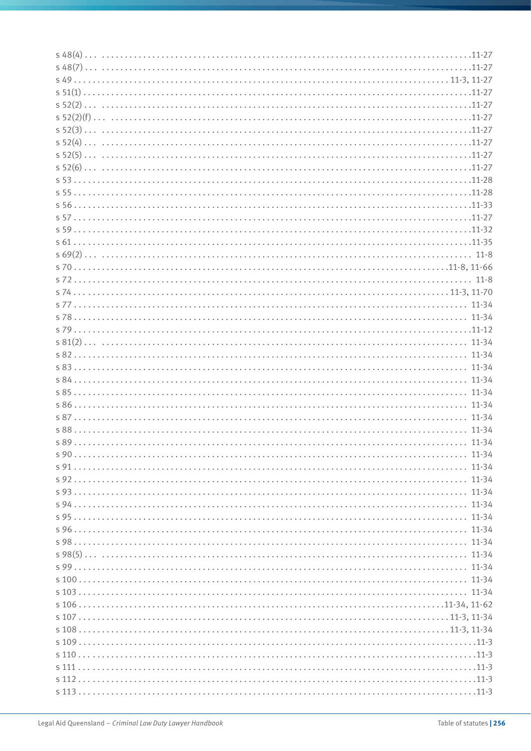s 48(4) .... 11-27
s 48(7) .... 11-27
s 49 .... 11-3, 11-27
s 51(1) .... 11-27
s 52(2) .... 11-27
s 52(2)(f) .... 11-27
s 52(3) .... 11-27
s 52(4) .... 11-27
s 52(5) .... 11-27
s 52(6) .... 11-27
s 53 .... 11-28
s 55 .... 11-28
s 56 .... 11-33
s 57 .... 11-27
s 59 .... 11-32
s 61 .... 11-35
s 69(2) .... 11-8
s 70 .... 11-8, 11-66
s 72 .... 11-8
s 74 .... 11-3, 11-70
s 77 .... 11-34
s 78 .... 11-34
s 79 .... 11-12
s 81(2) .... 11-34
s 82 .... 11-34
s 83 .... 11-34
s 84 .... 11-34
s 85 .... 11-34
s 86 .... 11-34
s 87 .... 11-34
s 88 .... 11-34
s 89 .... 11-34
s 90 .... 11-34
s 91 .... 11-34
s 92 .... 11-34
s 93 .... 11-34
s 94 .... 11-34
s 95 .... 11-34
s 96 .... 11-34
s 98 .... 11-34
s 98(5) .... 11-34
s 99 .... 11-34
s 100 .... 11-34
s 103 .... 11-34
s 106 .... 11-34, 11-62
s 107 .... 11-3, 11-34
s 108 .... 11-3, 11-34
s 109 .... 11-3
s 110 .... 11-3
s 111 .... 11-3
s 112 .... 11-3
s 113 .... 11-3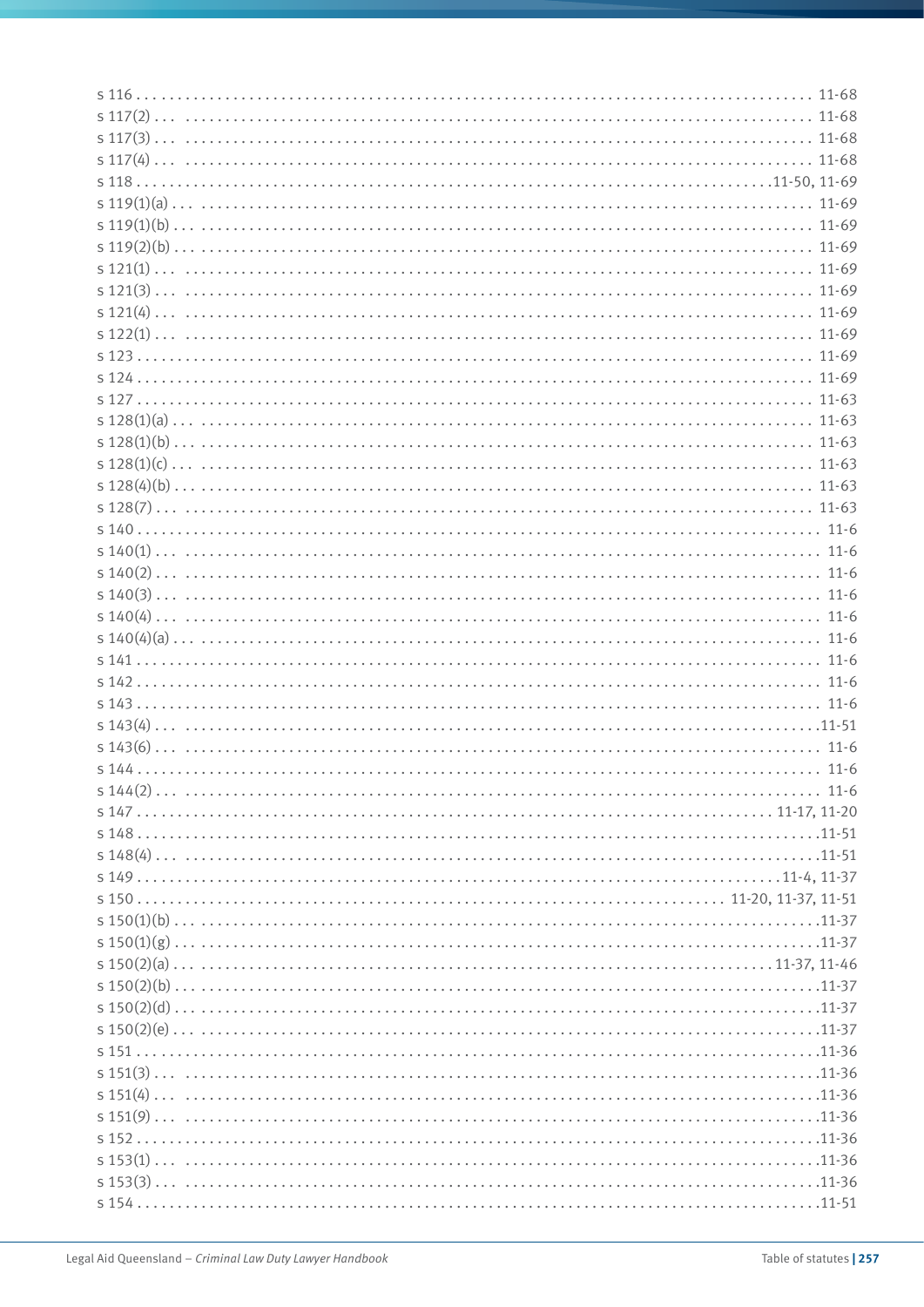s 116 . . . 11-68
s 117(2) . . . 11-68
s 117(3) . . . 11-68
s 117(4) . . . 11-68
s 118 . . . 11-50, 11-69
s 119(1)(a) . . . 11-69
s 119(1)(b) . . . 11-69
s 119(2)(b) . . . 11-69
s 121(1) . . . 11-69
s 121(3) . . . 11-69
s 121(4) . . . 11-69
s 122(1) . . . 11-69
s 123 . . . 11-69
s 124 . . . 11-69
s 127 . . . 11-63
s 128(1)(a) . . . 11-63
s 128(1)(b) . . . 11-63
s 128(1)(c) . . . 11-63
s 128(4)(b) . . . 11-63
s 128(7) . . . 11-63
s 140 . . . 11-6
s 140(1) . . . 11-6
s 140(2) . . . 11-6
s 140(3) . . . 11-6
s 140(4) . . . 11-6
s 140(4)(a) . . . 11-6
s 141 . . . 11-6
s 142 . . . 11-6
s 143 . . . 11-6
s 143(4) . . . 11-51
s 143(6) . . . 11-6
s 144 . . . 11-6
s 144(2) . . . 11-6
s 147 . . . 11-17, 11-20
s 148 . . . 11-51
s 148(4) . . . 11-51
s 149 . . . 11-4, 11-37
s 150 . . . 11-20, 11-37, 11-51
s 150(1)(b) . . . 11-37
s 150(1)(g) . . . 11-37
s 150(2)(a) . . . 11-37, 11-46
s 150(2)(b) . . . 11-37
s 150(2)(d) . . . 11-37
s 150(2)(e) . . . 11-37
s 151 . . . 11-36
s 151(3) . . . 11-36
s 151(4) . . . 11-36
s 151(9) . . . 11-36
s 152 . . . 11-36
s 153(1) . . . 11-36
s 153(3) . . . 11-36
s 154 . . . 11-51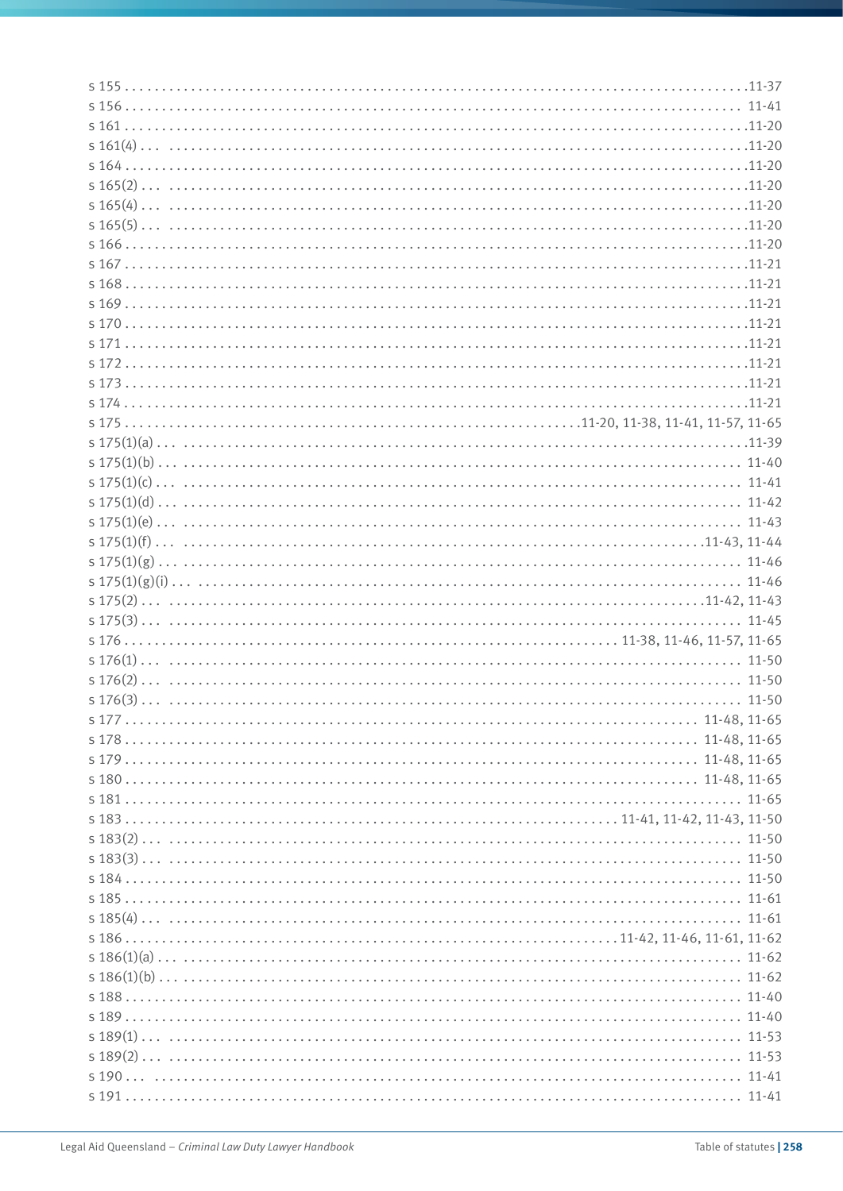s 155 . . . . . . . . . . . . . . . . . . . . . . . . . . . . . . . . . . . . . . . . . . . . . . . . . . . . . . . . . . . . . . . . . . . . . . . . . . . .11-37
s 156 . . . . . . . . . . . . . . . . . . . . . . . . . . . . . . . . . . . . . . . . . . . . . . . . . . . . . . . . . . . . . . . . . . . . . . . . . . . . 11-41
s 161 . . . . . . . . . . . . . . . . . . . . . . . . . . . . . . . . . . . . . . . . . . . . . . . . . . . . . . . . . . . . . . . . . . . . . . . . . . . .11-20
s 161(4) . . . . . . . . . . . . . . . . . . . . . . . . . . . . . . . . . . . . . . . . . . . . . . . . . . . . . . . . . . . . . . . . . . . . . . . . . . . .11-20
s 164 . . . . . . . . . . . . . . . . . . . . . . . . . . . . . . . . . . . . . . . . . . . . . . . . . . . . . . . . . . . . . . . . . . . . . . . . . . . .11-20
s 165(2) . . . . . . . . . . . . . . . . . . . . . . . . . . . . . . . . . . . . . . . . . . . . . . . . . . . . . . . . . . . . . . . . . . . . . . . . . . . .11-20
s 165(4) . . . . . . . . . . . . . . . . . . . . . . . . . . . . . . . . . . . . . . . . . . . . . . . . . . . . . . . . . . . . . . . . . . . . . . . . . . . .11-20
s 165(5) . . . . . . . . . . . . . . . . . . . . . . . . . . . . . . . . . . . . . . . . . . . . . . . . . . . . . . . . . . . . . . . . . . . . . . . . . . . .11-20
s 166 . . . . . . . . . . . . . . . . . . . . . . . . . . . . . . . . . . . . . . . . . . . . . . . . . . . . . . . . . . . . . . . . . . . . . . . . . . . .11-20
s 167 . . . . . . . . . . . . . . . . . . . . . . . . . . . . . . . . . . . . . . . . . . . . . . . . . . . . . . . . . . . . . . . . . . . . . . . . . . . .11-21
s 168 . . . . . . . . . . . . . . . . . . . . . . . . . . . . . . . . . . . . . . . . . . . . . . . . . . . . . . . . . . . . . . . . . . . . . . . . . . . .11-21
s 169 . . . . . . . . . . . . . . . . . . . . . . . . . . . . . . . . . . . . . . . . . . . . . . . . . . . . . . . . . . . . . . . . . . . . . . . . . . . .11-21
s 170 . . . . . . . . . . . . . . . . . . . . . . . . . . . . . . . . . . . . . . . . . . . . . . . . . . . . . . . . . . . . . . . . . . . . . . . . . . . .11-21
s 171 . . . . . . . . . . . . . . . . . . . . . . . . . . . . . . . . . . . . . . . . . . . . . . . . . . . . . . . . . . . . . . . . . . . . . . . . . . . .11-21
s 172 . . . . . . . . . . . . . . . . . . . . . . . . . . . . . . . . . . . . . . . . . . . . . . . . . . . . . . . . . . . . . . . . . . . . . . . . . . . .11-21
s 173 . . . . . . . . . . . . . . . . . . . . . . . . . . . . . . . . . . . . . . . . . . . . . . . . . . . . . . . . . . . . . . . . . . . . . . . . . . . .11-21
s 174 . . . . . . . . . . . . . . . . . . . . . . . . . . . . . . . . . . . . . . . . . . . . . . . . . . . . . . . . . . . . . . . . . . . . . . . . . . . .11-21
s 175 . . . . . . . . . . . . . . . . . . . . . . . . . . . . . . . . . . . . . . . . . . . . . . . . . . . . . . . .11-20, 11-38, 11-41, 11-57, 11-65
s 175(1)(a) . . . . . . . . . . . . . . . . . . . . . . . . . . . . . . . . . . . . . . . . . . . . . . . . . . . . . . . . . . . . . . . . . . . . . . . . . . . .11-39
s 175(1)(b) . . . . . . . . . . . . . . . . . . . . . . . . . . . . . . . . . . . . . . . . . . . . . . . . . . . . . . . . . . . . . . . . . . . . . . . . . . . . 11-40
s 175(1)(c) . . . . . . . . . . . . . . . . . . . . . . . . . . . . . . . . . . . . . . . . . . . . . . . . . . . . . . . . . . . . . . . . . . . . . . . . . . . . 11-41
s 175(1)(d) . . . . . . . . . . . . . . . . . . . . . . . . . . . . . . . . . . . . . . . . . . . . . . . . . . . . . . . . . . . . . . . . . . . . . . . . . . . . 11-42
s 175(1)(e) . . . . . . . . . . . . . . . . . . . . . . . . . . . . . . . . . . . . . . . . . . . . . . . . . . . . . . . . . . . . . . . . . . . . . . . . . . . . 11-43
s 175(1)(f) . . . . . . . . . . . . . . . . . . . . . . . . . . . . . . . . . . . . . . . . . . . . . . . . . . . . . . . . . . . . . . . . . . . . . . . .11-43, 11-44
s 175(1)(g) . . . . . . . . . . . . . . . . . . . . . . . . . . . . . . . . . . . . . . . . . . . . . . . . . . . . . . . . . . . . . . . . . . . . . . . . . . . . 11-46
s 175(1)(g)(i) . . . . . . . . . . . . . . . . . . . . . . . . . . . . . . . . . . . . . . . . . . . . . . . . . . . . . . . . . . . . . . . . . . . . . . . . . . . . 11-46
s 175(2) . . . . . . . . . . . . . . . . . . . . . . . . . . . . . . . . . . . . . . . . . . . . . . . . . . . . . . . . . . . . . . . . . . . . . . . .11-42, 11-43
s 175(3) . . . . . . . . . . . . . . . . . . . . . . . . . . . . . . . . . . . . . . . . . . . . . . . . . . . . . . . . . . . . . . . . . . . . . . . . . . . . 11-45
s 176 . . . . . . . . . . . . . . . . . . . . . . . . . . . . . . . . . . . . . . . . . . . . . . . . . . . . . . . . . . 11-38, 11-46, 11-57, 11-65
s 176(1) . . . . . . . . . . . . . . . . . . . . . . . . . . . . . . . . . . . . . . . . . . . . . . . . . . . . . . . . . . . . . . . . . . . . . . . . . . . . 11-50
s 176(2) . . . . . . . . . . . . . . . . . . . . . . . . . . . . . . . . . . . . . . . . . . . . . . . . . . . . . . . . . . . . . . . . . . . . . . . . . . . . 11-50
s 176(3) . . . . . . . . . . . . . . . . . . . . . . . . . . . . . . . . . . . . . . . . . . . . . . . . . . . . . . . . . . . . . . . . . . . . . . . . . . . . 11-50
s 177 . . . . . . . . . . . . . . . . . . . . . . . . . . . . . . . . . . . . . . . . . . . . . . . . . . . . . . . . . . . . . . . . . . . . . . . . 11-48, 11-65
s 178 . . . . . . . . . . . . . . . . . . . . . . . . . . . . . . . . . . . . . . . . . . . . . . . . . . . . . . . . . . . . . . . . . . . . . . . . 11-48, 11-65
s 179 . . . . . . . . . . . . . . . . . . . . . . . . . . . . . . . . . . . . . . . . . . . . . . . . . . . . . . . . . . . . . . . . . . . . . . . . 11-48, 11-65
s 180 . . . . . . . . . . . . . . . . . . . . . . . . . . . . . . . . . . . . . . . . . . . . . . . . . . . . . . . . . . . . . . . . . . . . . . . . 11-48, 11-65
s 181 . . . . . . . . . . . . . . . . . . . . . . . . . . . . . . . . . . . . . . . . . . . . . . . . . . . . . . . . . . . . . . . . . . . . . . . . . . . . 11-65
s 183 . . . . . . . . . . . . . . . . . . . . . . . . . . . . . . . . . . . . . . . . . . . . . . . . . . . . . . . . . . 11-41, 11-42, 11-43, 11-50
s 183(2) . . . . . . . . . . . . . . . . . . . . . . . . . . . . . . . . . . . . . . . . . . . . . . . . . . . . . . . . . . . . . . . . . . . . . . . . . . . . 11-50
s 183(3) . . . . . . . . . . . . . . . . . . . . . . . . . . . . . . . . . . . . . . . . . . . . . . . . . . . . . . . . . . . . . . . . . . . . . . . . . . . . 11-50
s 184 . . . . . . . . . . . . . . . . . . . . . . . . . . . . . . . . . . . . . . . . . . . . . . . . . . . . . . . . . . . . . . . . . . . . . . . . . . . . 11-50
s 185 . . . . . . . . . . . . . . . . . . . . . . . . . . . . . . . . . . . . . . . . . . . . . . . . . . . . . . . . . . . . . . . . . . . . . . . . . . . . 11-61
s 185(4) . . . . . . . . . . . . . . . . . . . . . . . . . . . . . . . . . . . . . . . . . . . . . . . . . . . . . . . . . . . . . . . . . . . . . . . . . . . . 11-61
s 186 . . . . . . . . . . . . . . . . . . . . . . . . . . . . . . . . . . . . . . . . . . . . . . . . . . . . . . . . . . .11-42, 11-46, 11-61, 11-62
s 186(1)(a) . . . . . . . . . . . . . . . . . . . . . . . . . . . . . . . . . . . . . . . . . . . . . . . . . . . . . . . . . . . . . . . . . . . . . . . . . . . . 11-62
s 186(1)(b) . . . . . . . . . . . . . . . . . . . . . . . . . . . . . . . . . . . . . . . . . . . . . . . . . . . . . . . . . . . . . . . . . . . . . . . . . . . . 11-62
s 188 . . . . . . . . . . . . . . . . . . . . . . . . . . . . . . . . . . . . . . . . . . . . . . . . . . . . . . . . . . . . . . . . . . . . . . . . . . . . 11-40
s 189 . . . . . . . . . . . . . . . . . . . . . . . . . . . . . . . . . . . . . . . . . . . . . . . . . . . . . . . . . . . . . . . . . . . . . . . . . . . . 11-40
s 189(1) . . . . . . . . . . . . . . . . . . . . . . . . . . . . . . . . . . . . . . . . . . . . . . . . . . . . . . . . . . . . . . . . . . . . . . . . . . . . 11-53
s 189(2) . . . . . . . . . . . . . . . . . . . . . . . . . . . . . . . . . . . . . . . . . . . . . . . . . . . . . . . . . . . . . . . . . . . . . . . . . . . . 11-53
s 190 . . . . . . . . . . . . . . . . . . . . . . . . . . . . . . . . . . . . . . . . . . . . . . . . . . . . . . . . . . . . . . . . . . . . . . . . . . . . 11-41
s 191 . . . . . . . . . . . . . . . . . . . . . . . . . . . . . . . . . . . . . . . . . . . . . . . . . . . . . . . . . . . . . . . . . . . . . . . . . . . . 11-41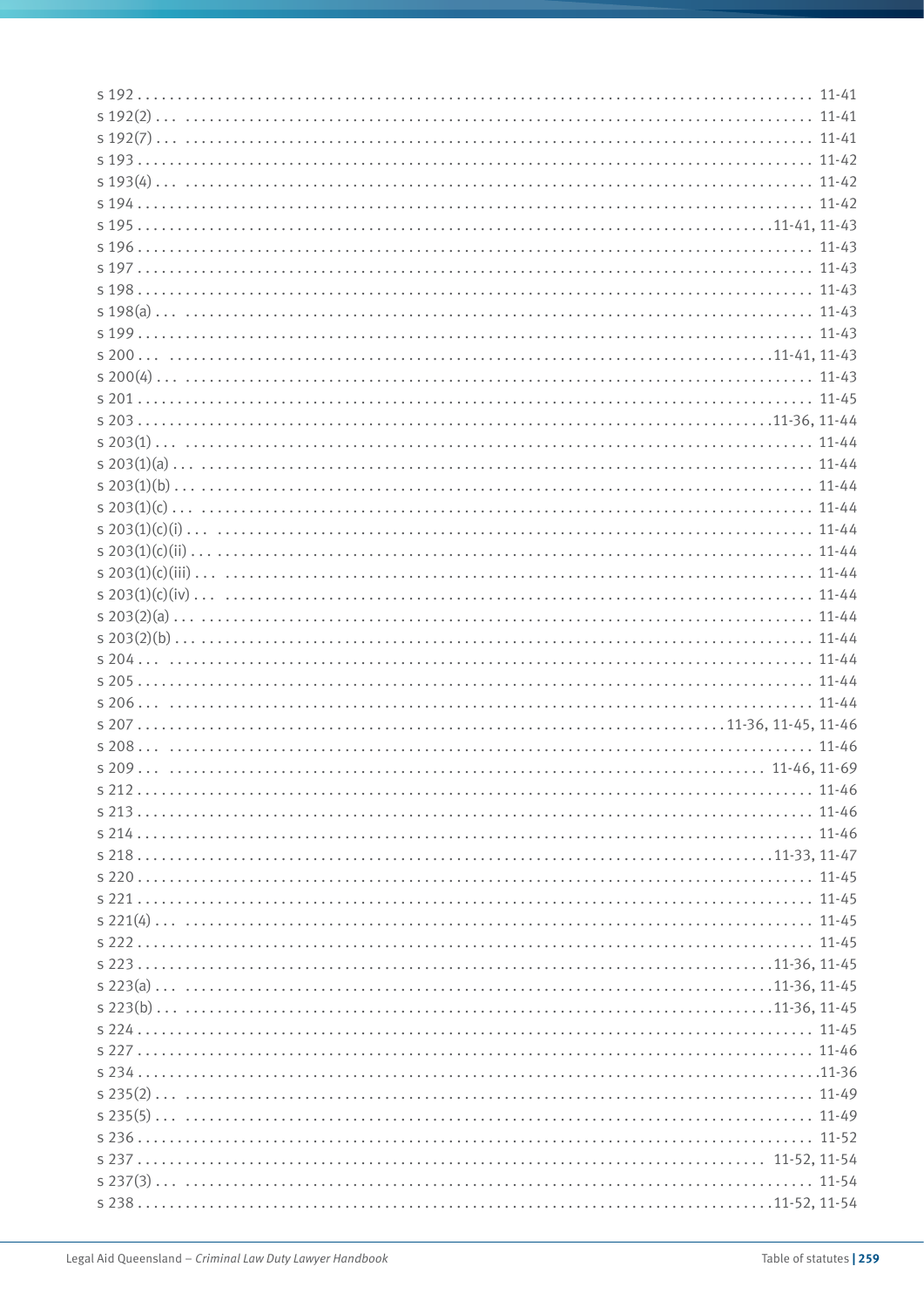s 192 . . . . . . . . . . . . . . . . . . . . . . . . . . . . . . . . . . . . . . . . . . . . . . . . . . . . . . . . . . . . . . . . . . . . . . . . . . . . . 11-41
s 192(2) . . . . . . . . . . . . . . . . . . . . . . . . . . . . . . . . . . . . . . . . . . . . . . . . . . . . . . . . . . . . . . . . . . . . . . . . . . . 11-41
s 192(7) . . . . . . . . . . . . . . . . . . . . . . . . . . . . . . . . . . . . . . . . . . . . . . . . . . . . . . . . . . . . . . . . . . . . . . . . . . 11-41
s 193 . . . . . . . . . . . . . . . . . . . . . . . . . . . . . . . . . . . . . . . . . . . . . . . . . . . . . . . . . . . . . . . . . . . . . . . . . . . . . 11-42
s 193(4) . . . . . . . . . . . . . . . . . . . . . . . . . . . . . . . . . . . . . . . . . . . . . . . . . . . . . . . . . . . . . . . . . . . . . . . . . . 11-42
s 194 . . . . . . . . . . . . . . . . . . . . . . . . . . . . . . . . . . . . . . . . . . . . . . . . . . . . . . . . . . . . . . . . . . . . . . . . . . . . . 11-42
s 195 . . . . . . . . . . . . . . . . . . . . . . . . . . . . . . . . . . . . . . . . . . . . . . . . . . . . . . . . . . . . . . . . . . . . . . . . 11-41, 11-43
s 196 . . . . . . . . . . . . . . . . . . . . . . . . . . . . . . . . . . . . . . . . . . . . . . . . . . . . . . . . . . . . . . . . . . . . . . . . . . . . . 11-43
s 197 . . . . . . . . . . . . . . . . . . . . . . . . . . . . . . . . . . . . . . . . . . . . . . . . . . . . . . . . . . . . . . . . . . . . . . . . . . . . . 11-43
s 198 . . . . . . . . . . . . . . . . . . . . . . . . . . . . . . . . . . . . . . . . . . . . . . . . . . . . . . . . . . . . . . . . . . . . . . . . . . . . . 11-43
s 198(a) . . . . . . . . . . . . . . . . . . . . . . . . . . . . . . . . . . . . . . . . . . . . . . . . . . . . . . . . . . . . . . . . . . . . . . . . . . 11-43
s 199 . . . . . . . . . . . . . . . . . . . . . . . . . . . . . . . . . . . . . . . . . . . . . . . . . . . . . . . . . . . . . . . . . . . . . . . . . . . . . 11-43
s 200 . . . . . . . . . . . . . . . . . . . . . . . . . . . . . . . . . . . . . . . . . . . . . . . . . . . . . . . . . . . . . . . . . . . . . . . 11-41, 11-43
s 200(4) . . . . . . . . . . . . . . . . . . . . . . . . . . . . . . . . . . . . . . . . . . . . . . . . . . . . . . . . . . . . . . . . . . . . . . . . . . 11-43
s 201 . . . . . . . . . . . . . . . . . . . . . . . . . . . . . . . . . . . . . . . . . . . . . . . . . . . . . . . . . . . . . . . . . . . . . . . . . . . . . 11-45
s 203 . . . . . . . . . . . . . . . . . . . . . . . . . . . . . . . . . . . . . . . . . . . . . . . . . . . . . . . . . . . . . . . . . . . . . . . . 11-36, 11-44
s 203(1) . . . . . . . . . . . . . . . . . . . . . . . . . . . . . . . . . . . . . . . . . . . . . . . . . . . . . . . . . . . . . . . . . . . . . . . . . . 11-44
s 203(1)(a) . . . . . . . . . . . . . . . . . . . . . . . . . . . . . . . . . . . . . . . . . . . . . . . . . . . . . . . . . . . . . . . . . . . . . . . 11-44
s 203(1)(b) . . . . . . . . . . . . . . . . . . . . . . . . . . . . . . . . . . . . . . . . . . . . . . . . . . . . . . . . . . . . . . . . . . . . . . . 11-44
s 203(1)(c) . . . . . . . . . . . . . . . . . . . . . . . . . . . . . . . . . . . . . . . . . . . . . . . . . . . . . . . . . . . . . . . . . . . . . . . 11-44
s 203(1)(c)(i) . . . . . . . . . . . . . . . . . . . . . . . . . . . . . . . . . . . . . . . . . . . . . . . . . . . . . . . . . . . . . . . . . . . . . 11-44
s 203(1)(c)(ii) . . . . . . . . . . . . . . . . . . . . . . . . . . . . . . . . . . . . . . . . . . . . . . . . . . . . . . . . . . . . . . . . . . . . 11-44
s 203(1)(c)(iii) . . . . . . . . . . . . . . . . . . . . . . . . . . . . . . . . . . . . . . . . . . . . . . . . . . . . . . . . . . . . . . . . . . . 11-44
s 203(1)(c)(iv) . . . . . . . . . . . . . . . . . . . . . . . . . . . . . . . . . . . . . . . . . . . . . . . . . . . . . . . . . . . . . . . . . . . 11-44
s 203(2)(a) . . . . . . . . . . . . . . . . . . . . . . . . . . . . . . . . . . . . . . . . . . . . . . . . . . . . . . . . . . . . . . . . . . . . . . . 11-44
s 203(2)(b) . . . . . . . . . . . . . . . . . . . . . . . . . . . . . . . . . . . . . . . . . . . . . . . . . . . . . . . . . . . . . . . . . . . . . . . 11-44
s 204 . . . . . . . . . . . . . . . . . . . . . . . . . . . . . . . . . . . . . . . . . . . . . . . . . . . . . . . . . . . . . . . . . . . . . . . . . . . . . 11-44
s 205 . . . . . . . . . . . . . . . . . . . . . . . . . . . . . . . . . . . . . . . . . . . . . . . . . . . . . . . . . . . . . . . . . . . . . . . . . . . . . 11-44
s 206 . . . . . . . . . . . . . . . . . . . . . . . . . . . . . . . . . . . . . . . . . . . . . . . . . . . . . . . . . . . . . . . . . . . . . . . . . . . . . 11-44
s 207 . . . . . . . . . . . . . . . . . . . . . . . . . . . . . . . . . . . . . . . . . . . . . . . . . . . . . . . . . . . . . . . . . . 11-36, 11-45, 11-46
s 208 . . . . . . . . . . . . . . . . . . . . . . . . . . . . . . . . . . . . . . . . . . . . . . . . . . . . . . . . . . . . . . . . . . . . . . . . . . . . . 11-46
s 209 . . . . . . . . . . . . . . . . . . . . . . . . . . . . . . . . . . . . . . . . . . . . . . . . . . . . . . . . . . . . . . . . . . . . . . . . 11-46, 11-69
s 212 . . . . . . . . . . . . . . . . . . . . . . . . . . . . . . . . . . . . . . . . . . . . . . . . . . . . . . . . . . . . . . . . . . . . . . . . . . . . . 11-46
s 213 . . . . . . . . . . . . . . . . . . . . . . . . . . . . . . . . . . . . . . . . . . . . . . . . . . . . . . . . . . . . . . . . . . . . . . . . . . . . . 11-46
s 214 . . . . . . . . . . . . . . . . . . . . . . . . . . . . . . . . . . . . . . . . . . . . . . . . . . . . . . . . . . . . . . . . . . . . . . . . . . . . . 11-46
s 218 . . . . . . . . . . . . . . . . . . . . . . . . . . . . . . . . . . . . . . . . . . . . . . . . . . . . . . . . . . . . . . . . . . . . . . . . 11-33, 11-47
s 220 . . . . . . . . . . . . . . . . . . . . . . . . . . . . . . . . . . . . . . . . . . . . . . . . . . . . . . . . . . . . . . . . . . . . . . . . . . . . . 11-45
s 221 . . . . . . . . . . . . . . . . . . . . . . . . . . . . . . . . . . . . . . . . . . . . . . . . . . . . . . . . . . . . . . . . . . . . . . . . . . . . . 11-45
s 221(4) . . . . . . . . . . . . . . . . . . . . . . . . . . . . . . . . . . . . . . . . . . . . . . . . . . . . . . . . . . . . . . . . . . . . . . . . . . 11-45
s 222 . . . . . . . . . . . . . . . . . . . . . . . . . . . . . . . . . . . . . . . . . . . . . . . . . . . . . . . . . . . . . . . . . . . . . . . . . . . . . 11-45
s 223 . . . . . . . . . . . . . . . . . . . . . . . . . . . . . . . . . . . . . . . . . . . . . . . . . . . . . . . . . . . . . . . . . . . . . . . . 11-36, 11-45
s 223(a) . . . . . . . . . . . . . . . . . . . . . . . . . . . . . . . . . . . . . . . . . . . . . . . . . . . . . . . . . . . . . . . . . . . . . . 11-36, 11-45
s 223(b) . . . . . . . . . . . . . . . . . . . . . . . . . . . . . . . . . . . . . . . . . . . . . . . . . . . . . . . . . . . . . . . . . . . . . . 11-36, 11-45
s 224 . . . . . . . . . . . . . . . . . . . . . . . . . . . . . . . . . . . . . . . . . . . . . . . . . . . . . . . . . . . . . . . . . . . . . . . . . . . . . 11-45
s 227 . . . . . . . . . . . . . . . . . . . . . . . . . . . . . . . . . . . . . . . . . . . . . . . . . . . . . . . . . . . . . . . . . . . . . . . . . . . . . 11-46
s 234 . . . . . . . . . . . . . . . . . . . . . . . . . . . . . . . . . . . . . . . . . . . . . . . . . . . . . . . . . . . . . . . . . . . . . . . . . . . . . 11-36
s 235(2) . . . . . . . . . . . . . . . . . . . . . . . . . . . . . . . . . . . . . . . . . . . . . . . . . . . . . . . . . . . . . . . . . . . . . . . . . . 11-49
s 235(5) . . . . . . . . . . . . . . . . . . . . . . . . . . . . . . . . . . . . . . . . . . . . . . . . . . . . . . . . . . . . . . . . . . . . . . . . . . 11-49
s 236 . . . . . . . . . . . . . . . . . . . . . . . . . . . . . . . . . . . . . . . . . . . . . . . . . . . . . . . . . . . . . . . . . . . . . . . . . . . . . 11-52
s 237 . . . . . . . . . . . . . . . . . . . . . . . . . . . . . . . . . . . . . . . . . . . . . . . . . . . . . . . . . . . . . . . . . . . . . . . . 11-52, 11-54
s 237(3) . . . . . . . . . . . . . . . . . . . . . . . . . . . . . . . . . . . . . . . . . . . . . . . . . . . . . . . . . . . . . . . . . . . . . . . . . . 11-54
s 238 . . . . . . . . . . . . . . . . . . . . . . . . . . . . . . . . . . . . . . . . . . . . . . . . . . . . . . . . . . . . . . . . . . . . . . . . 11-52, 11-54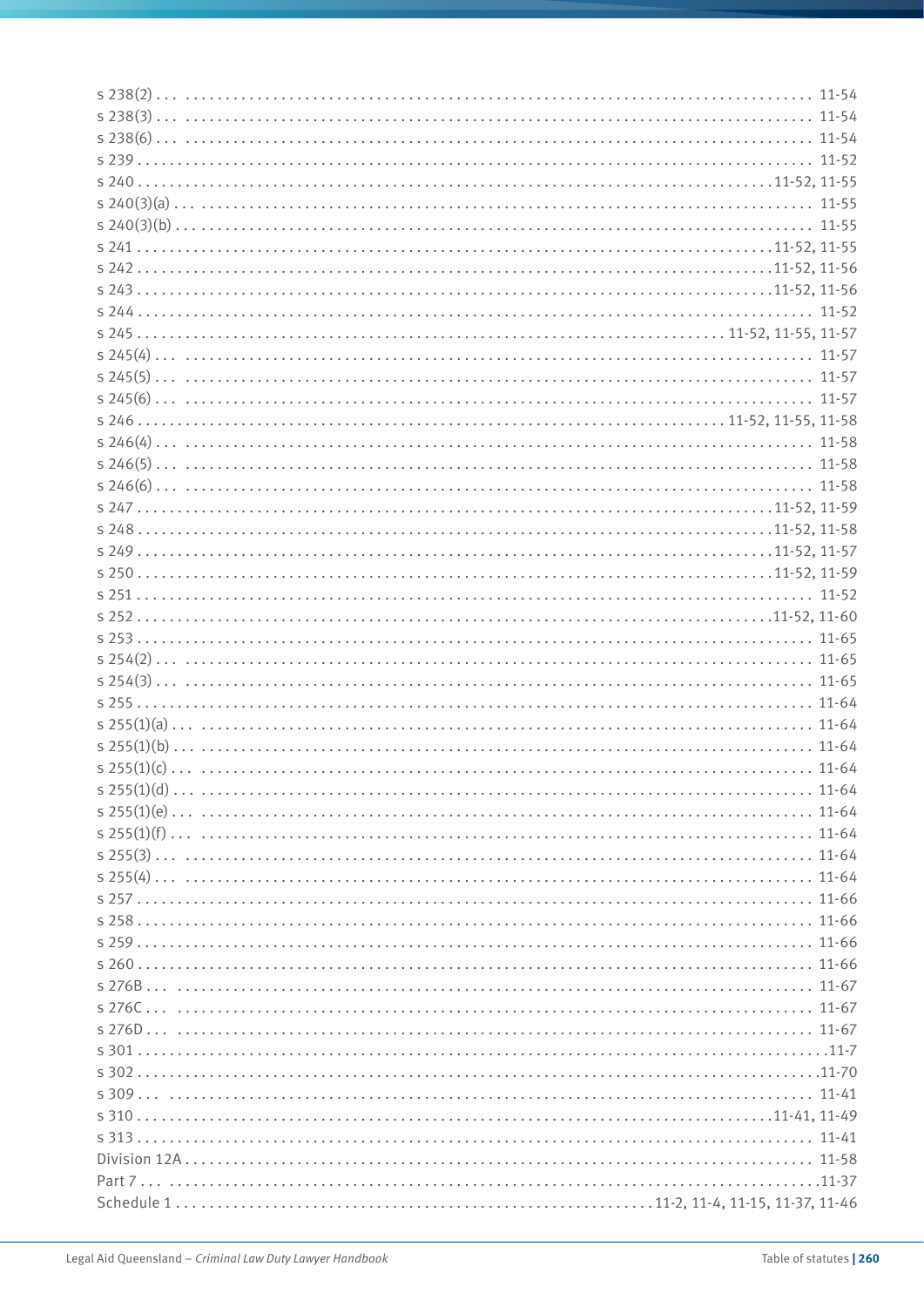s 238(2) . . . 11-54
s 238(3) . . . 11-54
s 238(6) . . . 11-54
s 239 . . . 11-52
s 240 . . . 11-52, 11-55
s 240(3)(a) . . . 11-55
s 240(3)(b) . . . 11-55
s 241 . . . 11-52, 11-55
s 242 . . . 11-52, 11-56
s 243 . . . 11-52, 11-56
s 244 . . . 11-52
s 245 . . . 11-52, 11-55, 11-57
s 245(4) . . . 11-57
s 245(5) . . . 11-57
s 245(6) . . . 11-57
s 246 . . . 11-52, 11-55, 11-58
s 246(4) . . . 11-58
s 246(5) . . . 11-58
s 246(6) . . . 11-58
s 247 . . . 11-52, 11-59
s 248 . . . 11-52, 11-58
s 249 . . . 11-52, 11-57
s 250 . . . 11-52, 11-59
s 251 . . . 11-52
s 252 . . . 11-52, 11-60
s 253 . . . 11-65
s 254(2) . . . 11-65
s 254(3) . . . 11-65
s 255 . . . 11-64
s 255(1)(a) . . . 11-64
s 255(1)(b) . . . 11-64
s 255(1)(c) . . . 11-64
s 255(1)(d) . . . 11-64
s 255(1)(e) . . . 11-64
s 255(1)(f) . . . 11-64
s 255(3) . . . 11-64
s 255(4) . . . 11-64
s 257 . . . 11-66
s 258 . . . 11-66
s 259 . . . 11-66
s 260 . . . 11-66
s 276B . . . 11-67
s 276C . . . 11-67
s 276D . . . 11-67
s 301 . . . 11-7
s 302 . . . 11-70
s 309 . . . 11-41
s 310 . . . 11-41, 11-49
s 313 . . . 11-41
Division 12A . . . 11-58
Part 7 . . . 11-37
Schedule 1 . . . 11-2, 11-4, 11-15, 11-37, 11-46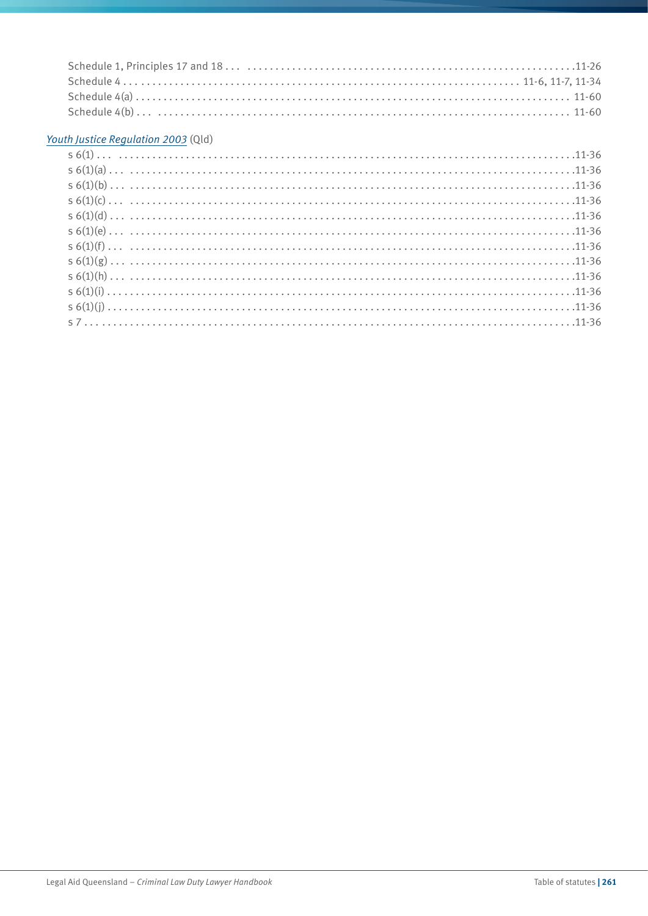Schedule 1, Principles 17 and 18 . . . . . . . . . . . . . . . . . . . . . . . . . . . . . . . . . . . . . . . . . . . . . . . . . . . . . . . . . . .11-26
Schedule 4 . . . . . . . . . . . . . . . . . . . . . . . . . . . . . . . . . . . . . . . . . . . . . . . . . . . . . . . . . . . . . . . . . . 11-6, 11-7, 11-34
Schedule 4(a) . . . . . . . . . . . . . . . . . . . . . . . . . . . . . . . . . . . . . . . . . . . . . . . . . . . . . . . . . . . . . . . . . . . . . . . . 11-60
Schedule 4(b) . . . . . . . . . . . . . . . . . . . . . . . . . . . . . . . . . . . . . . . . . . . . . . . . . . . . . . . . . . . . . . . . . . . . . . . . 11-60

*Youth Justice Regulation 2003* (Qld)

s 6(1) . . . . . . . . . . . . . . . . . . . . . . . . . . . . . . . . . . . . . . . . . . . . . . . . . . . . . . . . . . . . . . . . . . . . . . . . . . . . . .11-36
s 6(1)(a) . . . . . . . . . . . . . . . . . . . . . . . . . . . . . . . . . . . . . . . . . . . . . . . . . . . . . . . . . . . . . . . . . . . . . . . . . . . . .11-36
s 6(1)(b) . . . . . . . . . . . . . . . . . . . . . . . . . . . . . . . . . . . . . . . . . . . . . . . . . . . . . . . . . . . . . . . . . . . . . . . . . . . .11-36
s 6(1)(c) . . . . . . . . . . . . . . . . . . . . . . . . . . . . . . . . . . . . . . . . . . . . . . . . . . . . . . . . . . . . . . . . . . . . . . . . . . . .11-36
s 6(1)(d) . . . . . . . . . . . . . . . . . . . . . . . . . . . . . . . . . . . . . . . . . . . . . . . . . . . . . . . . . . . . . . . . . . . . . . . . . . . .11-36
s 6(1)(e) . . . . . . . . . . . . . . . . . . . . . . . . . . . . . . . . . . . . . . . . . . . . . . . . . . . . . . . . . . . . . . . . . . . . . . . . . . . .11-36
s 6(1)(f) . . . . . . . . . . . . . . . . . . . . . . . . . . . . . . . . . . . . . . . . . . . . . . . . . . . . . . . . . . . . . . . . . . . . . . . . . . . .11-36
s 6(1)(g) . . . . . . . . . . . . . . . . . . . . . . . . . . . . . . . . . . . . . . . . . . . . . . . . . . . . . . . . . . . . . . . . . . . . . . . . . . . .11-36
s 6(1)(h) . . . . . . . . . . . . . . . . . . . . . . . . . . . . . . . . . . . . . . . . . . . . . . . . . . . . . . . . . . . . . . . . . . . . . . . . . . . .11-36
s 6(1)(i) . . . . . . . . . . . . . . . . . . . . . . . . . . . . . . . . . . . . . . . . . . . . . . . . . . . . . . . . . . . . . . . . . . . . . . . . . . . .11-36
s 6(1)(j) . . . . . . . . . . . . . . . . . . . . . . . . . . . . . . . . . . . . . . . . . . . . . . . . . . . . . . . . . . . . . . . . . . . . . . . . . . . .11-36
s 7 . . . . . . . . . . . . . . . . . . . . . . . . . . . . . . . . . . . . . . . . . . . . . . . . . . . . . . . . . . . . . . . . . . . . . . . . . . . . . . . .11-36